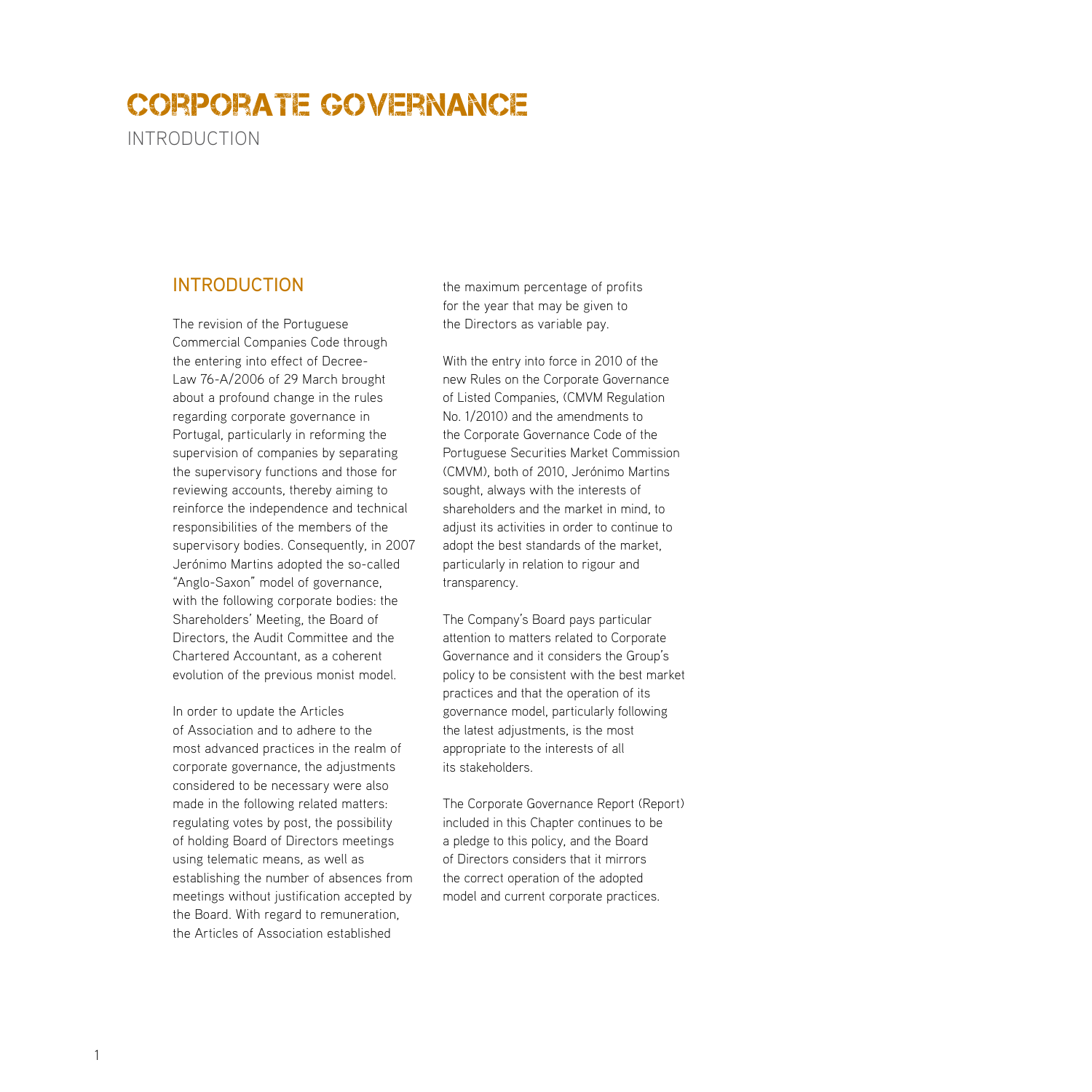# CORPORATE GOVERNANCE

INTRODUCTION

## INTRODUCTION

The revision of the Portuguese Commercial Companies Code through the entering into effect of Decree-Law 76-A/2006 of 29 March brought about a profound change in the rules regarding corporate governance in Portugal, particularly in reforming the supervision of companies by separating the supervisory functions and those for reviewing accounts, thereby aiming to reinforce the independence and technical responsibilities of the members of the supervisory bodies. Consequently, in 2007 Jerónimo Martins adopted the so-called "Anglo-Saxon" model of governance, with the following corporate bodies: the Shareholders' Meeting, the Board of Directors, the Audit Committee and the Chartered Accountant, as a coherent evolution of the previous monist model.

In order to update the Articles of Association and to adhere to the most advanced practices in the realm of corporate governance, the adjustments considered to be necessary were also made in the following related matters: regulating votes by post, the possibility of holding Board of Directors meetings using telematic means, as well as establishing the number of absences from meetings without justification accepted by the Board. With regard to remuneration, the Articles of Association established the maximum percentage of profits for the year that may be given to the Directors as variable pay.

With the entry into force in 2010 of the new Rules on the Corporate Governance of Listed Companies, (CMVM Regulation No. 1/2010) and the amendments to the Corporate Governance Code of the Portuguese Securities Market Commission (CMVM), both of 2010, Jerónimo Martins sought, always with the interests of shareholders and the market in mind, to adjust its activities in order to continue to adopt the best standards of the market, particularly in relation to rigour and transparency.

The Company's Board pays particular attention to matters related to Corporate Governance and it considers the Group's policy to be consistent with the best market practices and that the operation of its governance model, particularly following the latest adjustments, is the most appropriate to the interests of all its stakeholders.

The Corporate Governance Report (Report) included in this Chapter continues to be a pledge to this policy, and the Board of Directors considers that it mirrors the correct operation of the adopted model and current corporate practices.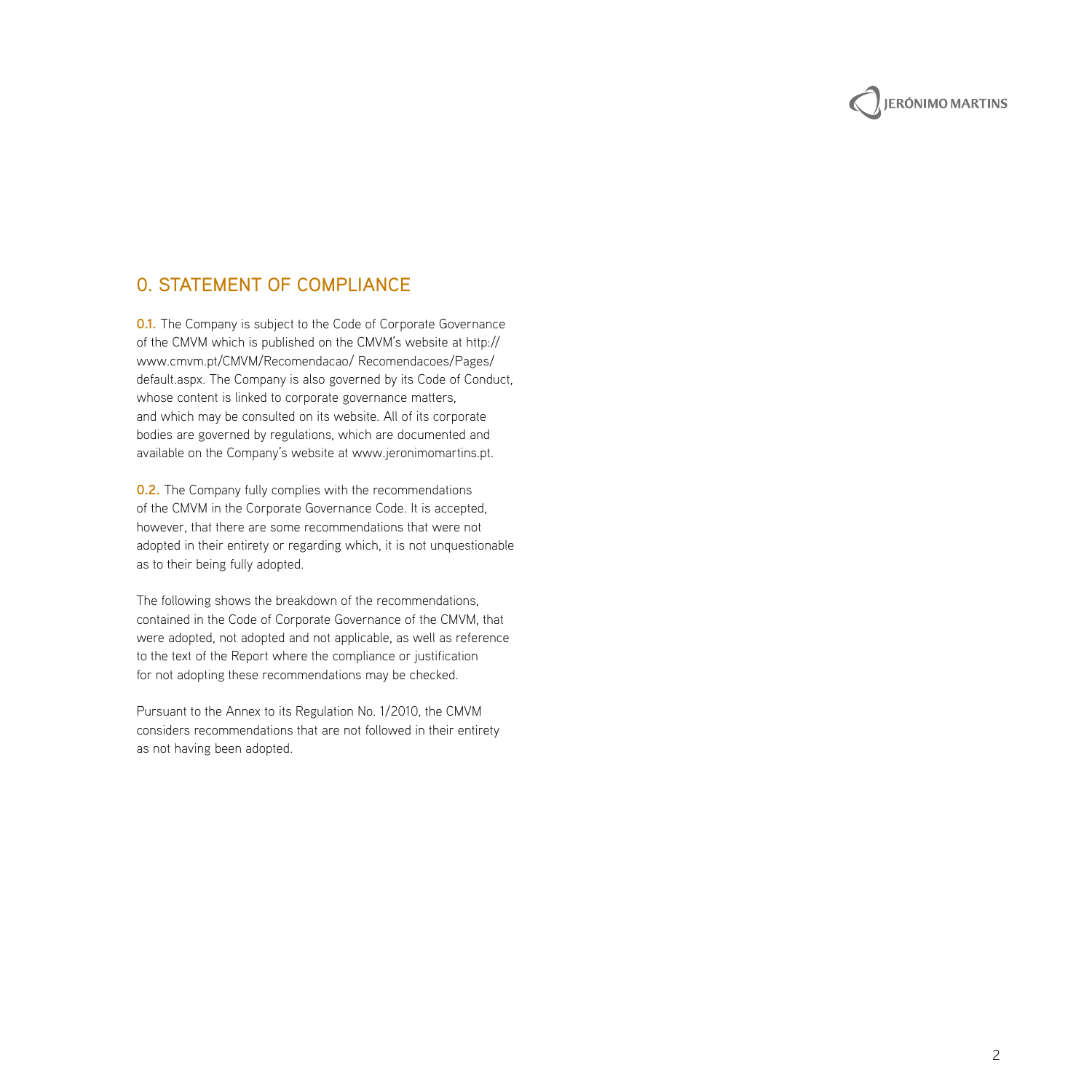## 0. STATEMENT OF COMPLIANCE

**0.1.** The Company is subject to the Code of Corporate Governance of the CMVM which is published on the CMVM's website at http://www.cmvm.pt/CMVM/Recomendacao/ Recomendacoes/Pages/default.aspx. The Company is also governed by its Code of Conduct, whose content is linked to corporate governance matters, and which may be consulted on its website. All of its corporate bodies are governed by regulations, which are documented and available on the Company's website at www.jeronimomartins.pt.

**0.2.** The Company fully complies with the recommendations of the CMVM in the Corporate Governance Code. It is accepted, however, that there are some recommendations that were not adopted in their entirety or regarding which, it is not unquestionable as to their being fully adopted.

The following shows the breakdown of the recommendations, contained in the Code of Corporate Governance of the CMVM, that were adopted, not adopted and not applicable, as well as reference to the text of the Report where the compliance or justification for not adopting these recommendations may be checked.

Pursuant to the Annex to its Regulation No. 1/2010, the CMVM considers recommendations that are not followed in their entirety as not having been adopted.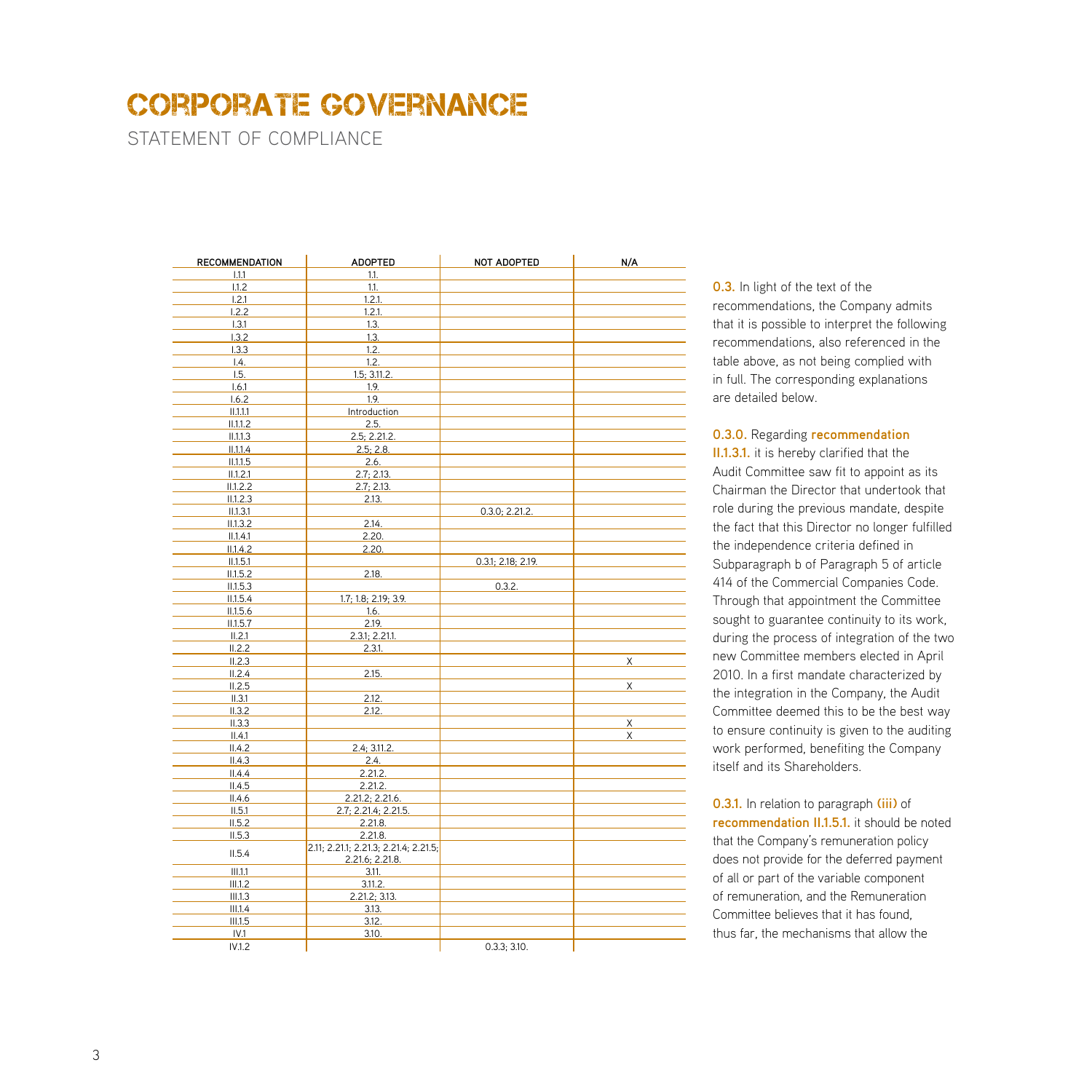# CORPORATE GOVERNANCE

STATEMENT OF COMPLIANCE

| RECOMMENDATION | ADOPTED | NOT ADOPTED | N/A |
|---|---|---|---|
| I.1.1 | 1.1. | | |
| I.1.2 | 1.1. | | |
| I.2.1 | 1.2.1. | | |
| I.2.2 | 1.2.1. | | |
| I.3.1 | 1.3. | | |
| I.3.2 | 1.3. | | |
| I.3.3 | 1.2. | | |
| I.4. | 1.2. | | |
| I.5. | 1.5; 3.11.2. | | |
| I.6.1 | 1.9. | | |
| I.6.2 | 1.9. | | |
| II.1.1.1 | Introduction | | |
| II.1.1.2 | 2.5. | | |
| II.1.1.3 | 2.5; 2.21.2. | | |
| II.1.1.4 | 2.5; 2.8. | | |
| II.1.1.5 | 2.6. | | |
| II.1.2.1 | 2.7; 2.13. | | |
| II.1.2.2 | 2.7; 2.13. | | |
| II.1.2.3 | 2.13. | | |
| II.1.3.1 | | 0.3.0; 2.21.2. | |
| II.1.3.2 | 2.14. | | |
| II.1.4.1 | 2.20. | | |
| II.1.4.2 | 2.20. | | |
| II.1.5.1 | | 0.3.1; 2.18; 2.19. | |
| II.1.5.2 | 2.18. | | |
| II.1.5.3 | | 0.3.2. | |
| II.1.5.4 | 1.7; 1.8; 2.19; 3.9. | | |
| II.1.5.6 | 1.6. | | |
| II.1.5.7 | 2.19. | | |
| II.2.1 | 2.3.1; 2.21.1. | | |
| II.2.2 | 2.3.1. | | |
| II.2.3 | | | X |
| II.2.4 | 2.15. | | |
| II.2.5 | | | X |
| II.3.1 | 2.12. | | |
| II.3.2 | 2.12. | | |
| II.3.3 | | | X |
| II.4.1 | | | X |
| II.4.2 | 2.4; 3.11.2. | | |
| II.4.3 | 2.4. | | |
| II.4.4 | 2.21.2. | | |
| II.4.5 | 2.21.2. | | |
| II.4.6 | 2.21.2; 2.21.6. | | |
| II.5.1 | 2.7; 2.21.4; 2.21.5. | | |
| II.5.2 | 2.21.8. | | |
| II.5.3 | 2.21.8. | | |
| II.5.4 | 2.11; 2.21.1; 2.21.3; 2.21.4; 2.21.5; 2.21.6; 2.21.8. | | |
| III.1.1 | 3.11. | | |
| III.1.2 | 3.11.2. | | |
| III.1.3 | 2.21.2; 3.13. | | |
| III.1.4 | 3.13. | | |
| III.1.5 | 3.12. | | |
| IV.1 | 3.10. | | |
| IV.1.2 | | 0.3.3; 3.10. | |

**0.3.** In light of the text of the recommendations, the Company admits that it is possible to interpret the following recommendations, also referenced in the table above, as not being complied with in full. The corresponding explanations are detailed below.

**0.3.0.** Regarding **recommendation II.1.3.1.** it is hereby clarified that the Audit Committee saw fit to appoint as its Chairman the Director that undertook that role during the previous mandate, despite the fact that this Director no longer fulfilled the independence criteria defined in Subparagraph b of Paragraph 5 of article 414 of the Commercial Companies Code. Through that appointment the Committee sought to guarantee continuity to its work, during the process of integration of the two new Committee members elected in April 2010. In a first mandate characterized by the integration in the Company, the Audit Committee deemed this to be the best way to ensure continuity is given to the auditing work performed, benefiting the Company itself and its Shareholders.

**0.3.1.** In relation to paragraph **(iii)** of **recommendation II.1.5.1.** it should be noted that the Company's remuneration policy does not provide for the deferred payment of all or part of the variable component of remuneration, and the Remuneration Committee believes that it has found, thus far, the mechanisms that allow the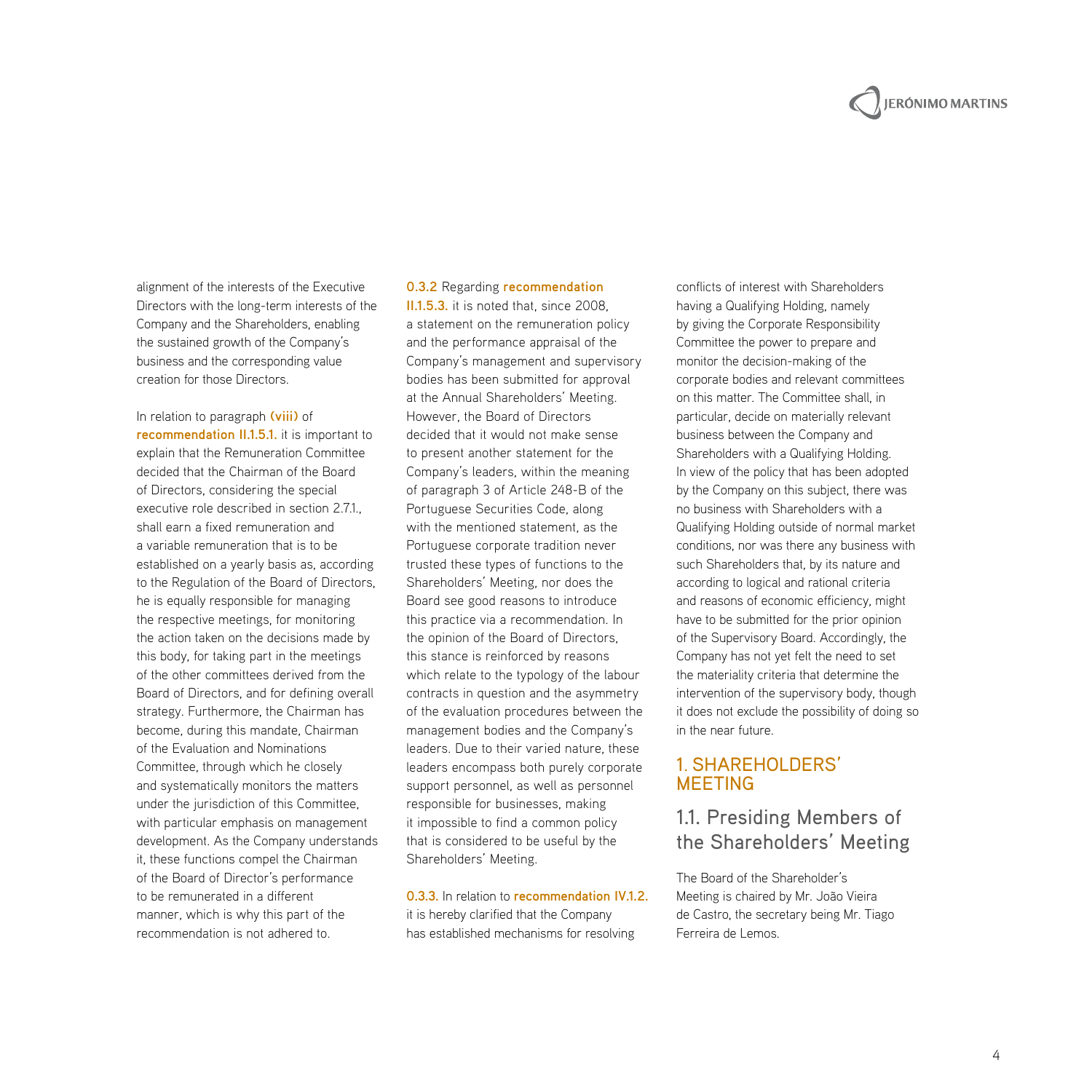alignment of the interests of the Executive Directors with the long-term interests of the Company and the Shareholders, enabling the sustained growth of the Company's business and the corresponding value creation for those Directors.

In relation to paragraph **(viii)** of **recommendation II.1.5.1.** it is important to explain that the Remuneration Committee decided that the Chairman of the Board of Directors, considering the special executive role described in section 2.7.1., shall earn a fixed remuneration and a variable remuneration that is to be established on a yearly basis as, according to the Regulation of the Board of Directors, he is equally responsible for managing the respective meetings, for monitoring the action taken on the decisions made by this body, for taking part in the meetings of the other committees derived from the Board of Directors, and for defining overall strategy. Furthermore, the Chairman has become, during this mandate, Chairman of the Evaluation and Nominations Committee, through which he closely and systematically monitors the matters under the jurisdiction of this Committee, with particular emphasis on management development. As the Company understands it, these functions compel the Chairman of the Board of Director's performance to be remunerated in a different manner, which is why this part of the recommendation is not adhered to.

**0.3.2** Regarding **recommendation II.1.5.3.** it is noted that, since 2008, a statement on the remuneration policy and the performance appraisal of the Company's management and supervisory bodies has been submitted for approval at the Annual Shareholders' Meeting. However, the Board of Directors decided that it would not make sense to present another statement for the Company's leaders, within the meaning of paragraph 3 of Article 248-B of the Portuguese Securities Code, along with the mentioned statement, as the Portuguese corporate tradition never trusted these types of functions to the Shareholders' Meeting, nor does the Board see good reasons to introduce this practice via a recommendation. In the opinion of the Board of Directors, this stance is reinforced by reasons which relate to the typology of the labour contracts in question and the asymmetry of the evaluation procedures between the management bodies and the Company's leaders. Due to their varied nature, these leaders encompass both purely corporate support personnel, as well as personnel responsible for businesses, making it impossible to find a common policy that is considered to be useful by the Shareholders' Meeting.

**0.3.3.** In relation to **recommendation IV.1.2.** it is hereby clarified that the Company has established mechanisms for resolving conflicts of interest with Shareholders having a Qualifying Holding, namely by giving the Corporate Responsibility Committee the power to prepare and monitor the decision-making of the corporate bodies and relevant committees on this matter. The Committee shall, in particular, decide on materially relevant business between the Company and Shareholders with a Qualifying Holding. In view of the policy that has been adopted by the Company on this subject, there was no business with Shareholders with a Qualifying Holding outside of normal market conditions, nor was there any business with such Shareholders that, by its nature and according to logical and rational criteria and reasons of economic efficiency, might have to be submitted for the prior opinion of the Supervisory Board. Accordingly, the Company has not yet felt the need to set the materiality criteria that determine the intervention of the supervisory body, though it does not exclude the possibility of doing so in the near future.

# 1. SHAREHOLDERS' MEETING

## 1.1. Presiding Members of the Shareholders' Meeting

The Board of the Shareholder's Meeting is chaired by Mr. João Vieira de Castro, the secretary being Mr. Tiago Ferreira de Lemos.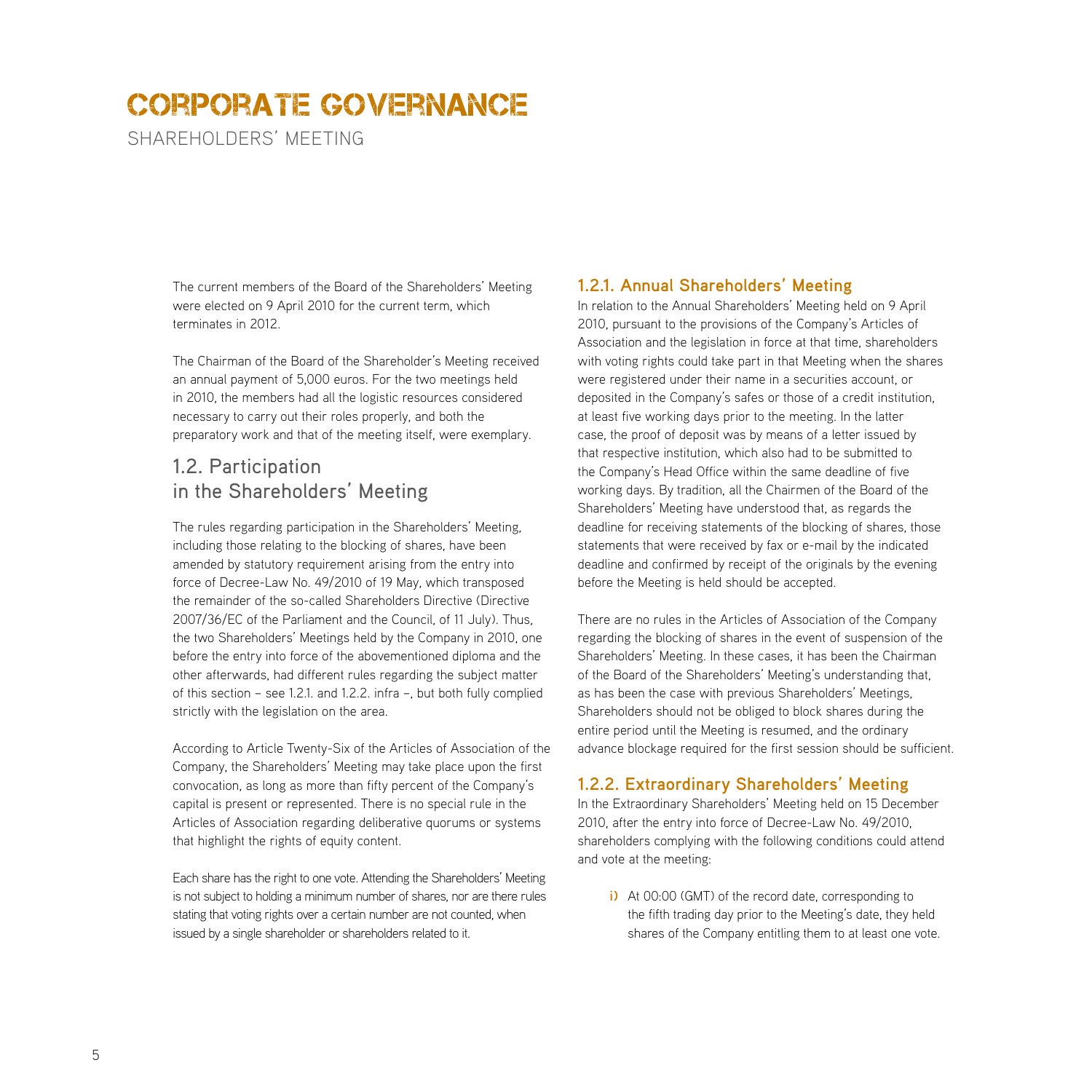# CORPORATE GOVERNANCE

SHAREHOLDERS' MEETING

The current members of the Board of the Shareholders' Meeting were elected on 9 April 2010 for the current term, which terminates in 2012.

The Chairman of the Board of the Shareholder's Meeting received an annual payment of 5,000 euros. For the two meetings held in 2010, the members had all the logistic resources considered necessary to carry out their roles properly, and both the preparatory work and that of the meeting itself, were exemplary.

## 1.2. Participation in the Shareholders' Meeting

The rules regarding participation in the Shareholders' Meeting, including those relating to the blocking of shares, have been amended by statutory requirement arising from the entry into force of Decree-Law No. 49/2010 of 19 May, which transposed the remainder of the so-called Shareholders Directive (Directive 2007/36/EC of the Parliament and the Council, of 11 July). Thus, the two Shareholders' Meetings held by the Company in 2010, one before the entry into force of the abovementioned diploma and the other afterwards, had different rules regarding the subject matter of this section – see 1.2.1. and 1.2.2. infra –, but both fully complied strictly with the legislation on the area.

According to Article Twenty-Six of the Articles of Association of the Company, the Shareholders' Meeting may take place upon the first convocation, as long as more than fifty percent of the Company's capital is present or represented. There is no special rule in the Articles of Association regarding deliberative quorums or systems that highlight the rights of equity content.

Each share has the right to one vote. Attending the Shareholders' Meeting is not subject to holding a minimum number of shares, nor are there rules stating that voting rights over a certain number are not counted, when issued by a single shareholder or shareholders related to it.

### 1.2.1. Annual Shareholders' Meeting

In relation to the Annual Shareholders' Meeting held on 9 April 2010, pursuant to the provisions of the Company's Articles of Association and the legislation in force at that time, shareholders with voting rights could take part in that Meeting when the shares were registered under their name in a securities account, or deposited in the Company's safes or those of a credit institution, at least five working days prior to the meeting. In the latter case, the proof of deposit was by means of a letter issued by that respective institution, which also had to be submitted to the Company's Head Office within the same deadline of five working days. By tradition, all the Chairmen of the Board of the Shareholders' Meeting have understood that, as regards the deadline for receiving statements of the blocking of shares, those statements that were received by fax or e-mail by the indicated deadline and confirmed by receipt of the originals by the evening before the Meeting is held should be accepted.

There are no rules in the Articles of Association of the Company regarding the blocking of shares in the event of suspension of the Shareholders' Meeting. In these cases, it has been the Chairman of the Board of the Shareholders' Meeting's understanding that, as has been the case with previous Shareholders' Meetings, Shareholders should not be obliged to block shares during the entire period until the Meeting is resumed, and the ordinary advance blockage required for the first session should be sufficient.

### 1.2.2. Extraordinary Shareholders' Meeting

In the Extraordinary Shareholders' Meeting held on 15 December 2010, after the entry into force of Decree-Law No. 49/2010, shareholders complying with the following conditions could attend and vote at the meeting:

i) At 00:00 (GMT) of the record date, corresponding to the fifth trading day prior to the Meeting's date, they held shares of the Company entitling them to at least one vote.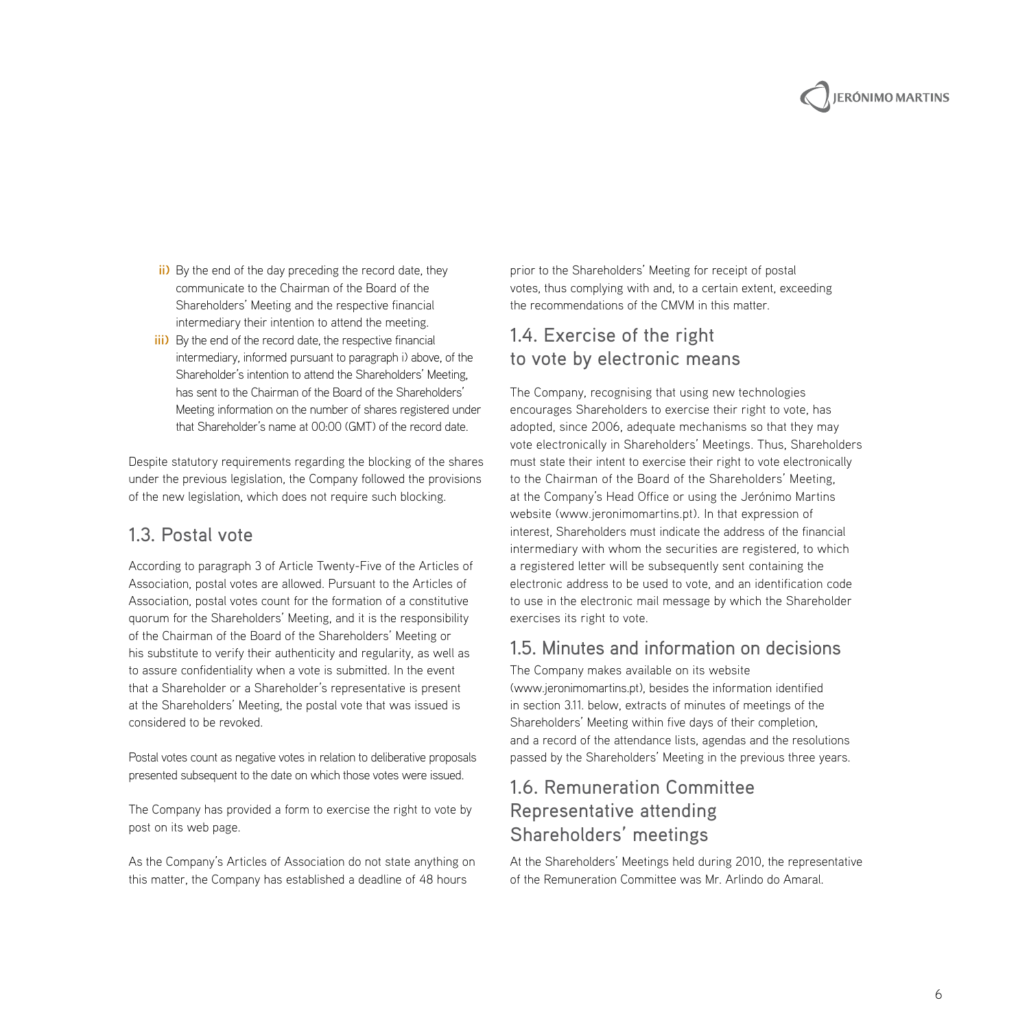ii) By the end of the day preceding the record date, they communicate to the Chairman of the Board of the Shareholders' Meeting and the respective financial intermediary their intention to attend the meeting.

iii) By the end of the record date, the respective financial intermediary, informed pursuant to paragraph i) above, of the Shareholder's intention to attend the Shareholders' Meeting, has sent to the Chairman of the Board of the Shareholders' Meeting information on the number of shares registered under that Shareholder's name at 00:00 (GMT) of the record date.

Despite statutory requirements regarding the blocking of the shares under the previous legislation, the Company followed the provisions of the new legislation, which does not require such blocking.

## 1.3. Postal vote

According to paragraph 3 of Article Twenty-Five of the Articles of Association, postal votes are allowed. Pursuant to the Articles of Association, postal votes count for the formation of a constitutive quorum for the Shareholders' Meeting, and it is the responsibility of the Chairman of the Board of the Shareholders' Meeting or his substitute to verify their authenticity and regularity, as well as to assure confidentiality when a vote is submitted. In the event that a Shareholder or a Shareholder's representative is present at the Shareholders' Meeting, the postal vote that was issued is considered to be revoked.

Postal votes count as negative votes in relation to deliberative proposals presented subsequent to the date on which those votes were issued.

The Company has provided a form to exercise the right to vote by post on its web page.

As the Company's Articles of Association do not state anything on this matter, the Company has established a deadline of 48 hours prior to the Shareholders' Meeting for receipt of postal votes, thus complying with and, to a certain extent, exceeding the recommendations of the CMVM in this matter.

## 1.4. Exercise of the right to vote by electronic means

The Company, recognising that using new technologies encourages Shareholders to exercise their right to vote, has adopted, since 2006, adequate mechanisms so that they may vote electronically in Shareholders' Meetings. Thus, Shareholders must state their intent to exercise their right to vote electronically to the Chairman of the Board of the Shareholders' Meeting, at the Company's Head Office or using the Jerónimo Martins website (www.jeronimomartins.pt). In that expression of interest, Shareholders must indicate the address of the financial intermediary with whom the securities are registered, to which a registered letter will be subsequently sent containing the electronic address to be used to vote, and an identification code to use in the electronic mail message by which the Shareholder exercises its right to vote.

## 1.5. Minutes and information on decisions

The Company makes available on its website (www.jeronimomartins.pt), besides the information identified in section 3.11. below, extracts of minutes of meetings of the Shareholders' Meeting within five days of their completion, and a record of the attendance lists, agendas and the resolutions passed by the Shareholders' Meeting in the previous three years.

## 1.6. Remuneration Committee Representative attending Shareholders' meetings

At the Shareholders' Meetings held during 2010, the representative of the Remuneration Committee was Mr. Arlindo do Amaral.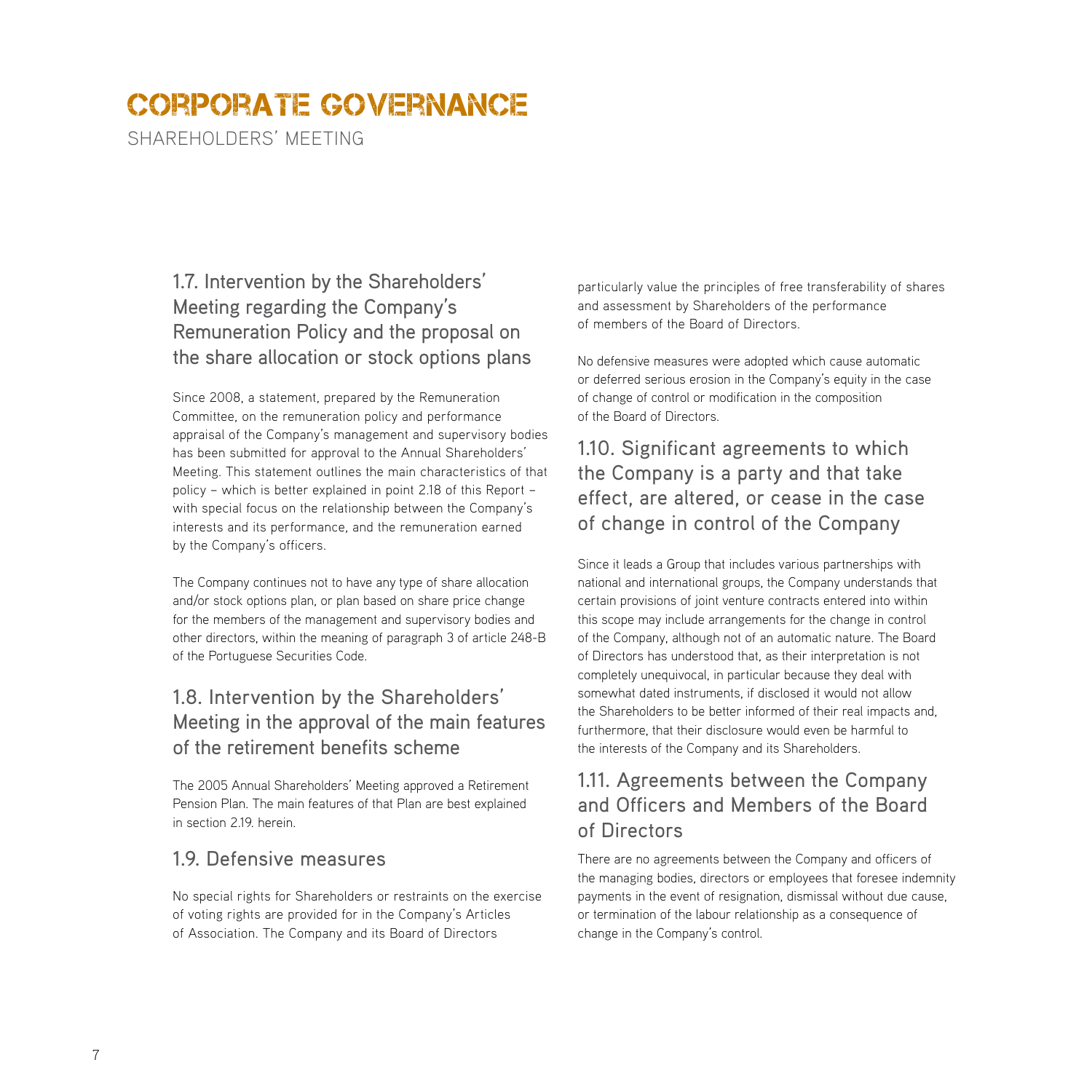# CORPORATE GOVERNANCE

SHAREHOLDERS' MEETING

## 1.7. Intervention by the Shareholders' Meeting regarding the Company's Remuneration Policy and the proposal on the share allocation or stock options plans

Since 2008, a statement, prepared by the Remuneration Committee, on the remuneration policy and performance appraisal of the Company's management and supervisory bodies has been submitted for approval to the Annual Shareholders' Meeting. This statement outlines the main characteristics of that policy – which is better explained in point 2.18 of this Report – with special focus on the relationship between the Company's interests and its performance, and the remuneration earned by the Company's officers.

The Company continues not to have any type of share allocation and/or stock options plan, or plan based on share price change for the members of the management and supervisory bodies and other directors, within the meaning of paragraph 3 of article 248-B of the Portuguese Securities Code.

## 1.8. Intervention by the Shareholders' Meeting in the approval of the main features of the retirement benefits scheme

The 2005 Annual Shareholders' Meeting approved a Retirement Pension Plan. The main features of that Plan are best explained in section 2.19. herein.

## 1.9. Defensive measures

No special rights for Shareholders or restraints on the exercise of voting rights are provided for in the Company's Articles of Association. The Company and its Board of Directors particularly value the principles of free transferability of shares and assessment by Shareholders of the performance of members of the Board of Directors.

No defensive measures were adopted which cause automatic or deferred serious erosion in the Company's equity in the case of change of control or modification in the composition of the Board of Directors.

## 1.10. Significant agreements to which the Company is a party and that take effect, are altered, or cease in the case of change in control of the Company

Since it leads a Group that includes various partnerships with national and international groups, the Company understands that certain provisions of joint venture contracts entered into within this scope may include arrangements for the change in control of the Company, although not of an automatic nature. The Board of Directors has understood that, as their interpretation is not completely unequivocal, in particular because they deal with somewhat dated instruments, if disclosed it would not allow the Shareholders to be better informed of their real impacts and, furthermore, that their disclosure would even be harmful to the interests of the Company and its Shareholders.

## 1.11. Agreements between the Company and Officers and Members of the Board of Directors

There are no agreements between the Company and officers of the managing bodies, directors or employees that foresee indemnity payments in the event of resignation, dismissal without due cause, or termination of the labour relationship as a consequence of change in the Company's control.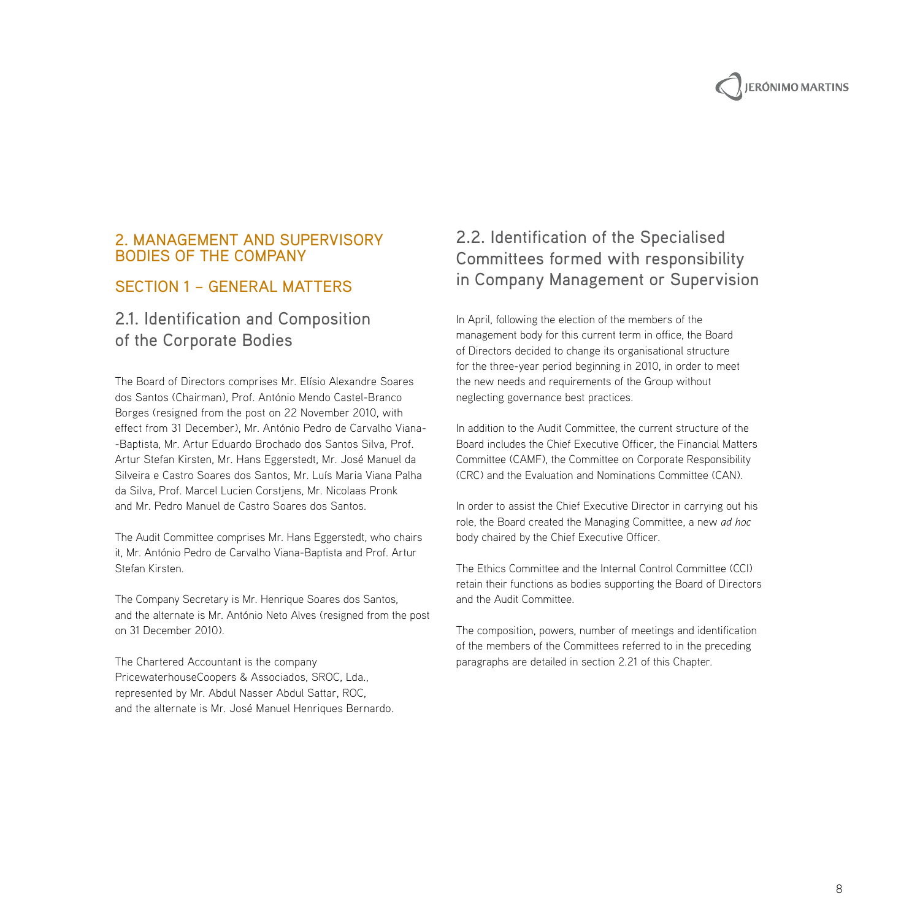## 2. MANAGEMENT AND SUPERVISORY BODIES OF THE COMPANY

### SECTION 1 – GENERAL MATTERS

### 2.1. Identification and Composition of the Corporate Bodies

The Board of Directors comprises Mr. Elísio Alexandre Soares dos Santos (Chairman), Prof. António Mendo Castel-Branco Borges (resigned from the post on 22 November 2010, with effect from 31 December), Mr. António Pedro de Carvalho Viana-Baptista, Mr. Artur Eduardo Brochado dos Santos Silva, Prof. Artur Stefan Kirsten, Mr. Hans Eggerstedt, Mr. José Manuel da Silveira e Castro Soares dos Santos, Mr. Luís Maria Viana Palha da Silva, Prof. Marcel Lucien Corstjens, Mr. Nicolaas Pronk and Mr. Pedro Manuel de Castro Soares dos Santos.

The Audit Committee comprises Mr. Hans Eggerstedt, who chairs it, Mr. António Pedro de Carvalho Viana-Baptista and Prof. Artur Stefan Kirsten.

The Company Secretary is Mr. Henrique Soares dos Santos, and the alternate is Mr. António Neto Alves (resigned from the post on 31 December 2010).

The Chartered Accountant is the company PricewaterhouseCoopers & Associados, SROC, Lda., represented by Mr. Abdul Nasser Abdul Sattar, ROC, and the alternate is Mr. José Manuel Henriques Bernardo.

### 2.2. Identification of the Specialised Committees formed with responsibility in Company Management or Supervision

In April, following the election of the members of the management body for this current term in office, the Board of Directors decided to change its organisational structure for the three-year period beginning in 2010, in order to meet the new needs and requirements of the Group without neglecting governance best practices.

In addition to the Audit Committee, the current structure of the Board includes the Chief Executive Officer, the Financial Matters Committee (CAMF), the Committee on Corporate Responsibility (CRC) and the Evaluation and Nominations Committee (CAN).

In order to assist the Chief Executive Director in carrying out his role, the Board created the Managing Committee, a new *ad hoc* body chaired by the Chief Executive Officer.

The Ethics Committee and the Internal Control Committee (CCI) retain their functions as bodies supporting the Board of Directors and the Audit Committee.

The composition, powers, number of meetings and identification of the members of the Committees referred to in the preceding paragraphs are detailed in section 2.21 of this Chapter.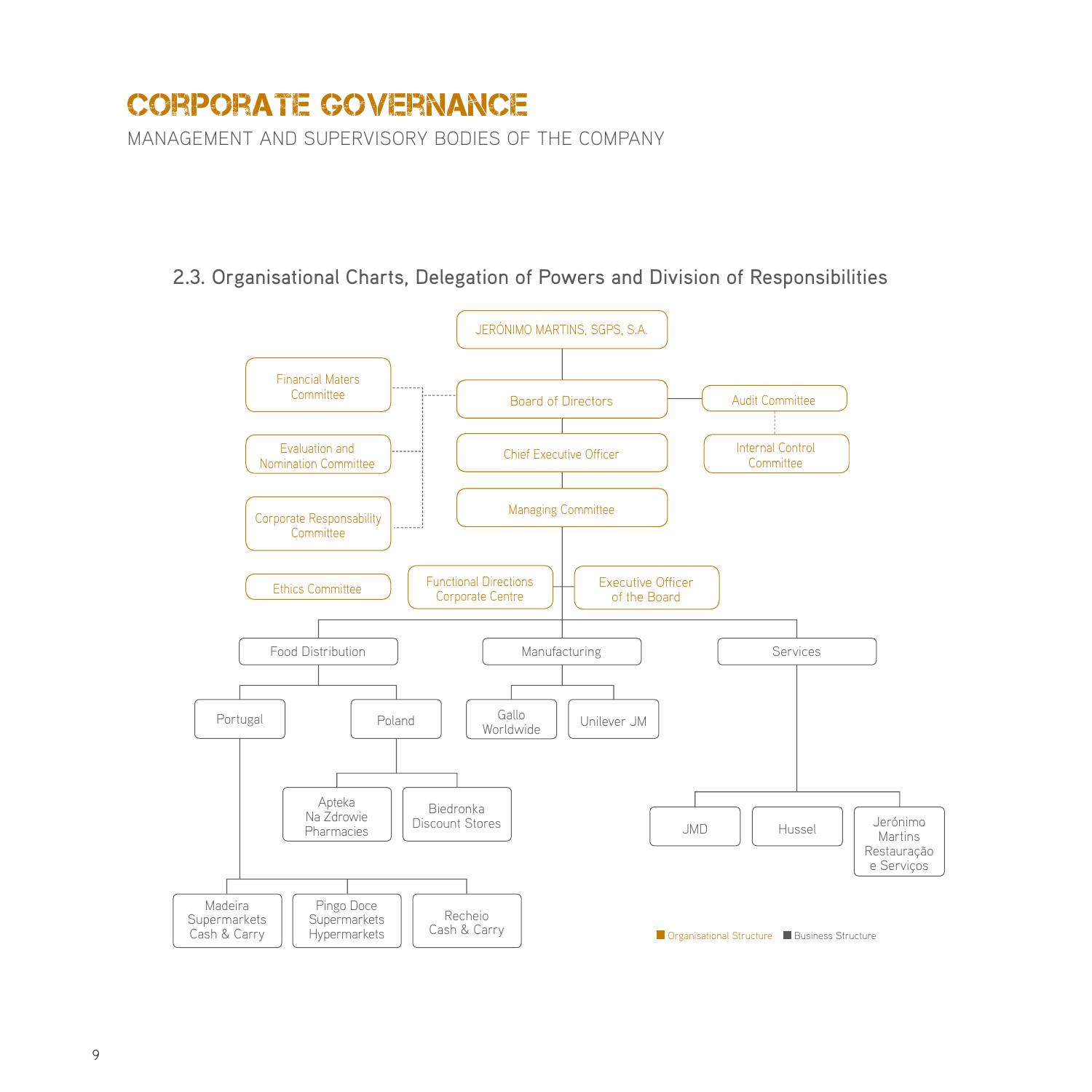# CORPORATE GOVERNANCE

MANAGEMENT AND SUPERVISORY BODIES OF THE COMPANY

## 2.3. Organisational Charts, Delegation of Powers and Division of Responsibilities

- JERÓNIMO MARTINS, SGPS, S.A.
  - Board of Directors
    - Financial Maters Committee
    - Evaluation and Nomination Committee
    - Corporate Responsability Committee
    - Audit Committee
      - Internal Control Committee
  - Chief Executive Officer
  - Managing Committee
    - Ethics Committee
    - Functional Directions Corporate Centre
    - Executive Officer of the Board
  - Food Distribution
    - Portugal
      - Madeira Supermarkets Cash & Carry
      - Pingo Doce Supermarkets Hypermarkets
      - Recheio Cash & Carry
    - Poland
      - Apteka Na Zdrowie Pharmacies
      - Biedronka Discount Stores
  - Manufacturing
    - Gallo Worldwide
    - Unilever JM
  - Services
    - JMD
    - Hussel
    - Jerónimo Martins Restauração e Serviços

Organisational Structure | Business Structure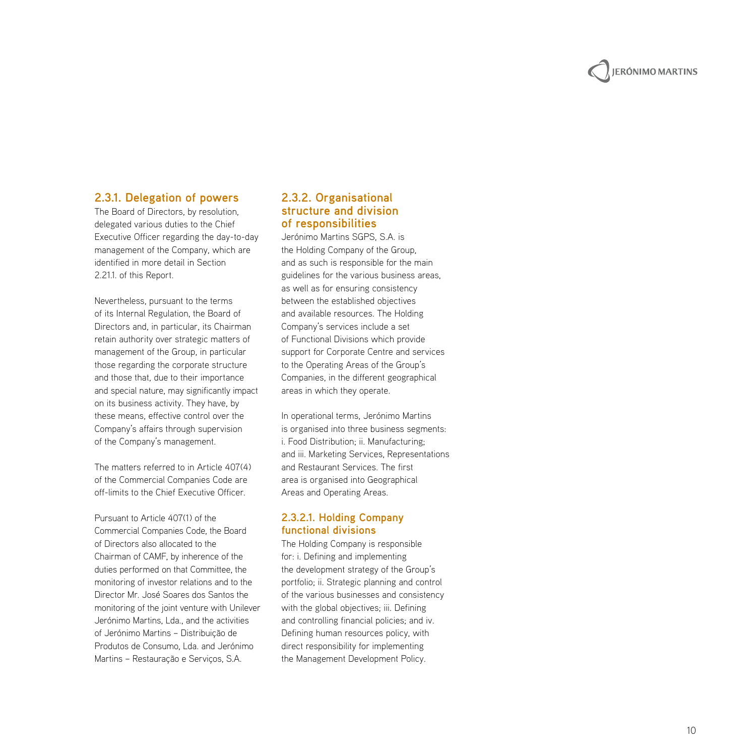### 2.3.1. Delegation of powers

The Board of Directors, by resolution, delegated various duties to the Chief Executive Officer regarding the day-to-day management of the Company, which are identified in more detail in Section 2.21.1. of this Report.

Nevertheless, pursuant to the terms of its Internal Regulation, the Board of Directors and, in particular, its Chairman retain authority over strategic matters of management of the Group, in particular those regarding the corporate structure and those that, due to their importance and special nature, may significantly impact on its business activity. They have, by these means, effective control over the Company's affairs through supervision of the Company's management.

The matters referred to in Article 407(4) of the Commercial Companies Code are off-limits to the Chief Executive Officer.

Pursuant to Article 407(1) of the Commercial Companies Code, the Board of Directors also allocated to the Chairman of CAMF, by inherence of the duties performed on that Committee, the monitoring of investor relations and to the Director Mr. José Soares dos Santos the monitoring of the joint venture with Unilever Jerónimo Martins, Lda., and the activities of Jerónimo Martins – Distribuição de Produtos de Consumo, Lda. and Jerónimo Martins – Restauração e Serviços, S.A.

### 2.3.2. Organisational structure and division of responsibilities

Jerónimo Martins SGPS, S.A. is the Holding Company of the Group, and as such is responsible for the main guidelines for the various business areas, as well as for ensuring consistency between the established objectives and available resources. The Holding Company's services include a set of Functional Divisions which provide support for Corporate Centre and services to the Operating Areas of the Group's Companies, in the different geographical areas in which they operate.

In operational terms, Jerónimo Martins is organised into three business segments: i. Food Distribution; ii. Manufacturing; and iii. Marketing Services, Representations and Restaurant Services. The first area is organised into Geographical Areas and Operating Areas.

#### 2.3.2.1. Holding Company functional divisions

The Holding Company is responsible for: i. Defining and implementing the development strategy of the Group's portfolio; ii. Strategic planning and control of the various businesses and consistency with the global objectives; iii. Defining and controlling financial policies; and iv. Defining human resources policy, with direct responsibility for implementing the Management Development Policy.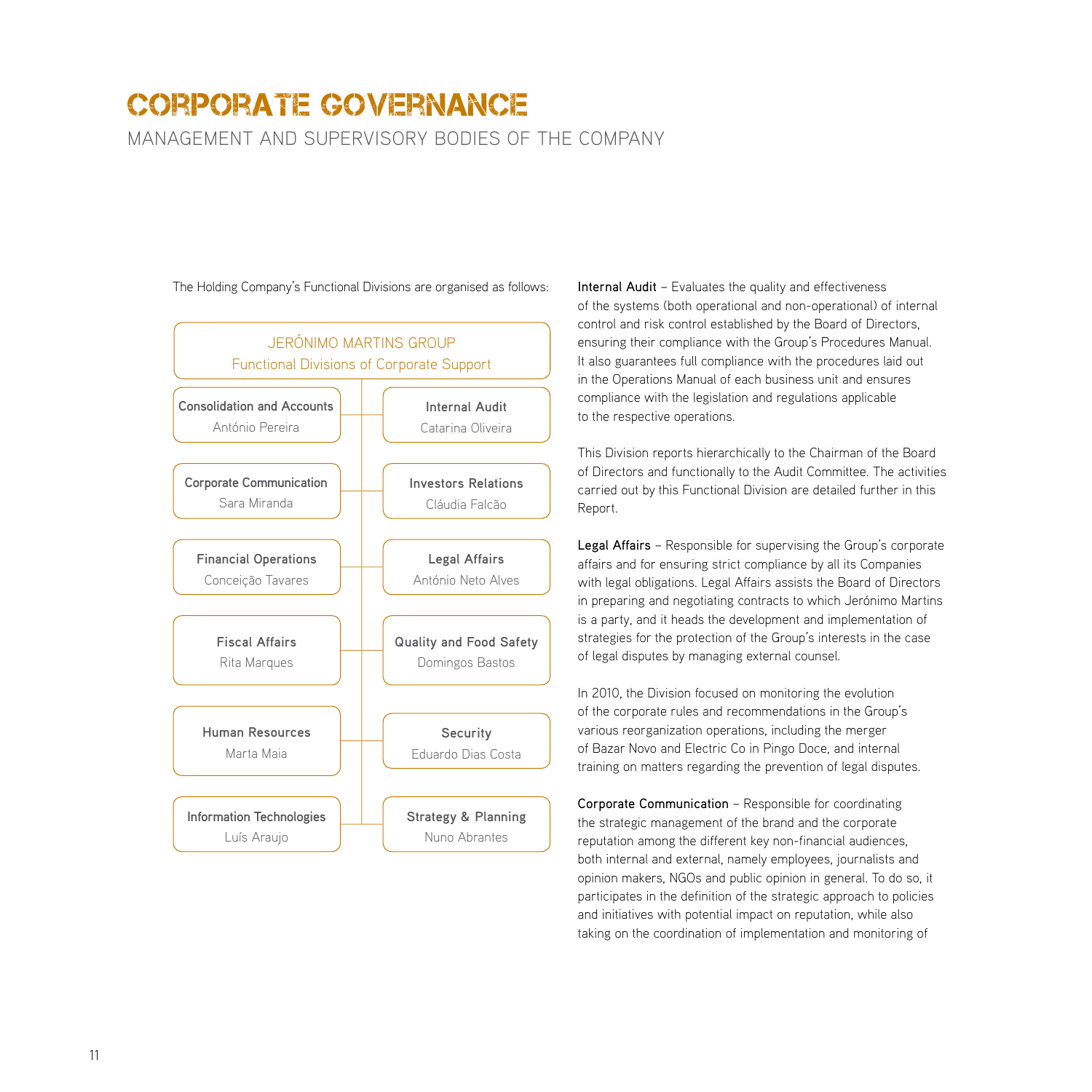# CORPORATE GOVERNANCE

## MANAGEMENT AND SUPERVISORY BODIES OF THE COMPANY

The Holding Company's Functional Divisions are organised as follows:

**JERÓNIMO MARTINS GROUP**
Functional Divisions of Corporate Support

| Division | Head |
| --- | --- |
| **Consolidation and Accounts** | António Pereira |
| **Internal Audit** | Catarina Oliveira |
| **Corporate Communication** | Sara Miranda |
| **Investors Relations** | Cláudia Falcão |
| **Financial Operations** | Conceição Tavares |
| **Legal Affairs** | António Neto Alves |
| **Fiscal Affairs** | Rita Marques |
| **Quality and Food Safety** | Domingos Bastos |
| **Human Resources** | Marta Maia |
| **Security** | Eduardo Dias Costa |
| **Information Technologies** | Luís Araujo |
| **Strategy & Planning** | Nuno Abrantes |

**Internal Audit** – Evaluates the quality and effectiveness of the systems (both operational and non-operational) of internal control and risk control established by the Board of Directors, ensuring their compliance with the Group's Procedures Manual. It also guarantees full compliance with the procedures laid out in the Operations Manual of each business unit and ensures compliance with the legislation and regulations applicable to the respective operations.

This Division reports hierarchically to the Chairman of the Board of Directors and functionally to the Audit Committee. The activities carried out by this Functional Division are detailed further in this Report.

**Legal Affairs** – Responsible for supervising the Group's corporate affairs and for ensuring strict compliance by all its Companies with legal obligations. Legal Affairs assists the Board of Directors in preparing and negotiating contracts to which Jerónimo Martins is a party, and it heads the development and implementation of strategies for the protection of the Group's interests in the case of legal disputes by managing external counsel.

In 2010, the Division focused on monitoring the evolution of the corporate rules and recommendations in the Group's various reorganization operations, including the merger of Bazar Novo and Electric Co in Pingo Doce, and internal training on matters regarding the prevention of legal disputes.

**Corporate Communication** – Responsible for coordinating the strategic management of the brand and the corporate reputation among the different key non-financial audiences, both internal and external, namely employees, journalists and opinion makers, NGOs and public opinion in general. To do so, it participates in the definition of the strategic approach to policies and initiatives with potential impact on reputation, while also taking on the coordination of implementation and monitoring of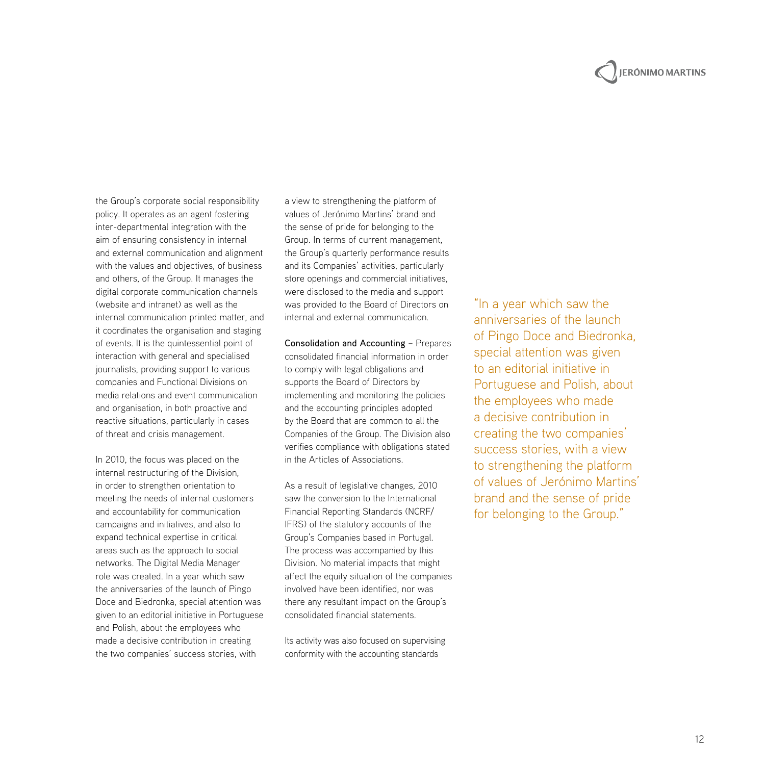the Group's corporate social responsibility policy. It operates as an agent fostering inter-departmental integration with the aim of ensuring consistency in internal and external communication and alignment with the values and objectives, of business and others, of the Group. It manages the digital corporate communication channels (website and intranet) as well as the internal communication printed matter, and it coordinates the organisation and staging of events. It is the quintessential point of interaction with general and specialised journalists, providing support to various companies and Functional Divisions on media relations and event communication and organisation, in both proactive and reactive situations, particularly in cases of threat and crisis management.

In 2010, the focus was placed on the internal restructuring of the Division, in order to strengthen orientation to meeting the needs of internal customers and accountability for communication campaigns and initiatives, and also to expand technical expertise in critical areas such as the approach to social networks. The Digital Media Manager role was created. In a year which saw the anniversaries of the launch of Pingo Doce and Biedronka, special attention was given to an editorial initiative in Portuguese and Polish, about the employees who made a decisive contribution in creating the two companies' success stories, with a view to strengthening the platform of values of Jerónimo Martins' brand and the sense of pride for belonging to the Group. In terms of current management, the Group's quarterly performance results and its Companies' activities, particularly store openings and commercial initiatives, were disclosed to the media and support was provided to the Board of Directors on internal and external communication.

**Consolidation and Accounting** – Prepares consolidated financial information in order to comply with legal obligations and supports the Board of Directors by implementing and monitoring the policies and the accounting principles adopted by the Board that are common to all the Companies of the Group. The Division also verifies compliance with obligations stated in the Articles of Associations.

As a result of legislative changes, 2010 saw the conversion to the International Financial Reporting Standards (NCRF/IFRS) of the statutory accounts of the Group's Companies based in Portugal. The process was accompanied by this Division. No material impacts that might affect the equity situation of the companies involved have been identified, nor was there any resultant impact on the Group's consolidated financial statements.

Its activity was also focused on supervising conformity with the accounting standards

> "In a year which saw the anniversaries of the launch of Pingo Doce and Biedronka, special attention was given to an editorial initiative in Portuguese and Polish, about the employees who made a decisive contribution in creating the two companies' success stories, with a view to strengthening the platform of values of Jerónimo Martins' brand and the sense of pride for belonging to the Group."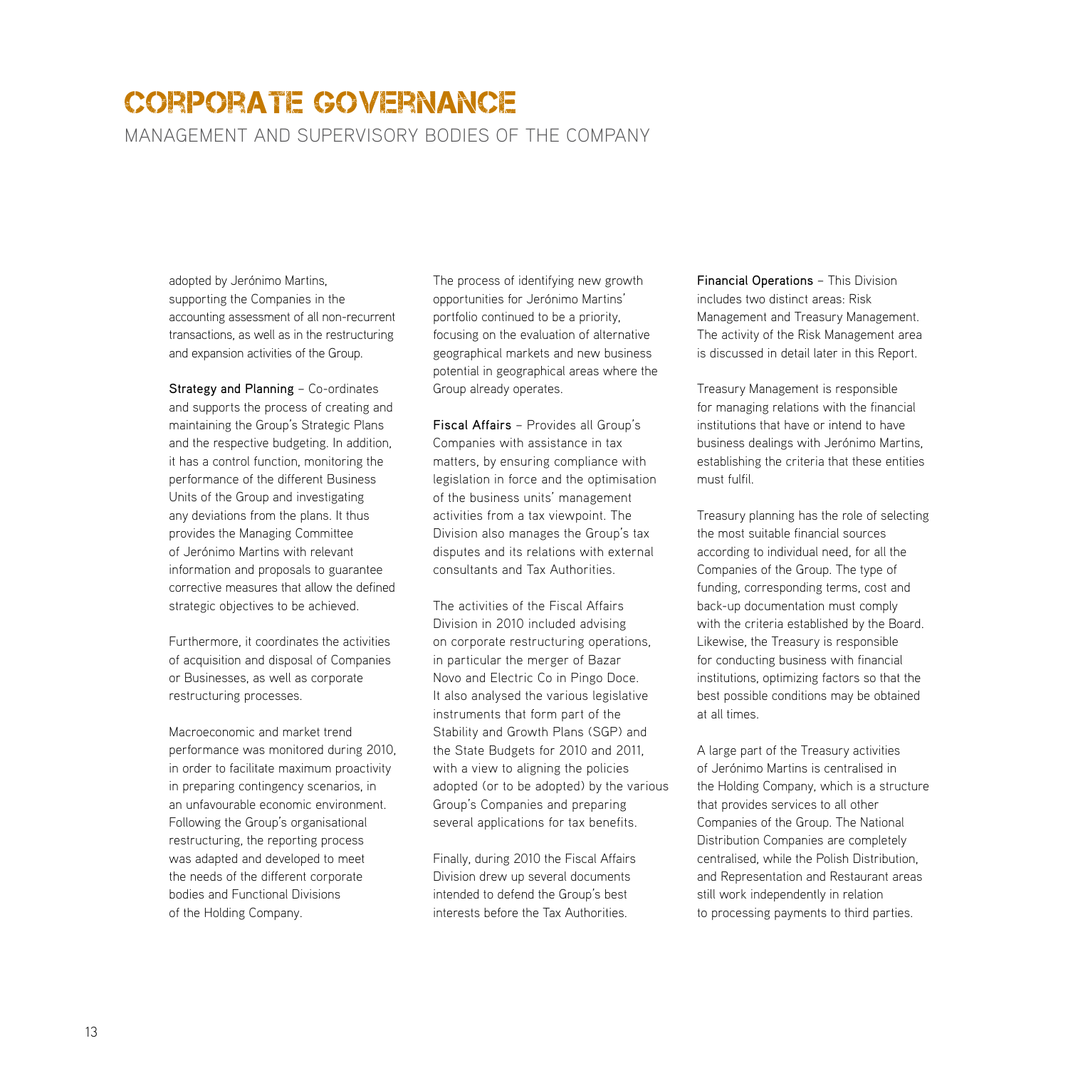# CORPORATE GOVERNANCE

## MANAGEMENT AND SUPERVISORY BODIES OF THE COMPANY

adopted by Jerónimo Martins, supporting the Companies in the accounting assessment of all non-recurrent transactions, as well as in the restructuring and expansion activities of the Group.

**Strategy and Planning** – Co-ordinates and supports the process of creating and maintaining the Group's Strategic Plans and the respective budgeting. In addition, it has a control function, monitoring the performance of the different Business Units of the Group and investigating any deviations from the plans. It thus provides the Managing Committee of Jerónimo Martins with relevant information and proposals to guarantee corrective measures that allow the defined strategic objectives to be achieved.

Furthermore, it coordinates the activities of acquisition and disposal of Companies or Businesses, as well as corporate restructuring processes.

Macroeconomic and market trend performance was monitored during 2010, in order to facilitate maximum proactivity in preparing contingency scenarios, in an unfavourable economic environment. Following the Group's organisational restructuring, the reporting process was adapted and developed to meet the needs of the different corporate bodies and Functional Divisions of the Holding Company.

The process of identifying new growth opportunities for Jerónimo Martins' portfolio continued to be a priority, focusing on the evaluation of alternative geographical markets and new business potential in geographical areas where the Group already operates.

**Fiscal Affairs** – Provides all Group's Companies with assistance in tax matters, by ensuring compliance with legislation in force and the optimisation of the business units' management activities from a tax viewpoint. The Division also manages the Group's tax disputes and its relations with external consultants and Tax Authorities.

The activities of the Fiscal Affairs Division in 2010 included advising on corporate restructuring operations, in particular the merger of Bazar Novo and Electric Co in Pingo Doce. It also analysed the various legislative instruments that form part of the Stability and Growth Plans (SGP) and the State Budgets for 2010 and 2011, with a view to aligning the policies adopted (or to be adopted) by the various Group's Companies and preparing several applications for tax benefits.

Finally, during 2010 the Fiscal Affairs Division drew up several documents intended to defend the Group's best interests before the Tax Authorities.

**Financial Operations** – This Division includes two distinct areas: Risk Management and Treasury Management. The activity of the Risk Management area is discussed in detail later in this Report.

Treasury Management is responsible for managing relations with the financial institutions that have or intend to have business dealings with Jerónimo Martins, establishing the criteria that these entities must fulfil.

Treasury planning has the role of selecting the most suitable financial sources according to individual need, for all the Companies of the Group. The type of funding, corresponding terms, cost and back-up documentation must comply with the criteria established by the Board. Likewise, the Treasury is responsible for conducting business with financial institutions, optimizing factors so that the best possible conditions may be obtained at all times.

A large part of the Treasury activities of Jerónimo Martins is centralised in the Holding Company, which is a structure that provides services to all other Companies of the Group. The National Distribution Companies are completely centralised, while the Polish Distribution, and Representation and Restaurant areas still work independently in relation to processing payments to third parties.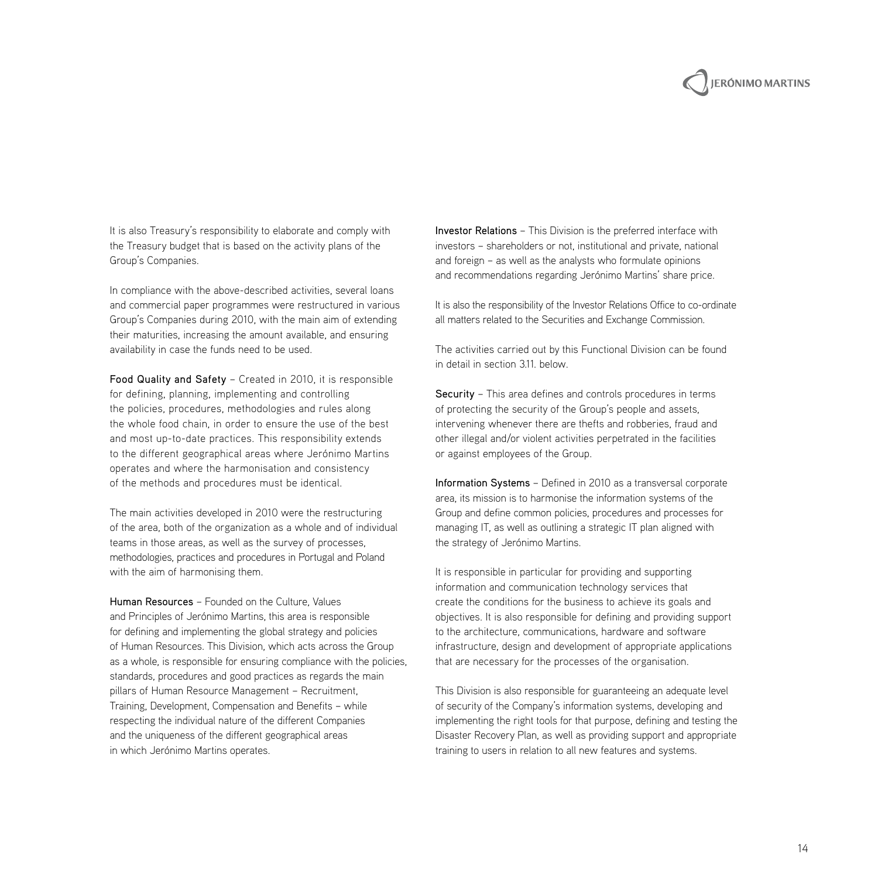It is also Treasury's responsibility to elaborate and comply with the Treasury budget that is based on the activity plans of the Group's Companies.

In compliance with the above-described activities, several loans and commercial paper programmes were restructured in various Group's Companies during 2010, with the main aim of extending their maturities, increasing the amount available, and ensuring availability in case the funds need to be used.

**Food Quality and Safety** – Created in 2010, it is responsible for defining, planning, implementing and controlling the policies, procedures, methodologies and rules along the whole food chain, in order to ensure the use of the best and most up-to-date practices. This responsibility extends to the different geographical areas where Jerónimo Martins operates and where the harmonisation and consistency of the methods and procedures must be identical.

The main activities developed in 2010 were the restructuring of the area, both of the organization as a whole and of individual teams in those areas, as well as the survey of processes, methodologies, practices and procedures in Portugal and Poland with the aim of harmonising them.

**Human Resources** – Founded on the Culture, Values and Principles of Jerónimo Martins, this area is responsible for defining and implementing the global strategy and policies of Human Resources. This Division, which acts across the Group as a whole, is responsible for ensuring compliance with the policies, standards, procedures and good practices as regards the main pillars of Human Resource Management – Recruitment, Training, Development, Compensation and Benefits – while respecting the individual nature of the different Companies and the uniqueness of the different geographical areas in which Jerónimo Martins operates.

**Investor Relations** – This Division is the preferred interface with investors – shareholders or not, institutional and private, national and foreign – as well as the analysts who formulate opinions and recommendations regarding Jerónimo Martins' share price.

It is also the responsibility of the Investor Relations Office to co-ordinate all matters related to the Securities and Exchange Commission.

The activities carried out by this Functional Division can be found in detail in section 3.11. below.

**Security** – This area defines and controls procedures in terms of protecting the security of the Group's people and assets, intervening whenever there are thefts and robberies, fraud and other illegal and/or violent activities perpetrated in the facilities or against employees of the Group.

**Information Systems** – Defined in 2010 as a transversal corporate area, its mission is to harmonise the information systems of the Group and define common policies, procedures and processes for managing IT, as well as outlining a strategic IT plan aligned with the strategy of Jerónimo Martins.

It is responsible in particular for providing and supporting information and communication technology services that create the conditions for the business to achieve its goals and objectives. It is also responsible for defining and providing support to the architecture, communications, hardware and software infrastructure, design and development of appropriate applications that are necessary for the processes of the organisation.

This Division is also responsible for guaranteeing an adequate level of security of the Company's information systems, developing and implementing the right tools for that purpose, defining and testing the Disaster Recovery Plan, as well as providing support and appropriate training to users in relation to all new features and systems.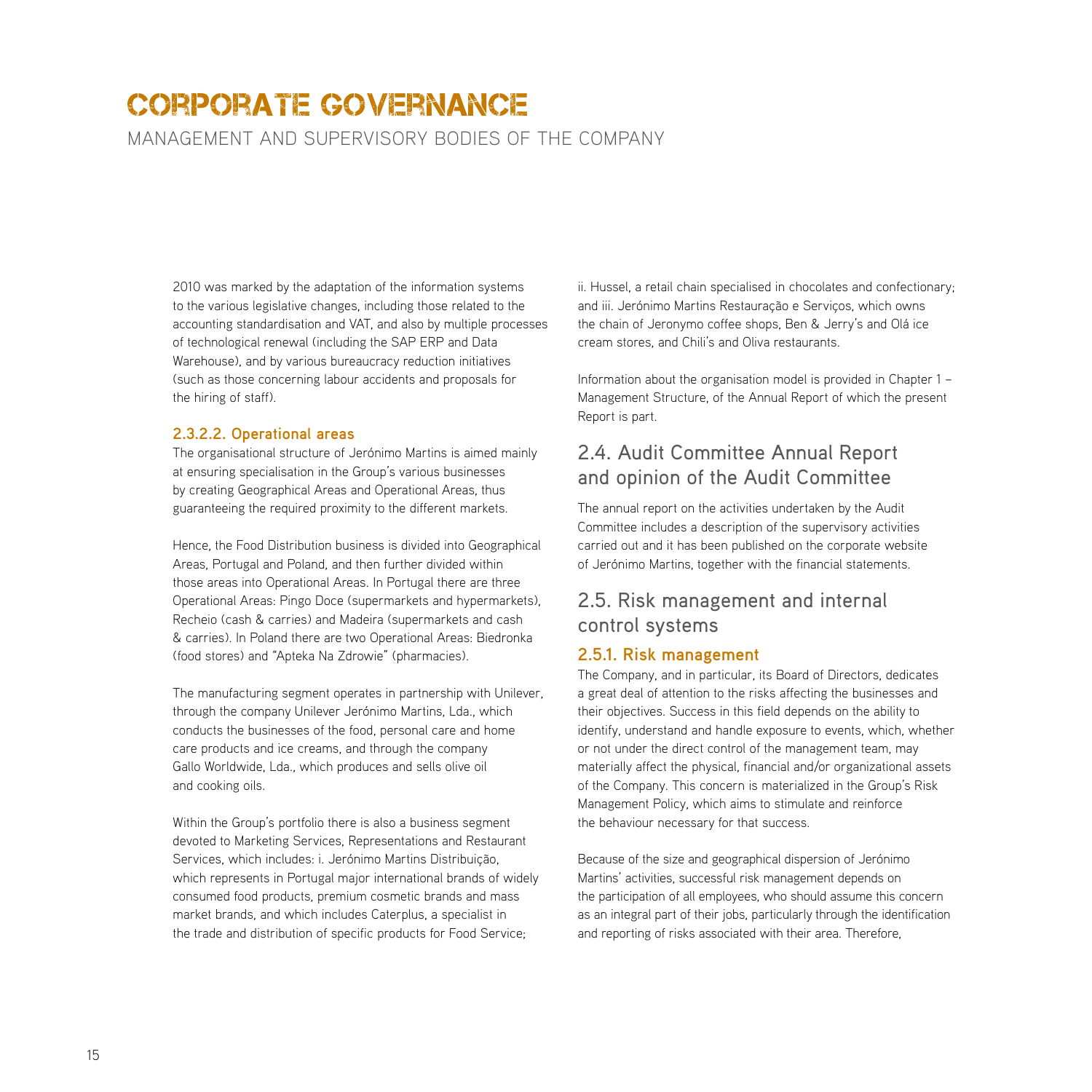2010 was marked by the adaptation of the information systems to the various legislative changes, including those related to the accounting standardisation and VAT, and also by multiple processes of technological renewal (including the SAP ERP and Data Warehouse), and by various bureaucracy reduction initiatives (such as those concerning labour accidents and proposals for the hiring of staff).

#### 2.3.2.2. Operational areas

The organisational structure of Jerónimo Martins is aimed mainly at ensuring specialisation in the Group's various businesses by creating Geographical Areas and Operational Areas, thus guaranteeing the required proximity to the different markets.

Hence, the Food Distribution business is divided into Geographical Areas, Portugal and Poland, and then further divided within those areas into Operational Areas. In Portugal there are three Operational Areas: Pingo Doce (supermarkets and hypermarkets), Recheio (cash & carries) and Madeira (supermarkets and cash & carries). In Poland there are two Operational Areas: Biedronka (food stores) and "Apteka Na Zdrowie" (pharmacies).

The manufacturing segment operates in partnership with Unilever, through the company Unilever Jerónimo Martins, Lda., which conducts the businesses of the food, personal care and home care products and ice creams, and through the company Gallo Worldwide, Lda., which produces and sells olive oil and cooking oils.

Within the Group's portfolio there is also a business segment devoted to Marketing Services, Representations and Restaurant Services, which includes: i. Jerónimo Martins Distribuição, which represents in Portugal major international brands of widely consumed food products, premium cosmetic brands and mass market brands, and which includes Caterplus, a specialist in the trade and distribution of specific products for Food Service; ii. Hussel, a retail chain specialised in chocolates and confectionary; and iii. Jerónimo Martins Restauração e Serviços, which owns the chain of Jeronymo coffee shops, Ben & Jerry's and Olá ice cream stores, and Chili's and Oliva restaurants.

Information about the organisation model is provided in Chapter 1 – Management Structure, of the Annual Report of which the present Report is part.

## 2.4. Audit Committee Annual Report and opinion of the Audit Committee

The annual report on the activities undertaken by the Audit Committee includes a description of the supervisory activities carried out and it has been published on the corporate website of Jerónimo Martins, together with the financial statements.

## 2.5. Risk management and internal control systems

### 2.5.1. Risk management

The Company, and in particular, its Board of Directors, dedicates a great deal of attention to the risks affecting the businesses and their objectives. Success in this field depends on the ability to identify, understand and handle exposure to events, which, whether or not under the direct control of the management team, may materially affect the physical, financial and/or organizational assets of the Company. This concern is materialized in the Group's Risk Management Policy, which aims to stimulate and reinforce the behaviour necessary for that success.

Because of the size and geographical dispersion of Jerónimo Martins' activities, successful risk management depends on the participation of all employees, who should assume this concern as an integral part of their jobs, particularly through the identification and reporting of risks associated with their area. Therefore,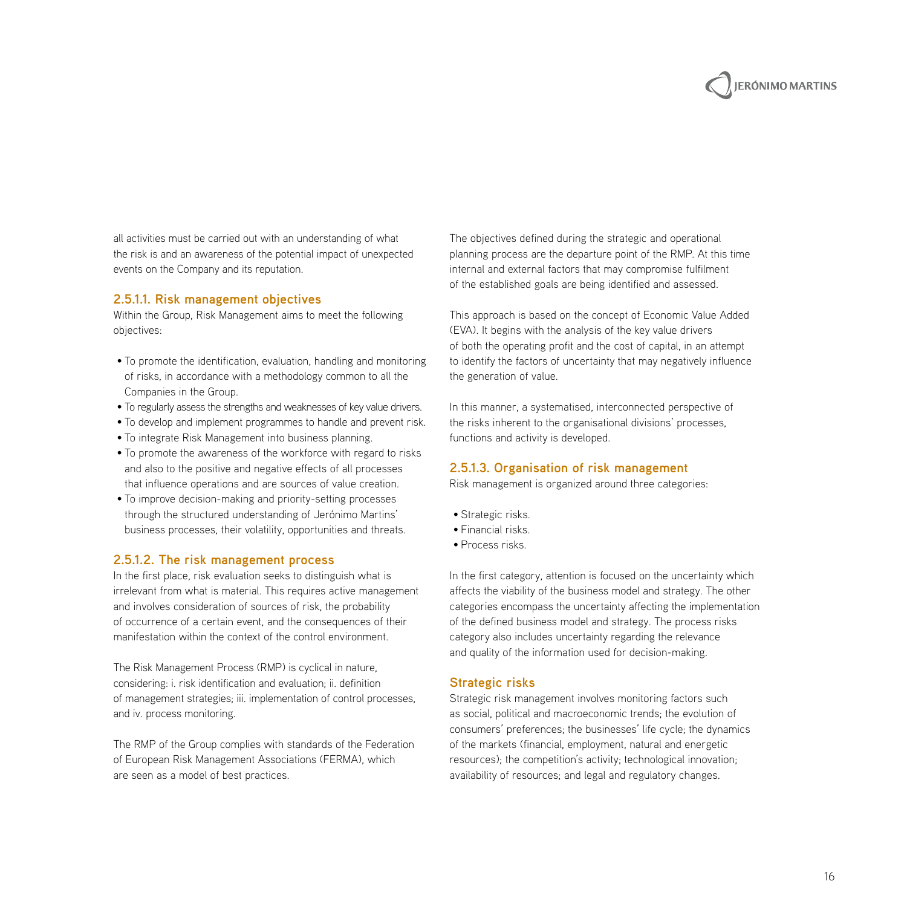all activities must be carried out with an understanding of what the risk is and an awareness of the potential impact of unexpected events on the Company and its reputation.

### 2.5.1.1. Risk management objectives

Within the Group, Risk Management aims to meet the following objectives:

- To promote the identification, evaluation, handling and monitoring of risks, in accordance with a methodology common to all the Companies in the Group.
- To regularly assess the strengths and weaknesses of key value drivers.
- To develop and implement programmes to handle and prevent risk.
- To integrate Risk Management into business planning.
- To promote the awareness of the workforce with regard to risks and also to the positive and negative effects of all processes that influence operations and are sources of value creation.
- To improve decision-making and priority-setting processes through the structured understanding of Jerónimo Martins' business processes, their volatility, opportunities and threats.

### 2.5.1.2. The risk management process

In the first place, risk evaluation seeks to distinguish what is irrelevant from what is material. This requires active management and involves consideration of sources of risk, the probability of occurrence of a certain event, and the consequences of their manifestation within the context of the control environment.

The Risk Management Process (RMP) is cyclical in nature, considering: i. risk identification and evaluation; ii. definition of management strategies; iii. implementation of control processes, and iv. process monitoring.

The RMP of the Group complies with standards of the Federation of European Risk Management Associations (FERMA), which are seen as a model of best practices.

The objectives defined during the strategic and operational planning process are the departure point of the RMP. At this time internal and external factors that may compromise fulfilment of the established goals are being identified and assessed.

This approach is based on the concept of Economic Value Added (EVA). It begins with the analysis of the key value drivers of both the operating profit and the cost of capital, in an attempt to identify the factors of uncertainty that may negatively influence the generation of value.

In this manner, a systematised, interconnected perspective of the risks inherent to the organisational divisions' processes, functions and activity is developed.

### 2.5.1.3. Organisation of risk management

Risk management is organized around three categories:

- Strategic risks.
- Financial risks.
- Process risks.

In the first category, attention is focused on the uncertainty which affects the viability of the business model and strategy. The other categories encompass the uncertainty affecting the implementation of the defined business model and strategy. The process risks category also includes uncertainty regarding the relevance and quality of the information used for decision-making.

#### Strategic risks

Strategic risk management involves monitoring factors such as social, political and macroeconomic trends; the evolution of consumers' preferences; the businesses' life cycle; the dynamics of the markets (financial, employment, natural and energetic resources); the competition's activity; technological innovation; availability of resources; and legal and regulatory changes.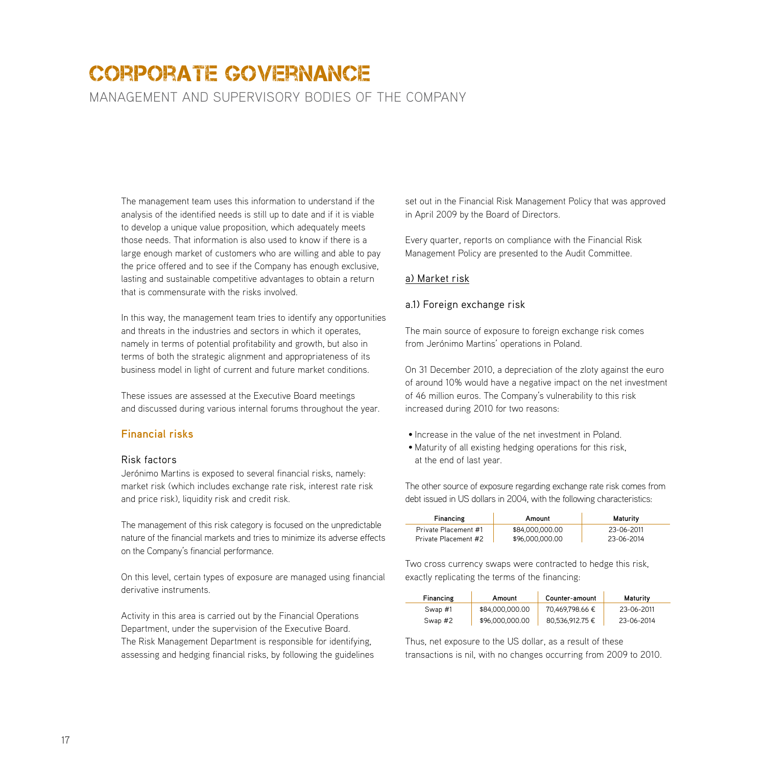# CORPORATE GOVERNANCE

MANAGEMENT AND SUPERVISORY BODIES OF THE COMPANY

The management team uses this information to understand if the analysis of the identified needs is still up to date and if it is viable to develop a unique value proposition, which adequately meets those needs. That information is also used to know if there is a large enough market of customers who are willing and able to pay the price offered and to see if the Company has enough exclusive, lasting and sustainable competitive advantages to obtain a return that is commensurate with the risks involved.

In this way, the management team tries to identify any opportunities and threats in the industries and sectors in which it operates, namely in terms of potential profitability and growth, but also in terms of both the strategic alignment and appropriateness of its business model in light of current and future market conditions.

These issues are assessed at the Executive Board meetings and discussed during various internal forums throughout the year.

## Financial risks

### Risk factors

Jerónimo Martins is exposed to several financial risks, namely: market risk (which includes exchange rate risk, interest rate risk and price risk), liquidity risk and credit risk.

The management of this risk category is focused on the unpredictable nature of the financial markets and tries to minimize its adverse effects on the Company's financial performance.

On this level, certain types of exposure are managed using financial derivative instruments.

Activity in this area is carried out by the Financial Operations Department, under the supervision of the Executive Board. The Risk Management Department is responsible for identifying, assessing and hedging financial risks, by following the guidelines set out in the Financial Risk Management Policy that was approved in April 2009 by the Board of Directors.

Every quarter, reports on compliance with the Financial Risk Management Policy are presented to the Audit Committee.

#### a) Market risk

##### a.1) Foreign exchange risk

The main source of exposure to foreign exchange risk comes from Jerónimo Martins' operations in Poland.

On 31 December 2010, a depreciation of the zloty against the euro of around 10% would have a negative impact on the net investment of 46 million euros. The Company's vulnerability to this risk increased during 2010 for two reasons:

- Increase in the value of the net investment in Poland.
- Maturity of all existing hedging operations for this risk, at the end of last year.

The other source of exposure regarding exchange rate risk comes from debt issued in US dollars in 2004, with the following characteristics:

| Financing | Amount | Maturity |
|---|---|---|
| Private Placement #1 | $84,000,000.00 | 23-06-2011 |
| Private Placement #2 | $96,000,000.00 | 23-06-2014 |

Two cross currency swaps were contracted to hedge this risk, exactly replicating the terms of the financing:

| Financing | Amount | Counter-amount | Maturity |
|---|---|---|---|
| Swap #1 | $84,000,000.00 | 70,469,798.66 € | 23-06-2011 |
| Swap #2 | $96,000,000.00 | 80,536,912.75 € | 23-06-2014 |

Thus, net exposure to the US dollar, as a result of these transactions is nil, with no changes occurring from 2009 to 2010.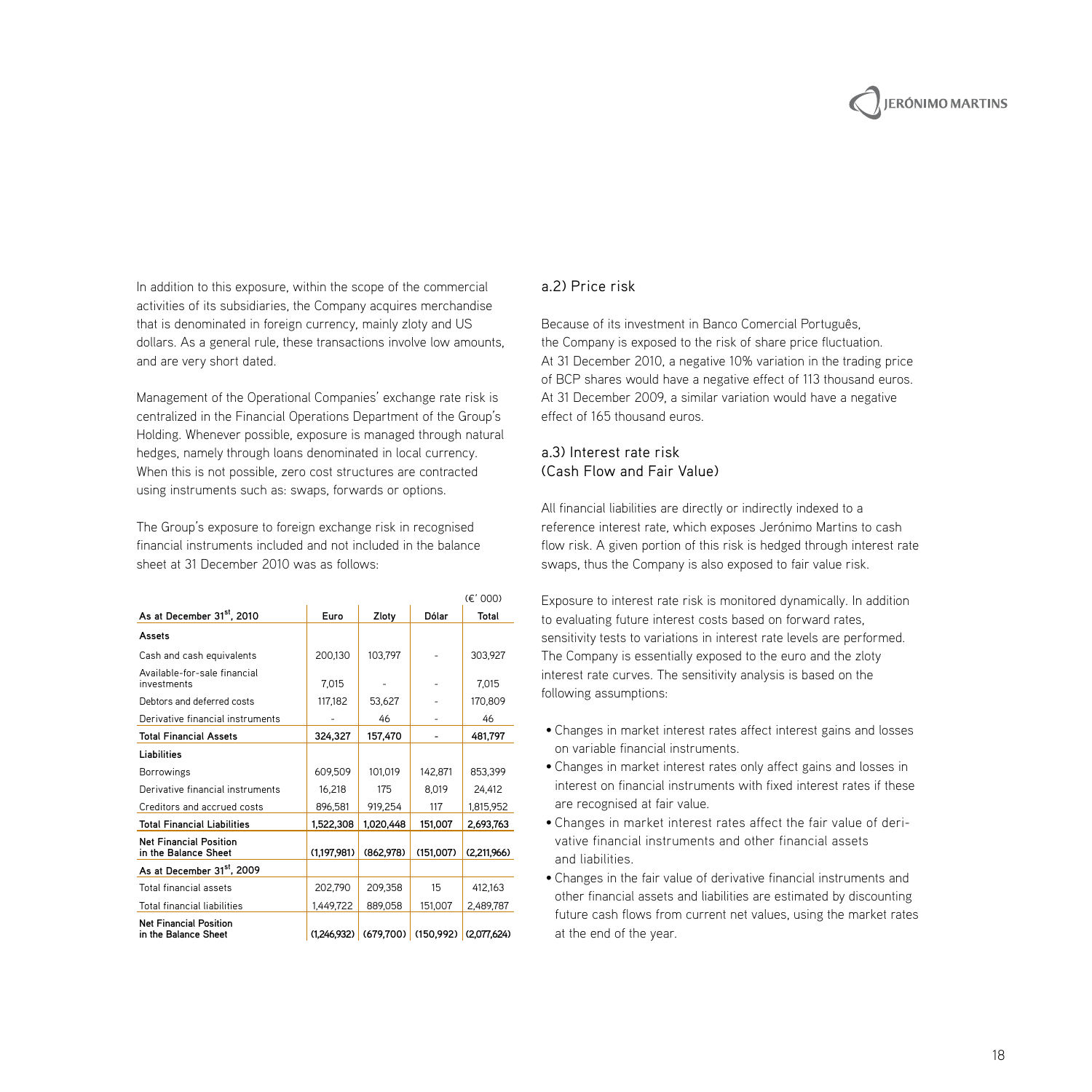In addition to this exposure, within the scope of the commercial activities of its subsidiaries, the Company acquires merchandise that is denominated in foreign currency, mainly zloty and US dollars. As a general rule, these transactions involve low amounts, and are very short dated.

Management of the Operational Companies' exchange rate risk is centralized in the Financial Operations Department of the Group's Holding. Whenever possible, exposure is managed through natural hedges, namely through loans denominated in local currency. When this is not possible, zero cost structures are contracted using instruments such as: swaps, forwards or options.

The Group's exposure to foreign exchange risk in recognised financial instruments included and not included in the balance sheet at 31 December 2010 was as follows:

(€' 000)

| As at December 31st, 2010 | Euro | Zloty | Dólar | Total |
|---|---|---|---|---|
| **Assets** | | | | |
| Cash and cash equivalents | 200,130 | 103,797 | - | 303,927 |
| Available-for-sale financial investments | 7,015 | - | - | 7,015 |
| Debtors and deferred costs | 117,182 | 53,627 | - | 170,809 |
| Derivative financial instruments | - | 46 | - | 46 |
| **Total Financial Assets** | **324,327** | **157,470** | **-** | **481,797** |
| **Liabilities** | | | | |
| Borrowings | 609,509 | 101,019 | 142,871 | 853,399 |
| Derivative financial instruments | 16,218 | 175 | 8,019 | 24,412 |
| Creditors and accrued costs | 896,581 | 919,254 | 117 | 1,815,952 |
| **Total Financial Liabilities** | **1,522,308** | **1,020,448** | **151,007** | **2,693,763** |
| **Net Financial Position in the Balance Sheet** | **(1,197,981)** | **(862,978)** | **(151,007)** | **(2,211,966)** |
| **As at December 31st, 2009** | | | | |
| Total financial assets | 202,790 | 209,358 | 15 | 412,163 |
| Total financial liabilities | 1,449,722 | 889,058 | 151,007 | 2,489,787 |
| **Net Financial Position in the Balance Sheet** | **(1,246,932)** | **(679,700)** | **(150,992)** | **(2,077,624)** |

## a.2) Price risk

Because of its investment in Banco Comercial Português, the Company is exposed to the risk of share price fluctuation. At 31 December 2010, a negative 10% variation in the trading price of BCP shares would have a negative effect of 113 thousand euros. At 31 December 2009, a similar variation would have a negative effect of 165 thousand euros.

## a.3) Interest rate risk (Cash Flow and Fair Value)

All financial liabilities are directly or indirectly indexed to a reference interest rate, which exposes Jerónimo Martins to cash flow risk. A given portion of this risk is hedged through interest rate swaps, thus the Company is also exposed to fair value risk.

Exposure to interest rate risk is monitored dynamically. In addition to evaluating future interest costs based on forward rates, sensitivity tests to variations in interest rate levels are performed. The Company is essentially exposed to the euro and the zloty interest rate curves. The sensitivity analysis is based on the following assumptions:

- Changes in market interest rates affect interest gains and losses on variable financial instruments.
- Changes in market interest rates only affect gains and losses in interest on financial instruments with fixed interest rates if these are recognised at fair value.
- Changes in market interest rates affect the fair value of derivative financial instruments and other financial assets and liabilities.
- Changes in the fair value of derivative financial instruments and other financial assets and liabilities are estimated by discounting future cash flows from current net values, using the market rates at the end of the year.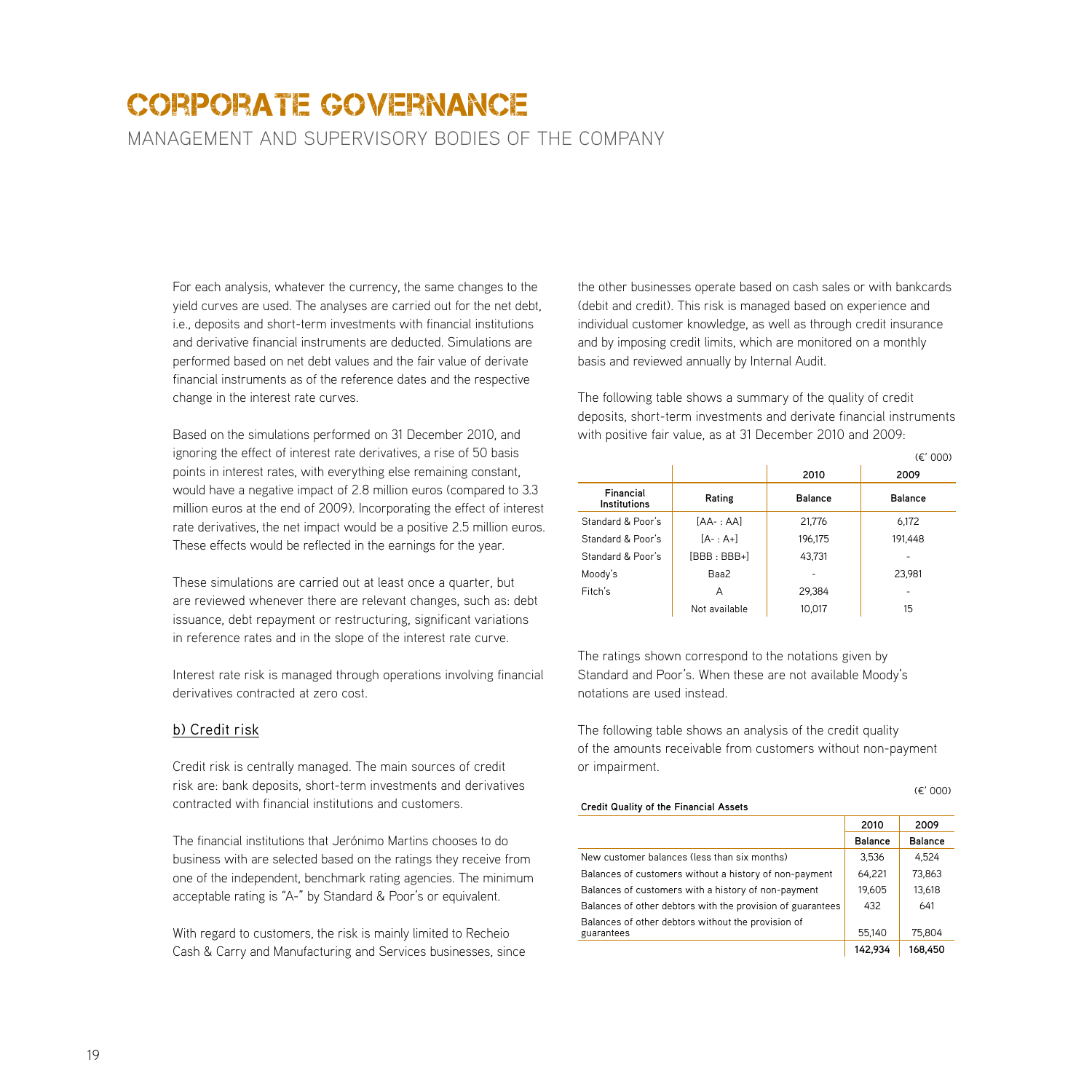# CORPORATE GOVERNANCE

## MANAGEMENT AND SUPERVISORY BODIES OF THE COMPANY

For each analysis, whatever the currency, the same changes to the yield curves are used. The analyses are carried out for the net debt, i.e., deposits and short-term investments with financial institutions and derivative financial instruments are deducted. Simulations are performed based on net debt values and the fair value of derivate financial instruments as of the reference dates and the respective change in the interest rate curves.

Based on the simulations performed on 31 December 2010, and ignoring the effect of interest rate derivatives, a rise of 50 basis points in interest rates, with everything else remaining constant, would have a negative impact of 2.8 million euros (compared to 3.3 million euros at the end of 2009). Incorporating the effect of interest rate derivatives, the net impact would be a positive 2.5 million euros. These effects would be reflected in the earnings for the year.

These simulations are carried out at least once a quarter, but are reviewed whenever there are relevant changes, such as: debt issuance, debt repayment or restructuring, significant variations in reference rates and in the slope of the interest rate curve.

Interest rate risk is managed through operations involving financial derivatives contracted at zero cost.

### b) Credit risk

Credit risk is centrally managed. The main sources of credit risk are: bank deposits, short-term investments and derivatives contracted with financial institutions and customers.

The financial institutions that Jerónimo Martins chooses to do business with are selected based on the ratings they receive from one of the independent, benchmark rating agencies. The minimum acceptable rating is "A-" by Standard & Poor's or equivalent.

With regard to customers, the risk is mainly limited to Recheio Cash & Carry and Manufacturing and Services businesses, since the other businesses operate based on cash sales or with bankcards (debit and credit). This risk is managed based on experience and individual customer knowledge, as well as through credit insurance and by imposing credit limits, which are monitored on a monthly basis and reviewed annually by Internal Audit.

The following table shows a summary of the quality of credit deposits, short-term investments and derivate financial instruments with positive fair value, as at 31 December 2010 and 2009:

(€' 000)

| | | 2010 | 2009 |
|---|---|---|---|
| **Financial Institutions** | **Rating** | **Balance** | **Balance** |
| Standard & Poor's | [AA- : AA] | 21,776 | 6,172 |
| Standard & Poor's | [A- : A+] | 196,175 | 191,448 |
| Standard & Poor's | [BBB : BBB+] | 43,731 | - |
| Moody's | Baa2 | - | 23,981 |
| Fitch's | A | 29,384 | - |
| | Not available | 10,017 | 15 |

The ratings shown correspond to the notations given by Standard and Poor's. When these are not available Moody's notations are used instead.

The following table shows an analysis of the credit quality of the amounts receivable from customers without non-payment or impairment.

(€' 000)

**Credit Quality of the Financial Assets**

| | 2010 | 2009 |
|---|---|---|
| | **Balance** | **Balance** |
| New customer balances (less than six months) | 3,536 | 4,524 |
| Balances of customers without a history of non-payment | 64,221 | 73,863 |
| Balances of customers with a history of non-payment | 19,605 | 13,618 |
| Balances of other debtors with the provision of guarantees | 432 | 641 |
| Balances of other debtors without the provision of guarantees | 55,140 | 75,804 |
| | **142,934** | **168,450** |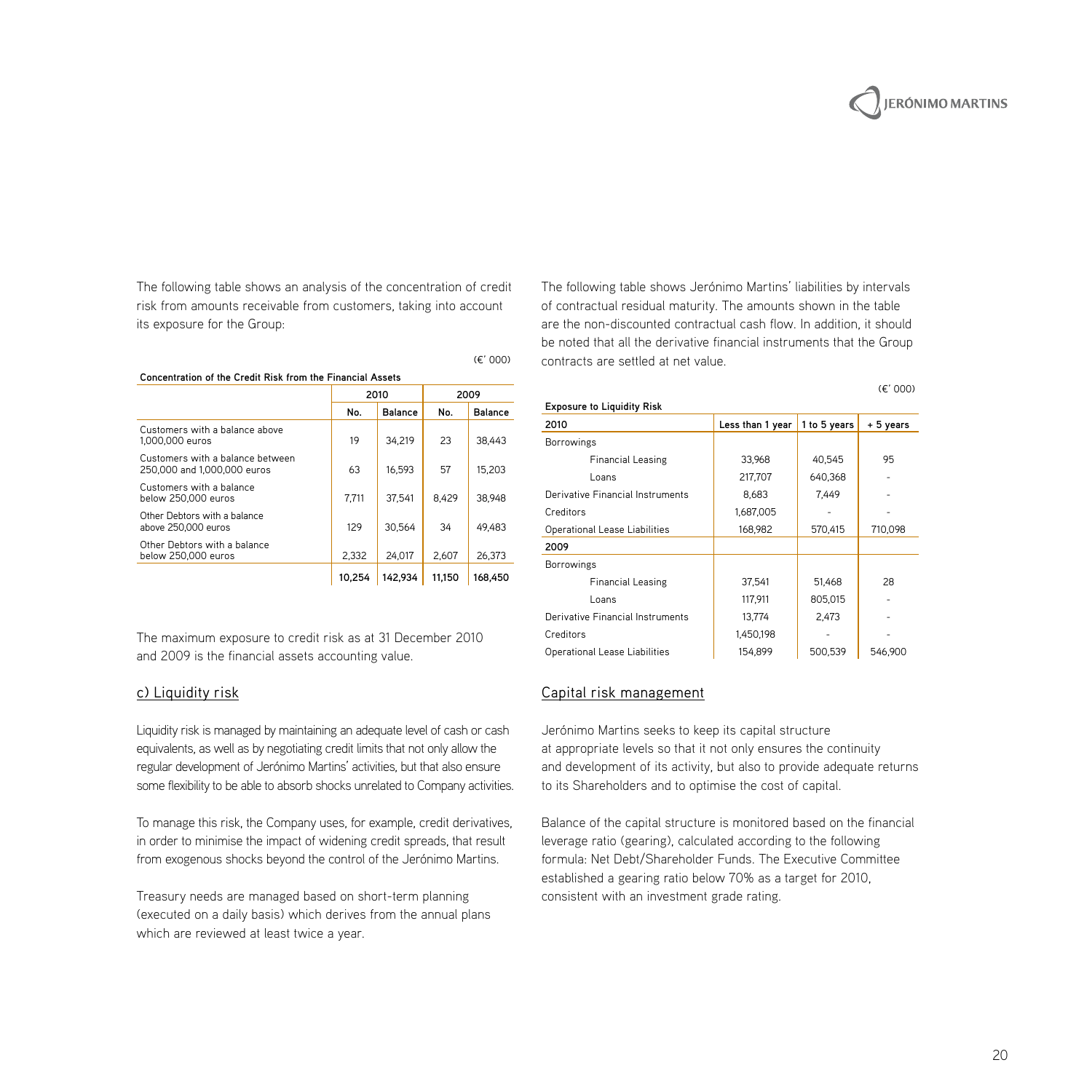The following table shows an analysis of the concentration of credit risk from amounts receivable from customers, taking into account its exposure for the Group:

(€' 000)

**Concentration of the Credit Risk from the Financial Assets**

| | 2010 | | 2009 | |
|---|---|---|---|---|
| | **No.** | **Balance** | **No.** | **Balance** |
| Customers with a balance above 1,000,000 euros | 19 | 34,219 | 23 | 38,443 |
| Customers with a balance between 250,000 and 1,000,000 euros | 63 | 16,593 | 57 | 15,203 |
| Customers with a balance below 250,000 euros | 7,711 | 37,541 | 8,429 | 38,948 |
| Other Debtors with a balance above 250,000 euros | 129 | 30,564 | 34 | 49,483 |
| Other Debtors with a balance below 250,000 euros | 2,332 | 24,017 | 2,607 | 26,373 |
| | **10,254** | **142,934** | **11,150** | **168,450** |

The maximum exposure to credit risk as at 31 December 2010 and 2009 is the financial assets accounting value.

## c) Liquidity risk

Liquidity risk is managed by maintaining an adequate level of cash or cash equivalents, as well as by negotiating credit limits that not only allow the regular development of Jerónimo Martins' activities, but that also ensure some flexibility to be able to absorb shocks unrelated to Company activities.

To manage this risk, the Company uses, for example, credit derivatives, in order to minimise the impact of widening credit spreads, that result from exogenous shocks beyond the control of the Jerónimo Martins.

Treasury needs are managed based on short-term planning (executed on a daily basis) which derives from the annual plans which are reviewed at least twice a year.

The following table shows Jerónimo Martins' liabilities by intervals of contractual residual maturity. The amounts shown in the table are the non-discounted contractual cash flow. In addition, it should be noted that all the derivative financial instruments that the Group contracts are settled at net value.

(€' 000)

**Exposure to Liquidity Risk**

| **2010** | **Less than 1 year** | **1 to 5 years** | **+ 5 years** |
|---|---|---|---|
| Borrowings | | | |
| Financial Leasing | 33,968 | 40,545 | 95 |
| Loans | 217,707 | 640,368 | - |
| Derivative Financial Instruments | 8,683 | 7,449 | - |
| Creditors | 1,687,005 | - | - |
| Operational Lease Liabilities | 168,982 | 570,415 | 710,098 |
| **2009** | | | |
| Borrowings | | | |
| Financial Leasing | 37,541 | 51,468 | 28 |
| Loans | 117,911 | 805,015 | - |
| Derivative Financial Instruments | 13,774 | 2,473 | - |
| Creditors | 1,450,198 | - | - |
| Operational Lease Liabilities | 154,899 | 500,539 | 546,900 |

## Capital risk management

Jerónimo Martins seeks to keep its capital structure at appropriate levels so that it not only ensures the continuity and development of its activity, but also to provide adequate returns to its Shareholders and to optimise the cost of capital.

Balance of the capital structure is monitored based on the financial leverage ratio (gearing), calculated according to the following formula: Net Debt/Shareholder Funds. The Executive Committee established a gearing ratio below 70% as a target for 2010, consistent with an investment grade rating.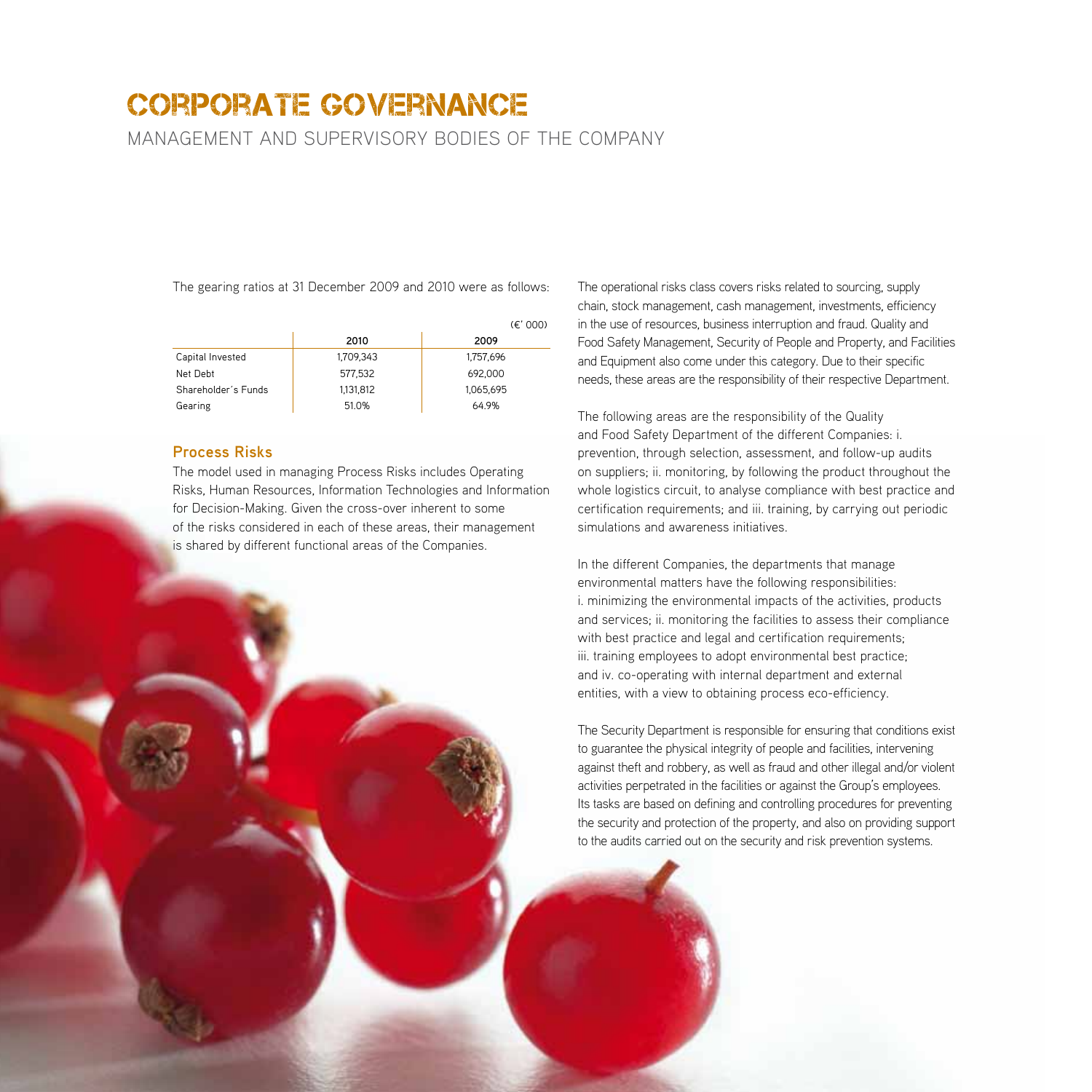# CORPORATE GOVERNANCE

MANAGEMENT AND SUPERVISORY BODIES OF THE COMPANY

The gearing ratios at 31 December 2009 and 2010 were as follows:

(€' 000)

| | 2010 | 2009 |
|---|---|---|
| Capital Invested | 1,709,343 | 1,757,696 |
| Net Debt | 577,532 | 692,000 |
| Shareholder's Funds | 1,131,812 | 1,065,695 |
| Gearing | 51.0% | 64.9% |

### Process Risks

The model used in managing Process Risks includes Operating Risks, Human Resources, Information Technologies and Information for Decision-Making. Given the cross-over inherent to some of the risks considered in each of these areas, their management is shared by different functional areas of the Companies.

The operational risks class covers risks related to sourcing, supply chain, stock management, cash management, investments, efficiency in the use of resources, business interruption and fraud. Quality and Food Safety Management, Security of People and Property, and Facilities and Equipment also come under this category. Due to their specific needs, these areas are the responsibility of their respective Department.

The following areas are the responsibility of the Quality and Food Safety Department of the different Companies: i. prevention, through selection, assessment, and follow-up audits on suppliers; ii. monitoring, by following the product throughout the whole logistics circuit, to analyse compliance with best practice and certification requirements; and iii. training, by carrying out periodic simulations and awareness initiatives.

In the different Companies, the departments that manage environmental matters have the following responsibilities: i. minimizing the environmental impacts of the activities, products and services; ii. monitoring the facilities to assess their compliance with best practice and legal and certification requirements; iii. training employees to adopt environmental best practice; and iv. co-operating with internal department and external entities, with a view to obtaining process eco-efficiency.

The Security Department is responsible for ensuring that conditions exist to guarantee the physical integrity of people and facilities, intervening against theft and robbery, as well as fraud and other illegal and/or violent activities perpetrated in the facilities or against the Group's employees. Its tasks are based on defining and controlling procedures for preventing the security and protection of the property, and also on providing support to the audits carried out on the security and risk prevention systems.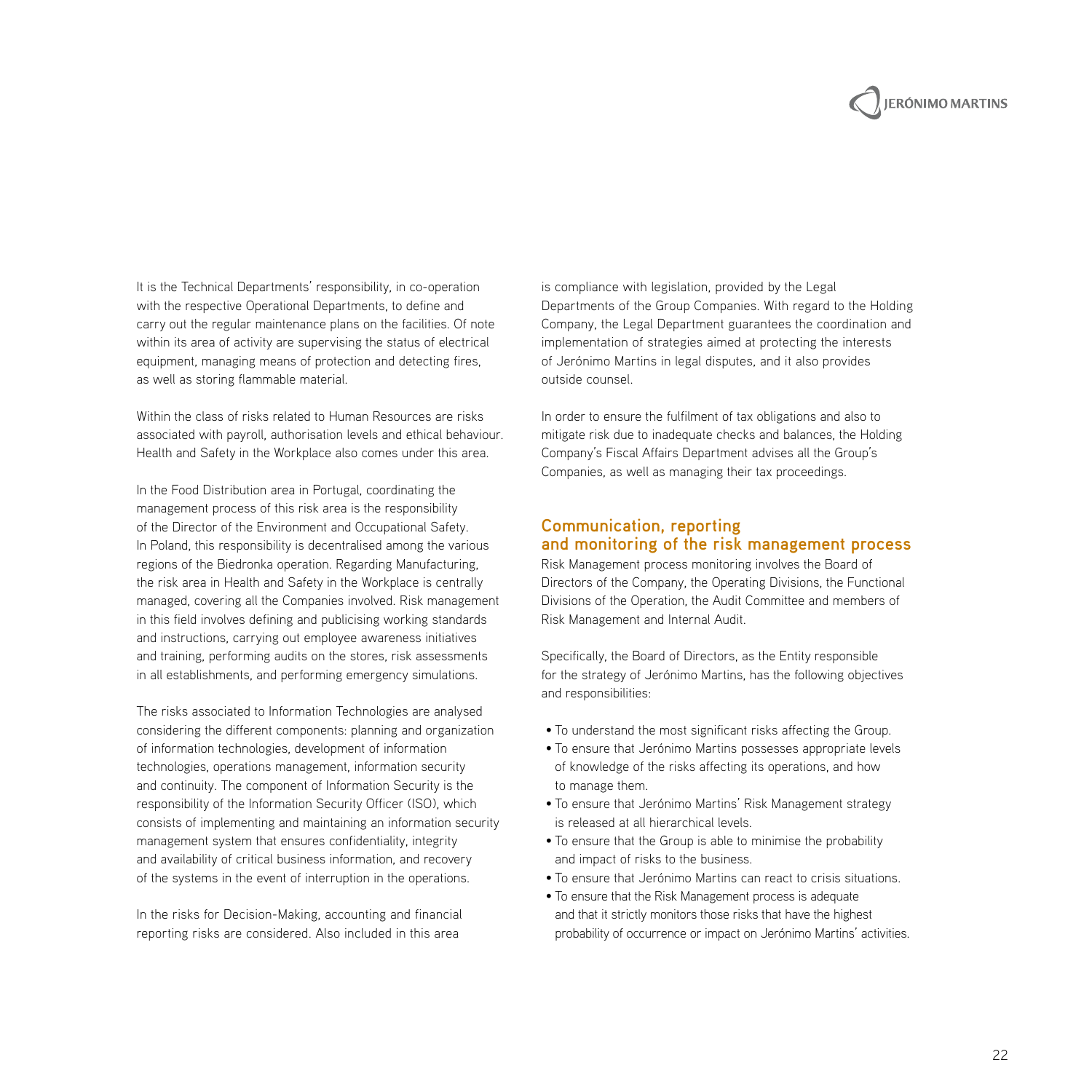It is the Technical Departments' responsibility, in co-operation with the respective Operational Departments, to define and carry out the regular maintenance plans on the facilities. Of note within its area of activity are supervising the status of electrical equipment, managing means of protection and detecting fires, as well as storing flammable material.

Within the class of risks related to Human Resources are risks associated with payroll, authorisation levels and ethical behaviour. Health and Safety in the Workplace also comes under this area.

In the Food Distribution area in Portugal, coordinating the management process of this risk area is the responsibility of the Director of the Environment and Occupational Safety. In Poland, this responsibility is decentralised among the various regions of the Biedronka operation. Regarding Manufacturing, the risk area in Health and Safety in the Workplace is centrally managed, covering all the Companies involved. Risk management in this field involves defining and publicising working standards and instructions, carrying out employee awareness initiatives and training, performing audits on the stores, risk assessments in all establishments, and performing emergency simulations.

The risks associated to Information Technologies are analysed considering the different components: planning and organization of information technologies, development of information technologies, operations management, information security and continuity. The component of Information Security is the responsibility of the Information Security Officer (ISO), which consists of implementing and maintaining an information security management system that ensures confidentiality, integrity and availability of critical business information, and recovery of the systems in the event of interruption in the operations.

In the risks for Decision-Making, accounting and financial reporting risks are considered. Also included in this area is compliance with legislation, provided by the Legal Departments of the Group Companies. With regard to the Holding Company, the Legal Department guarantees the coordination and implementation of strategies aimed at protecting the interests of Jerónimo Martins in legal disputes, and it also provides outside counsel.

In order to ensure the fulfilment of tax obligations and also to mitigate risk due to inadequate checks and balances, the Holding Company's Fiscal Affairs Department advises all the Group's Companies, as well as managing their tax proceedings.

## Communication, reporting and monitoring of the risk management process

Risk Management process monitoring involves the Board of Directors of the Company, the Operating Divisions, the Functional Divisions of the Operation, the Audit Committee and members of Risk Management and Internal Audit.

Specifically, the Board of Directors, as the Entity responsible for the strategy of Jerónimo Martins, has the following objectives and responsibilities:

- To understand the most significant risks affecting the Group.
- To ensure that Jerónimo Martins possesses appropriate levels of knowledge of the risks affecting its operations, and how to manage them.
- To ensure that Jerónimo Martins' Risk Management strategy is released at all hierarchical levels.
- To ensure that the Group is able to minimise the probability and impact of risks to the business.
- To ensure that Jerónimo Martins can react to crisis situations.
- To ensure that the Risk Management process is adequate and that it strictly monitors those risks that have the highest probability of occurrence or impact on Jerónimo Martins' activities.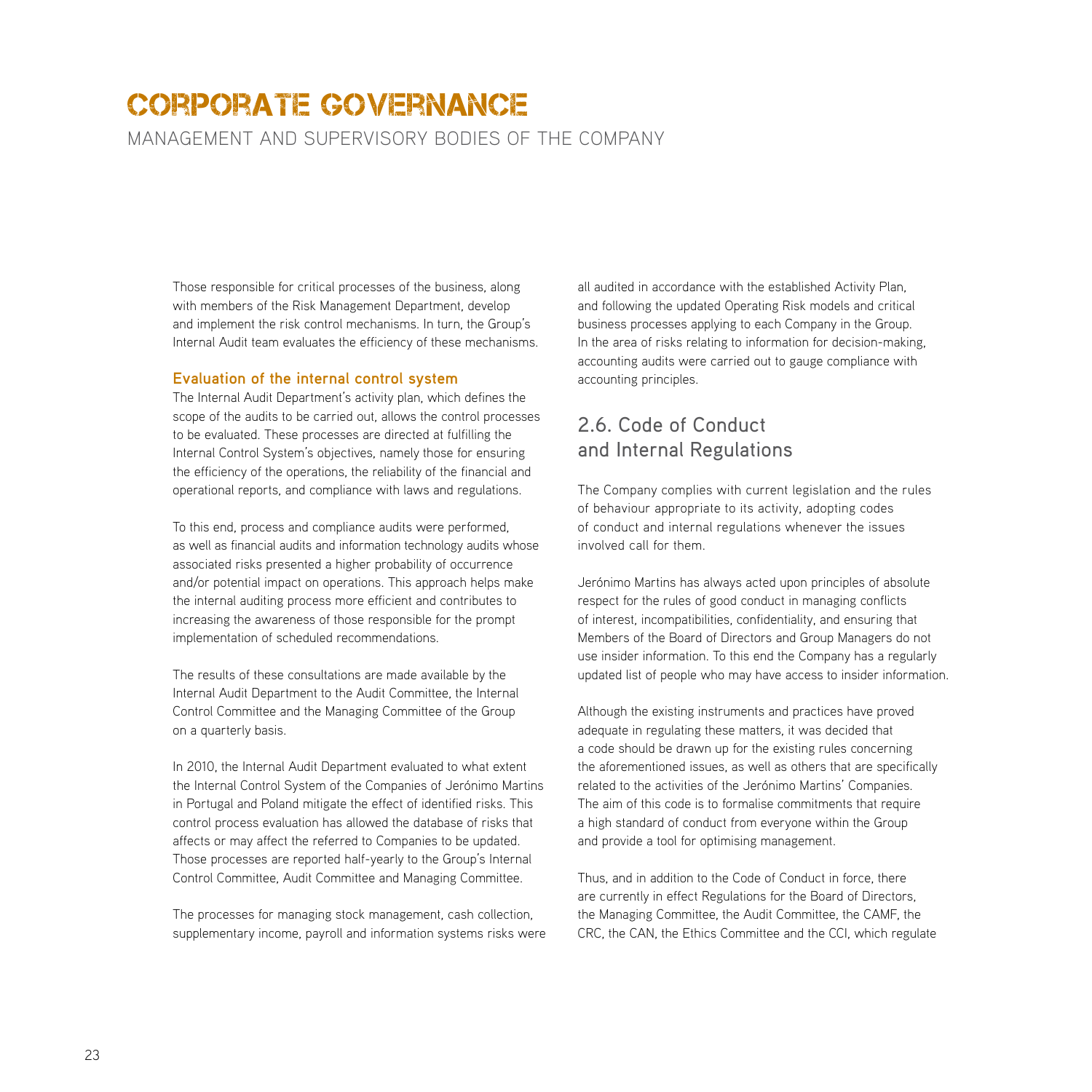# CORPORATE GOVERNANCE

MANAGEMENT AND SUPERVISORY BODIES OF THE COMPANY

Those responsible for critical processes of the business, along with members of the Risk Management Department, develop and implement the risk control mechanisms. In turn, the Group's Internal Audit team evaluates the efficiency of these mechanisms.

### Evaluation of the internal control system

The Internal Audit Department's activity plan, which defines the scope of the audits to be carried out, allows the control processes to be evaluated. These processes are directed at fulfilling the Internal Control System's objectives, namely those for ensuring the efficiency of the operations, the reliability of the financial and operational reports, and compliance with laws and regulations.

To this end, process and compliance audits were performed, as well as financial audits and information technology audits whose associated risks presented a higher probability of occurrence and/or potential impact on operations. This approach helps make the internal auditing process more efficient and contributes to increasing the awareness of those responsible for the prompt implementation of scheduled recommendations.

The results of these consultations are made available by the Internal Audit Department to the Audit Committee, the Internal Control Committee and the Managing Committee of the Group on a quarterly basis.

In 2010, the Internal Audit Department evaluated to what extent the Internal Control System of the Companies of Jerónimo Martins in Portugal and Poland mitigate the effect of identified risks. This control process evaluation has allowed the database of risks that affects or may affect the referred to Companies to be updated. Those processes are reported half-yearly to the Group's Internal Control Committee, Audit Committee and Managing Committee.

The processes for managing stock management, cash collection, supplementary income, payroll and information systems risks were all audited in accordance with the established Activity Plan, and following the updated Operating Risk models and critical business processes applying to each Company in the Group. In the area of risks relating to information for decision-making, accounting audits were carried out to gauge compliance with accounting principles.

## 2.6. Code of Conduct and Internal Regulations

The Company complies with current legislation and the rules of behaviour appropriate to its activity, adopting codes of conduct and internal regulations whenever the issues involved call for them.

Jerónimo Martins has always acted upon principles of absolute respect for the rules of good conduct in managing conflicts of interest, incompatibilities, confidentiality, and ensuring that Members of the Board of Directors and Group Managers do not use insider information. To this end the Company has a regularly updated list of people who may have access to insider information.

Although the existing instruments and practices have proved adequate in regulating these matters, it was decided that a code should be drawn up for the existing rules concerning the aforementioned issues, as well as others that are specifically related to the activities of the Jerónimo Martins' Companies. The aim of this code is to formalise commitments that require a high standard of conduct from everyone within the Group and provide a tool for optimising management.

Thus, and in addition to the Code of Conduct in force, there are currently in effect Regulations for the Board of Directors, the Managing Committee, the Audit Committee, the CAMF, the CRC, the CAN, the Ethics Committee and the CCI, which regulate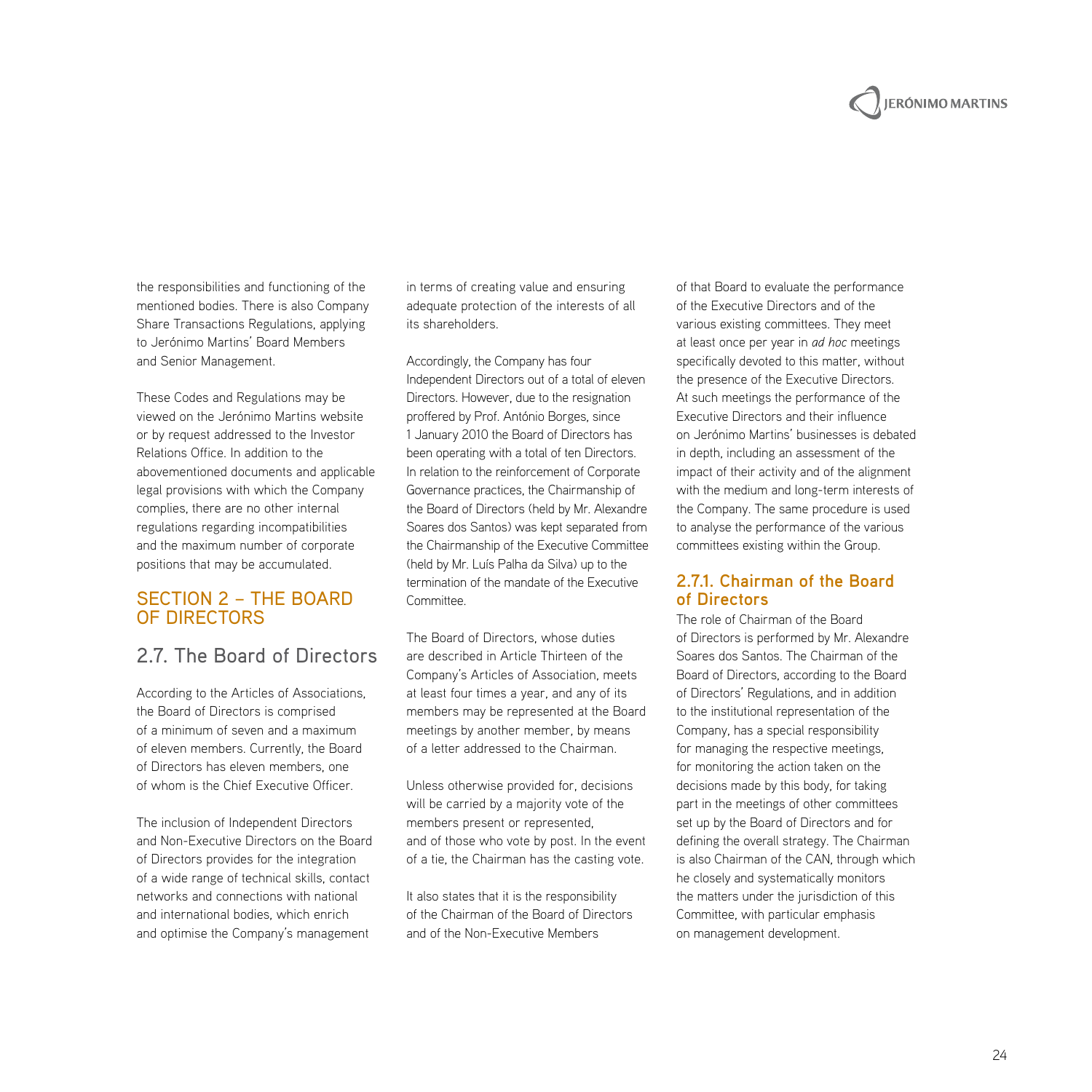the responsibilities and functioning of the mentioned bodies. There is also Company Share Transactions Regulations, applying to Jerónimo Martins' Board Members and Senior Management.

These Codes and Regulations may be viewed on the Jerónimo Martins website or by request addressed to the Investor Relations Office. In addition to the abovementioned documents and applicable legal provisions with which the Company complies, there are no other internal regulations regarding incompatibilities and the maximum number of corporate positions that may be accumulated.

# SECTION 2 – THE BOARD OF DIRECTORS

## 2.7. The Board of Directors

According to the Articles of Associations, the Board of Directors is comprised of a minimum of seven and a maximum of eleven members. Currently, the Board of Directors has eleven members, one of whom is the Chief Executive Officer.

The inclusion of Independent Directors and Non-Executive Directors on the Board of Directors provides for the integration of a wide range of technical skills, contact networks and connections with national and international bodies, which enrich and optimise the Company's management in terms of creating value and ensuring adequate protection of the interests of all its shareholders.

Accordingly, the Company has four Independent Directors out of a total of eleven Directors. However, due to the resignation proffered by Prof. António Borges, since 1 January 2010 the Board of Directors has been operating with a total of ten Directors. In relation to the reinforcement of Corporate Governance practices, the Chairmanship of the Board of Directors (held by Mr. Alexandre Soares dos Santos) was kept separated from the Chairmanship of the Executive Committee (held by Mr. Luís Palha da Silva) up to the termination of the mandate of the Executive Committee.

The Board of Directors, whose duties are described in Article Thirteen of the Company's Articles of Association, meets at least four times a year, and any of its members may be represented at the Board meetings by another member, by means of a letter addressed to the Chairman.

Unless otherwise provided for, decisions will be carried by a majority vote of the members present or represented, and of those who vote by post. In the event of a tie, the Chairman has the casting vote.

It also states that it is the responsibility of the Chairman of the Board of Directors and of the Non-Executive Members of that Board to evaluate the performance of the Executive Directors and of the various existing committees. They meet at least once per year in *ad hoc* meetings specifically devoted to this matter, without the presence of the Executive Directors. At such meetings the performance of the Executive Directors and their influence on Jerónimo Martins' businesses is debated in depth, including an assessment of the impact of their activity and of the alignment with the medium and long-term interests of the Company. The same procedure is used to analyse the performance of the various committees existing within the Group.

### 2.7.1. Chairman of the Board of Directors

The role of Chairman of the Board of Directors is performed by Mr. Alexandre Soares dos Santos. The Chairman of the Board of Directors, according to the Board of Directors' Regulations, and in addition to the institutional representation of the Company, has a special responsibility for managing the respective meetings, for monitoring the action taken on the decisions made by this body, for taking part in the meetings of other committees set up by the Board of Directors and for defining the overall strategy. The Chairman is also Chairman of the CAN, through which he closely and systematically monitors the matters under the jurisdiction of this Committee, with particular emphasis on management development.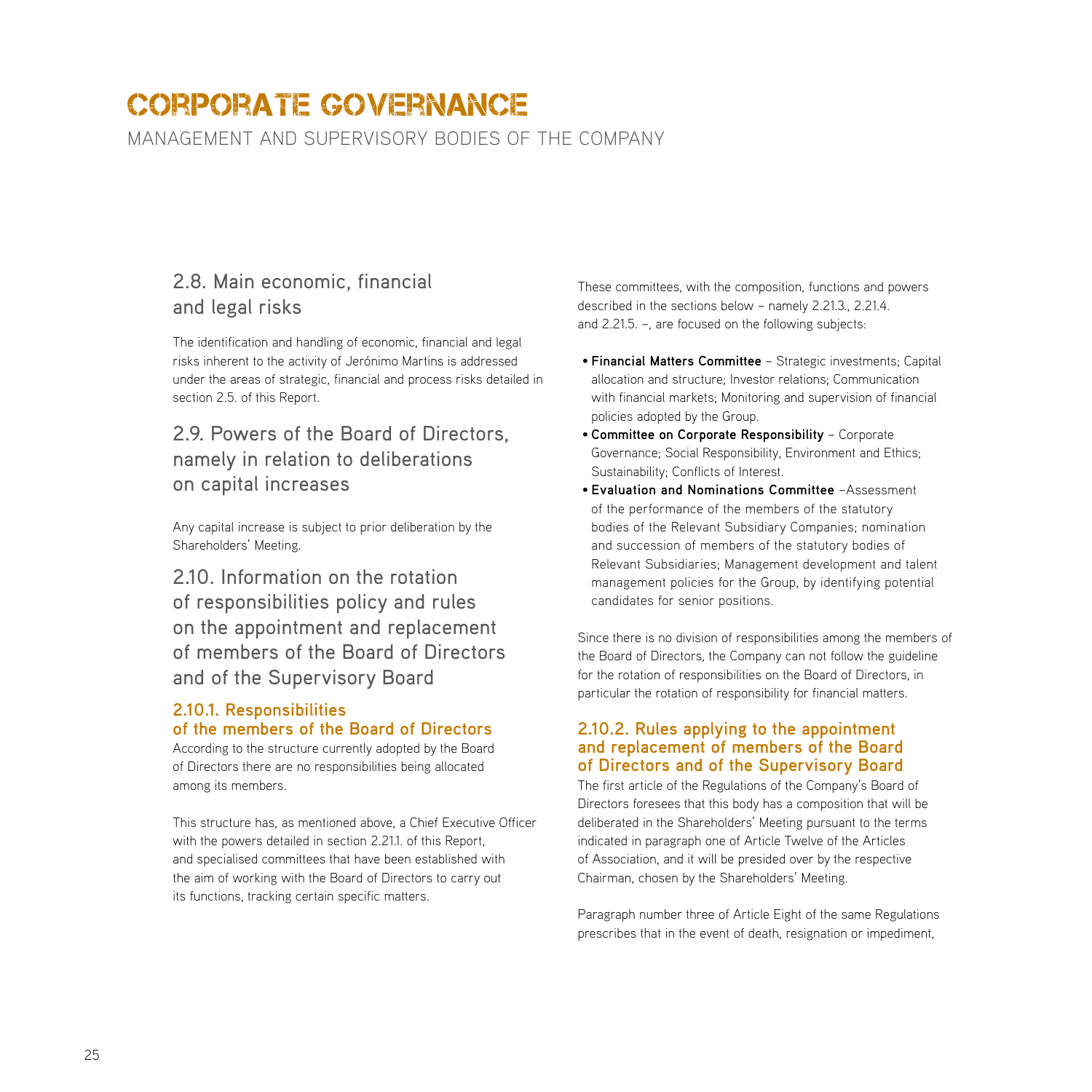## 2.8. Main economic, financial and legal risks

The identification and handling of economic, financial and legal risks inherent to the activity of Jerónimo Martins is addressed under the areas of strategic, financial and process risks detailed in section 2.5. of this Report.

## 2.9. Powers of the Board of Directors, namely in relation to deliberations on capital increases

Any capital increase is subject to prior deliberation by the Shareholders' Meeting.

## 2.10. Information on the rotation of responsibilities policy and rules on the appointment and replacement of members of the Board of Directors and of the Supervisory Board

### 2.10.1. Responsibilities of the members of the Board of Directors

According to the structure currently adopted by the Board of Directors there are no responsibilities being allocated among its members.

This structure has, as mentioned above, a Chief Executive Officer with the powers detailed in section 2.21.1. of this Report, and specialised committees that have been established with the aim of working with the Board of Directors to carry out its functions, tracking certain specific matters.

These committees, with the composition, functions and powers described in the sections below – namely 2.21.3., 2.21.4. and 2.21.5. –, are focused on the following subjects:

- **Financial Matters Committee** – Strategic investments; Capital allocation and structure; Investor relations; Communication with financial markets; Monitoring and supervision of financial policies adopted by the Group.
- **Committee on Corporate Responsibility** – Corporate Governance; Social Responsibility, Environment and Ethics; Sustainability; Conflicts of Interest.
- **Evaluation and Nominations Committee** –Assessment of the performance of the members of the statutory bodies of the Relevant Subsidiary Companies; nomination and succession of members of the statutory bodies of Relevant Subsidiaries; Management development and talent management policies for the Group, by identifying potential candidates for senior positions.

Since there is no division of responsibilities among the members of the Board of Directors, the Company can not follow the guideline for the rotation of responsibilities on the Board of Directors, in particular the rotation of responsibility for financial matters.

### 2.10.2. Rules applying to the appointment and replacement of members of the Board of Directors and of the Supervisory Board

The first article of the Regulations of the Company's Board of Directors foresees that this body has a composition that will be deliberated in the Shareholders' Meeting pursuant to the terms indicated in paragraph one of Article Twelve of the Articles of Association, and it will be presided over by the respective Chairman, chosen by the Shareholders' Meeting.

Paragraph number three of Article Eight of the same Regulations prescribes that in the event of death, resignation or impediment,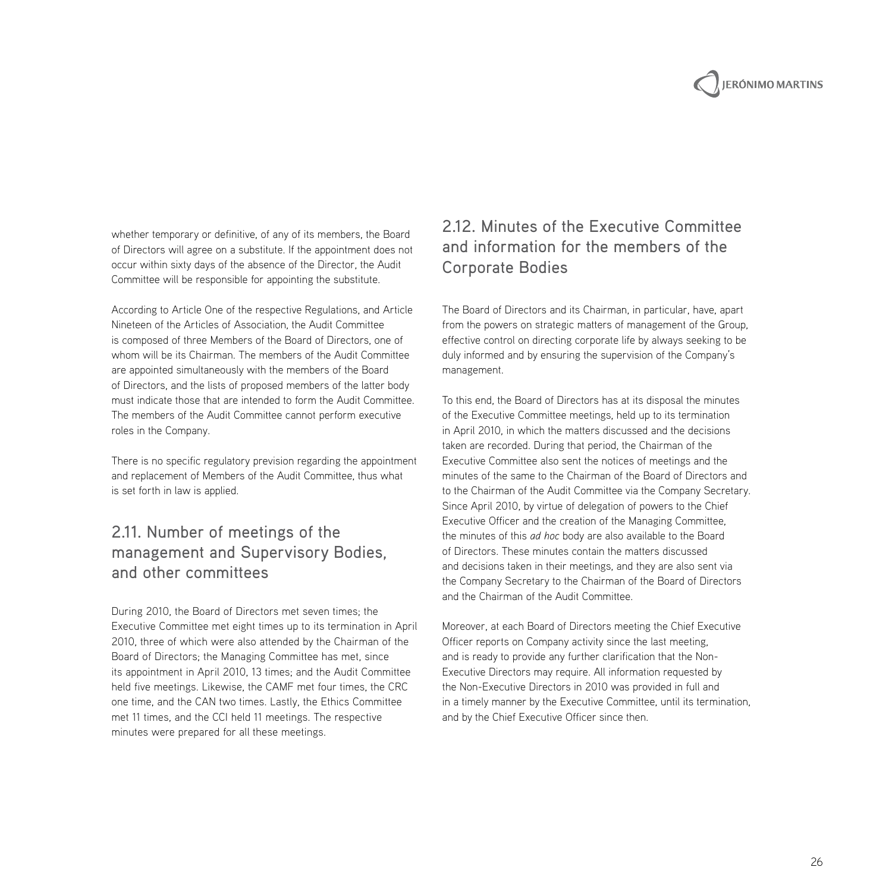whether temporary or definitive, of any of its members, the Board of Directors will agree on a substitute. If the appointment does not occur within sixty days of the absence of the Director, the Audit Committee will be responsible for appointing the substitute.

According to Article One of the respective Regulations, and Article Nineteen of the Articles of Association, the Audit Committee is composed of three Members of the Board of Directors, one of whom will be its Chairman. The members of the Audit Committee are appointed simultaneously with the members of the Board of Directors, and the lists of proposed members of the latter body must indicate those that are intended to form the Audit Committee. The members of the Audit Committee cannot perform executive roles in the Company.

There is no specific regulatory prevision regarding the appointment and replacement of Members of the Audit Committee, thus what is set forth in law is applied.

## 2.11. Number of meetings of the management and Supervisory Bodies, and other committees

During 2010, the Board of Directors met seven times; the Executive Committee met eight times up to its termination in April 2010, three of which were also attended by the Chairman of the Board of Directors; the Managing Committee has met, since its appointment in April 2010, 13 times; and the Audit Committee held five meetings. Likewise, the CAMF met four times, the CRC one time, and the CAN two times. Lastly, the Ethics Committee met 11 times, and the CCI held 11 meetings. The respective minutes were prepared for all these meetings.

## 2.12. Minutes of the Executive Committee and information for the members of the Corporate Bodies

The Board of Directors and its Chairman, in particular, have, apart from the powers on strategic matters of management of the Group, effective control on directing corporate life by always seeking to be duly informed and by ensuring the supervision of the Company's management.

To this end, the Board of Directors has at its disposal the minutes of the Executive Committee meetings, held up to its termination in April 2010, in which the matters discussed and the decisions taken are recorded. During that period, the Chairman of the Executive Committee also sent the notices of meetings and the minutes of the same to the Chairman of the Board of Directors and to the Chairman of the Audit Committee via the Company Secretary. Since April 2010, by virtue of delegation of powers to the Chief Executive Officer and the creation of the Managing Committee, the minutes of this *ad hoc* body are also available to the Board of Directors. These minutes contain the matters discussed and decisions taken in their meetings, and they are also sent via the Company Secretary to the Chairman of the Board of Directors and the Chairman of the Audit Committee.

Moreover, at each Board of Directors meeting the Chief Executive Officer reports on Company activity since the last meeting, and is ready to provide any further clarification that the Non-Executive Directors may require. All information requested by the Non-Executive Directors in 2010 was provided in full and in a timely manner by the Executive Committee, until its termination, and by the Chief Executive Officer since then.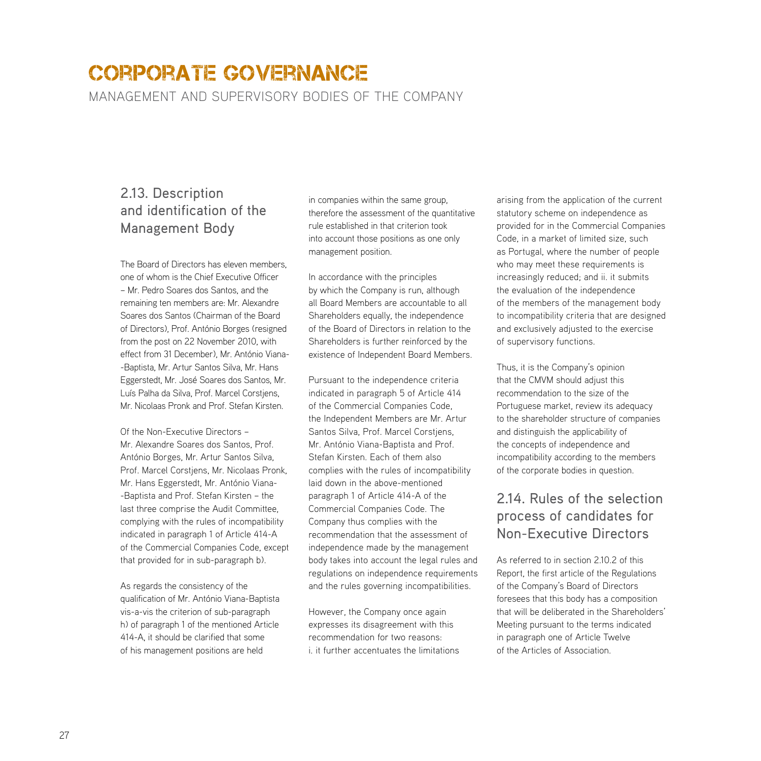# CORPORATE GOVERNANCE

MANAGEMENT AND SUPERVISORY BODIES OF THE COMPANY

## 2.13. Description and identification of the Management Body

The Board of Directors has eleven members, one of whom is the Chief Executive Officer – Mr. Pedro Soares dos Santos, and the remaining ten members are: Mr. Alexandre Soares dos Santos (Chairman of the Board of Directors), Prof. António Borges (resigned from the post on 22 November 2010, with effect from 31 December), Mr. António Viana-Baptista, Mr. Artur Santos Silva, Mr. Hans Eggerstedt, Mr. José Soares dos Santos, Mr. Luís Palha da Silva, Prof. Marcel Corstjens, Mr. Nicolaas Pronk and Prof. Stefan Kirsten.

Of the Non-Executive Directors – Mr. Alexandre Soares dos Santos, Prof. António Borges, Mr. Artur Santos Silva, Prof. Marcel Corstjens, Mr. Nicolaas Pronk, Mr. Hans Eggerstedt, Mr. António Viana-Baptista and Prof. Stefan Kirsten – the last three comprise the Audit Committee, complying with the rules of incompatibility indicated in paragraph 1 of Article 414-A of the Commercial Companies Code, except that provided for in sub-paragraph b).

As regards the consistency of the qualification of Mr. António Viana-Baptista vis-a-vis the criterion of sub-paragraph h) of paragraph 1 of the mentioned Article 414-A, it should be clarified that some of his management positions are held in companies within the same group, therefore the assessment of the quantitative rule established in that criterion took into account those positions as one only management position.

In accordance with the principles by which the Company is run, although all Board Members are accountable to all Shareholders equally, the independence of the Board of Directors in relation to the Shareholders is further reinforced by the existence of Independent Board Members.

Pursuant to the independence criteria indicated in paragraph 5 of Article 414 of the Commercial Companies Code, the Independent Members are Mr. Artur Santos Silva, Prof. Marcel Corstjens, Mr. António Viana-Baptista and Prof. Stefan Kirsten. Each of them also complies with the rules of incompatibility laid down in the above-mentioned paragraph 1 of Article 414-A of the Commercial Companies Code. The Company thus complies with the recommendation that the assessment of independence made by the management body takes into account the legal rules and regulations on independence requirements and the rules governing incompatibilities.

However, the Company once again expresses its disagreement with this recommendation for two reasons: i. it further accentuates the limitations arising from the application of the current statutory scheme on independence as provided for in the Commercial Companies Code, in a market of limited size, such as Portugal, where the number of people who may meet these requirements is increasingly reduced; and ii. it submits the evaluation of the independence of the members of the management body to incompatibility criteria that are designed and exclusively adjusted to the exercise of supervisory functions.

Thus, it is the Company's opinion that the CMVM should adjust this recommendation to the size of the Portuguese market, review its adequacy to the shareholder structure of companies and distinguish the applicability of the concepts of independence and incompatibility according to the members of the corporate bodies in question.

## 2.14. Rules of the selection process of candidates for Non-Executive Directors

As referred to in section 2.10.2 of this Report, the first article of the Regulations of the Company's Board of Directors foresees that this body has a composition that will be deliberated in the Shareholders' Meeting pursuant to the terms indicated in paragraph one of Article Twelve of the Articles of Association.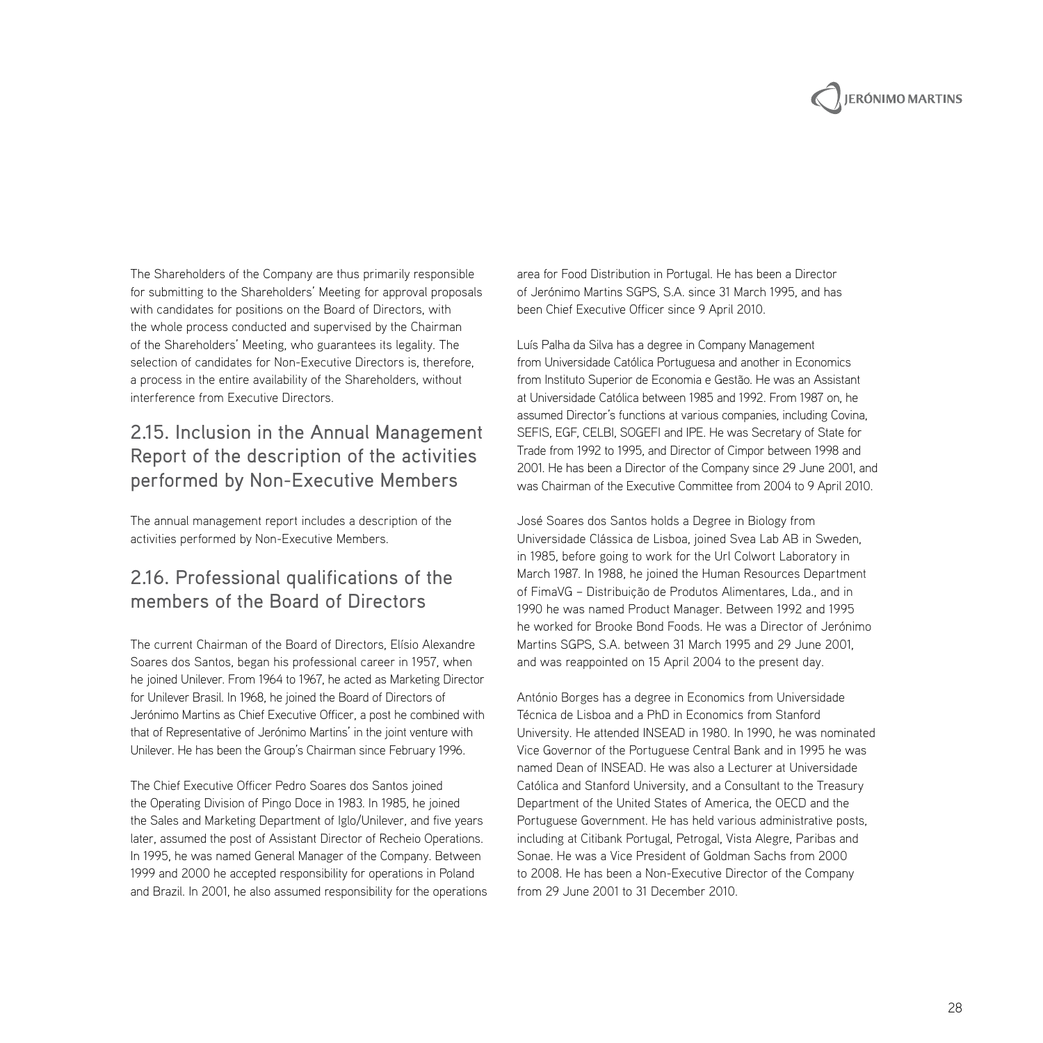The Shareholders of the Company are thus primarily responsible for submitting to the Shareholders' Meeting for approval proposals with candidates for positions on the Board of Directors, with the whole process conducted and supervised by the Chairman of the Shareholders' Meeting, who guarantees its legality. The selection of candidates for Non-Executive Directors is, therefore, a process in the entire availability of the Shareholders, without interference from Executive Directors.

## 2.15. Inclusion in the Annual Management Report of the description of the activities performed by Non-Executive Members

The annual management report includes a description of the activities performed by Non-Executive Members.

## 2.16. Professional qualifications of the members of the Board of Directors

The current Chairman of the Board of Directors, Elísio Alexandre Soares dos Santos, began his professional career in 1957, when he joined Unilever. From 1964 to 1967, he acted as Marketing Director for Unilever Brasil. In 1968, he joined the Board of Directors of Jerónimo Martins as Chief Executive Officer, a post he combined with that of Representative of Jerónimo Martins' in the joint venture with Unilever. He has been the Group's Chairman since February 1996.

The Chief Executive Officer Pedro Soares dos Santos joined the Operating Division of Pingo Doce in 1983. In 1985, he joined the Sales and Marketing Department of Iglo/Unilever, and five years later, assumed the post of Assistant Director of Recheio Operations. In 1995, he was named General Manager of the Company. Between 1999 and 2000 he accepted responsibility for operations in Poland and Brazil. In 2001, he also assumed responsibility for the operations area for Food Distribution in Portugal. He has been a Director of Jerónimo Martins SGPS, S.A. since 31 March 1995, and has been Chief Executive Officer since 9 April 2010.

Luís Palha da Silva has a degree in Company Management from Universidade Católica Portuguesa and another in Economics from Instituto Superior de Economia e Gestão. He was an Assistant at Universidade Católica between 1985 and 1992. From 1987 on, he assumed Director's functions at various companies, including Covina, SEFIS, EGF, CELBI, SOGEFI and IPE. He was Secretary of State for Trade from 1992 to 1995, and Director of Cimpor between 1998 and 2001. He has been a Director of the Company since 29 June 2001, and was Chairman of the Executive Committee from 2004 to 9 April 2010.

José Soares dos Santos holds a Degree in Biology from Universidade Clássica de Lisboa, joined Svea Lab AB in Sweden, in 1985, before going to work for the Url Colwort Laboratory in March 1987. In 1988, he joined the Human Resources Department of FimaVG – Distribuição de Produtos Alimentares, Lda., and in 1990 he was named Product Manager. Between 1992 and 1995 he worked for Brooke Bond Foods. He was a Director of Jerónimo Martins SGPS, S.A. between 31 March 1995 and 29 June 2001, and was reappointed on 15 April 2004 to the present day.

António Borges has a degree in Economics from Universidade Técnica de Lisboa and a PhD in Economics from Stanford University. He attended INSEAD in 1980. In 1990, he was nominated Vice Governor of the Portuguese Central Bank and in 1995 he was named Dean of INSEAD. He was also a Lecturer at Universidade Católica and Stanford University, and a Consultant to the Treasury Department of the United States of America, the OECD and the Portuguese Government. He has held various administrative posts, including at Citibank Portugal, Petrogal, Vista Alegre, Paribas and Sonae. He was a Vice President of Goldman Sachs from 2000 to 2008. He has been a Non-Executive Director of the Company from 29 June 2001 to 31 December 2010.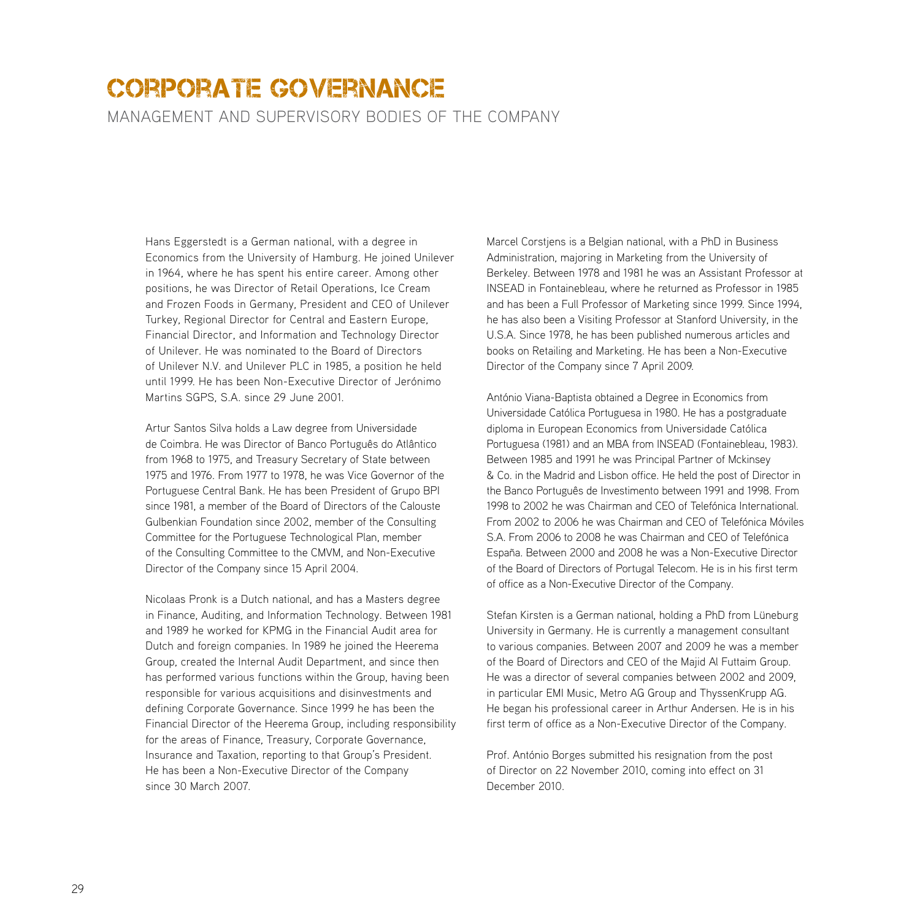# CORPORATE GOVERNANCE

## MANAGEMENT AND SUPERVISORY BODIES OF THE COMPANY

Hans Eggerstedt is a German national, with a degree in Economics from the University of Hamburg. He joined Unilever in 1964, where he has spent his entire career. Among other positions, he was Director of Retail Operations, Ice Cream and Frozen Foods in Germany, President and CEO of Unilever Turkey, Regional Director for Central and Eastern Europe, Financial Director, and Information and Technology Director of Unilever. He was nominated to the Board of Directors of Unilever N.V. and Unilever PLC in 1985, a position he held until 1999. He has been Non-Executive Director of Jerónimo Martins SGPS, S.A. since 29 June 2001.

Artur Santos Silva holds a Law degree from Universidade de Coimbra. He was Director of Banco Português do Atlântico from 1968 to 1975, and Treasury Secretary of State between 1975 and 1976. From 1977 to 1978, he was Vice Governor of the Portuguese Central Bank. He has been President of Grupo BPI since 1981, a member of the Board of Directors of the Calouste Gulbenkian Foundation since 2002, member of the Consulting Committee for the Portuguese Technological Plan, member of the Consulting Committee to the CMVM, and Non-Executive Director of the Company since 15 April 2004.

Nicolaas Pronk is a Dutch national, and has a Masters degree in Finance, Auditing, and Information Technology. Between 1981 and 1989 he worked for KPMG in the Financial Audit area for Dutch and foreign companies. In 1989 he joined the Heerema Group, created the Internal Audit Department, and since then has performed various functions within the Group, having been responsible for various acquisitions and disinvestments and defining Corporate Governance. Since 1999 he has been the Financial Director of the Heerema Group, including responsibility for the areas of Finance, Treasury, Corporate Governance, Insurance and Taxation, reporting to that Group's President. He has been a Non-Executive Director of the Company since 30 March 2007.

Marcel Corstjens is a Belgian national, with a PhD in Business Administration, majoring in Marketing from the University of Berkeley. Between 1978 and 1981 he was an Assistant Professor at INSEAD in Fontainebleau, where he returned as Professor in 1985 and has been a Full Professor of Marketing since 1999. Since 1994, he has also been a Visiting Professor at Stanford University, in the U.S.A. Since 1978, he has been published numerous articles and books on Retailing and Marketing. He has been a Non-Executive Director of the Company since 7 April 2009.

António Viana-Baptista obtained a Degree in Economics from Universidade Católica Portuguesa in 1980. He has a postgraduate diploma in European Economics from Universidade Católica Portuguesa (1981) and an MBA from INSEAD (Fontainebleau, 1983). Between 1985 and 1991 he was Principal Partner of Mckinsey & Co. in the Madrid and Lisbon office. He held the post of Director in the Banco Português de Investimento between 1991 and 1998. From 1998 to 2002 he was Chairman and CEO of Telefónica International. From 2002 to 2006 he was Chairman and CEO of Telefónica Móviles S.A. From 2006 to 2008 he was Chairman and CEO of Telefónica España. Between 2000 and 2008 he was a Non-Executive Director of the Board of Directors of Portugal Telecom. He is in his first term of office as a Non-Executive Director of the Company.

Stefan Kirsten is a German national, holding a PhD from Lüneburg University in Germany. He is currently a management consultant to various companies. Between 2007 and 2009 he was a member of the Board of Directors and CEO of the Majid Al Futtaim Group. He was a director of several companies between 2002 and 2009, in particular EMI Music, Metro AG Group and ThyssenKrupp AG. He began his professional career in Arthur Andersen. He is in his first term of office as a Non-Executive Director of the Company.

Prof. António Borges submitted his resignation from the post of Director on 22 November 2010, coming into effect on 31 December 2010.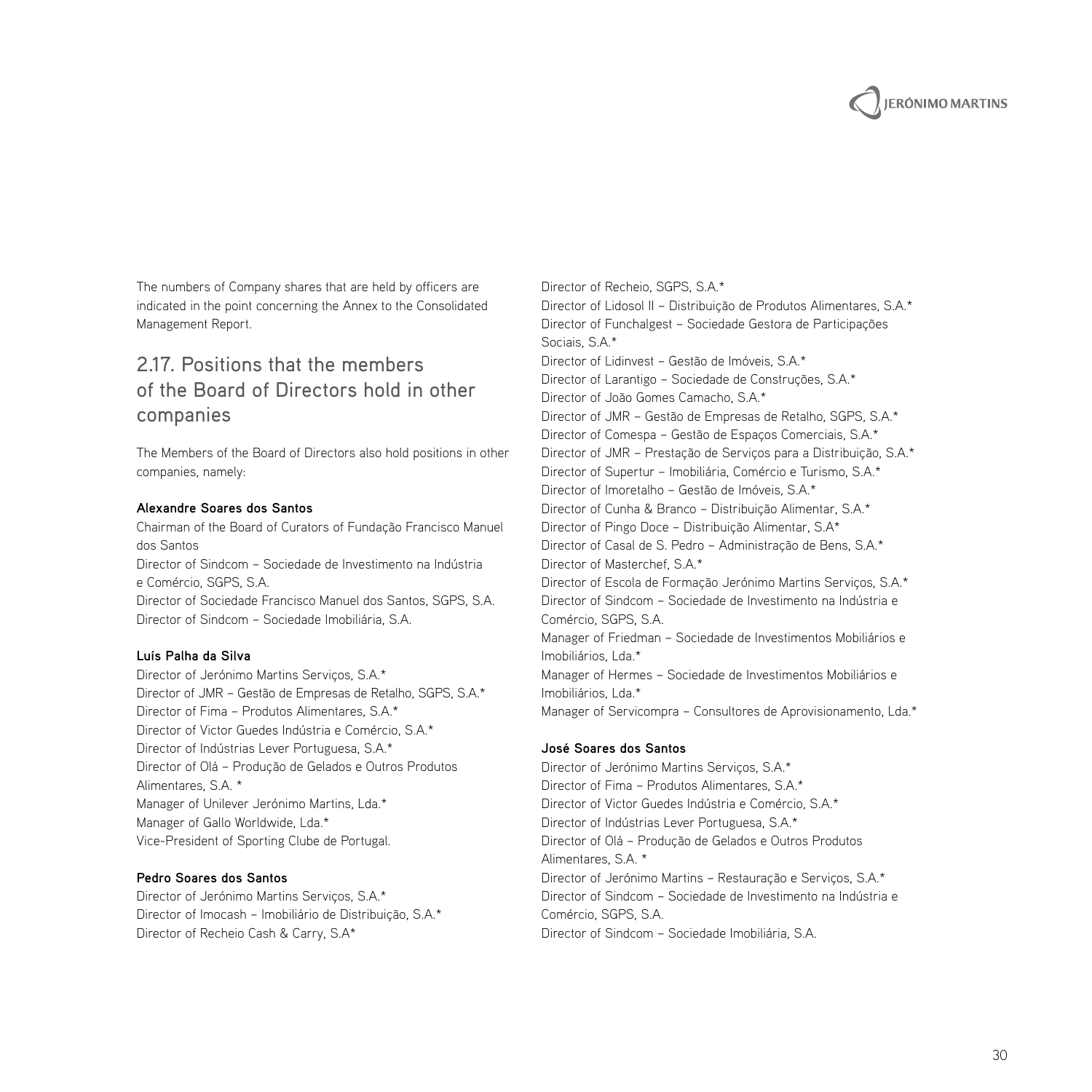The numbers of Company shares that are held by officers are indicated in the point concerning the Annex to the Consolidated Management Report.

## 2.17. Positions that the members of the Board of Directors hold in other companies

The Members of the Board of Directors also hold positions in other companies, namely:

**Alexandre Soares dos Santos**

Chairman of the Board of Curators of Fundação Francisco Manuel dos Santos
Director of Sindcom – Sociedade de Investimento na Indústria e Comércio, SGPS, S.A.
Director of Sociedade Francisco Manuel dos Santos, SGPS, S.A.
Director of Sindcom – Sociedade Imobiliária, S.A.

**Luís Palha da Silva**

Director of Jerónimo Martins Serviços, S.A.*
Director of JMR – Gestão de Empresas de Retalho, SGPS, S.A.*
Director of Fima – Produtos Alimentares, S.A.*
Director of Victor Guedes Indústria e Comércio, S.A.*
Director of Indústrias Lever Portuguesa, S.A.*
Director of Olá – Produção de Gelados e Outros Produtos Alimentares, S.A. *
Manager of Unilever Jerónimo Martins, Lda.*
Manager of Gallo Worldwide, Lda.*
Vice-President of Sporting Clube de Portugal.

**Pedro Soares dos Santos**

Director of Jerónimo Martins Serviços, S.A.*
Director of Imocash – Imobiliário de Distribuição, S.A.*
Director of Recheio Cash & Carry, S.A*
Director of Recheio, SGPS, S.A.*
Director of Lidosol II – Distribuição de Produtos Alimentares, S.A.*
Director of Funchalgest – Sociedade Gestora de Participações Sociais, S.A.*
Director of Lidinvest – Gestão de Imóveis, S.A.*
Director of Larantigo – Sociedade de Construções, S.A.*
Director of João Gomes Camacho, S.A.*
Director of JMR – Gestão de Empresas de Retalho, SGPS, S.A.*
Director of Comespa – Gestão de Espaços Comerciais, S.A.*
Director of JMR – Prestação de Serviços para a Distribuição, S.A.*
Director of Supertur – Imobiliária, Comércio e Turismo, S.A.*
Director of Imoretalho – Gestão de Imóveis, S.A.*
Director of Cunha & Branco – Distribuição Alimentar, S.A.*
Director of Pingo Doce – Distribuição Alimentar, S.A*
Director of Casal de S. Pedro – Administração de Bens, S.A.*
Director of Masterchef, S.A.*
Director of Escola de Formação Jerónimo Martins Serviços, S.A.*
Director of Sindcom – Sociedade de Investimento na Indústria e Comércio, SGPS, S.A.
Manager of Friedman – Sociedade de Investimentos Mobiliários e Imobiliários, Lda.*
Manager of Hermes – Sociedade de Investimentos Mobiliários e Imobiliários, Lda.*
Manager of Servicompra – Consultores de Aprovisionamento, Lda.*

**José Soares dos Santos**

Director of Jerónimo Martins Serviços, S.A.*
Director of Fima – Produtos Alimentares, S.A.*
Director of Victor Guedes Indústria e Comércio, S.A.*
Director of Indústrias Lever Portuguesa, S.A.*
Director of Olá – Produção de Gelados e Outros Produtos Alimentares, S.A. *
Director of Jerónimo Martins – Restauração e Serviços, S.A.*
Director of Sindcom – Sociedade de Investimento na Indústria e Comércio, SGPS, S.A.
Director of Sindcom – Sociedade Imobiliária, S.A.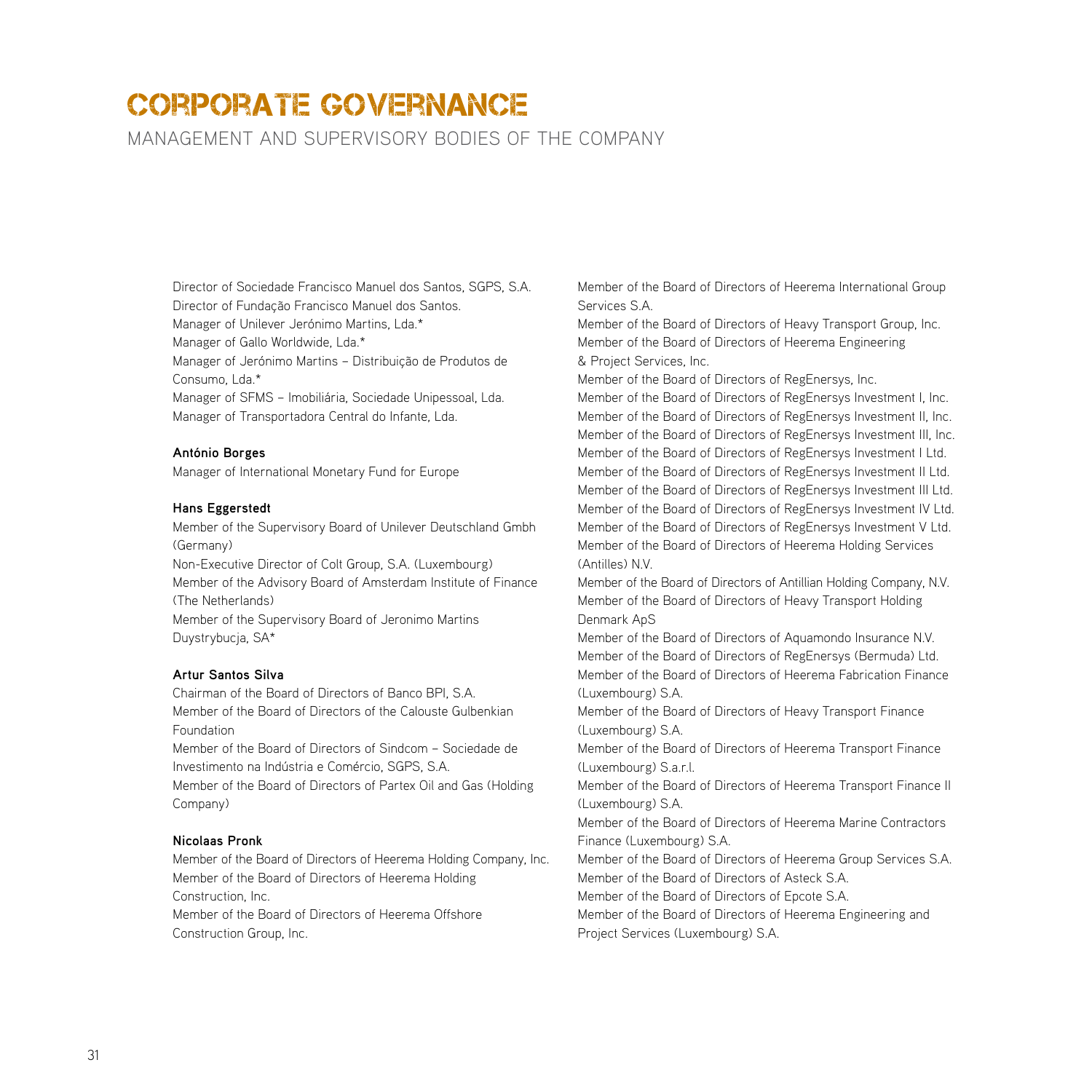# CORPORATE GOVERNANCE

## MANAGEMENT AND SUPERVISORY BODIES OF THE COMPANY

Director of Sociedade Francisco Manuel dos Santos, SGPS, S.A.
Director of Fundação Francisco Manuel dos Santos.
Manager of Unilever Jerónimo Martins, Lda.*
Manager of Gallo Worldwide, Lda.*
Manager of Jerónimo Martins – Distribuição de Produtos de Consumo, Lda.*
Manager of SFMS – Imobiliária, Sociedade Unipessoal, Lda.
Manager of Transportadora Central do Infante, Lda.

**António Borges**

Manager of International Monetary Fund for Europe

**Hans Eggerstedt**

Member of the Supervisory Board of Unilever Deutschland Gmbh (Germany)
Non-Executive Director of Colt Group, S.A. (Luxembourg)
Member of the Advisory Board of Amsterdam Institute of Finance (The Netherlands)
Member of the Supervisory Board of Jeronimo Martins Duystrybucja, SA*

**Artur Santos Silva**

Chairman of the Board of Directors of Banco BPI, S.A.
Member of the Board of Directors of the Calouste Gulbenkian Foundation
Member of the Board of Directors of Sindcom – Sociedade de Investimento na Indústria e Comércio, SGPS, S.A.
Member of the Board of Directors of Partex Oil and Gas (Holding Company)

**Nicolaas Pronk**

Member of the Board of Directors of Heerema Holding Company, Inc.
Member of the Board of Directors of Heerema Holding Construction, Inc.
Member of the Board of Directors of Heerema Offshore Construction Group, Inc.
Member of the Board of Directors of Heerema International Group Services S.A.
Member of the Board of Directors of Heavy Transport Group, Inc.
Member of the Board of Directors of Heerema Engineering & Project Services, Inc.
Member of the Board of Directors of RegEnersys, Inc.
Member of the Board of Directors of RegEnersys Investment I, Inc.
Member of the Board of Directors of RegEnersys Investment II, Inc.
Member of the Board of Directors of RegEnersys Investment III, Inc.
Member of the Board of Directors of RegEnersys Investment I Ltd.
Member of the Board of Directors of RegEnersys Investment II Ltd.
Member of the Board of Directors of RegEnersys Investment III Ltd.
Member of the Board of Directors of RegEnersys Investment IV Ltd.
Member of the Board of Directors of RegEnersys Investment V Ltd.
Member of the Board of Directors of Heerema Holding Services (Antilles) N.V.
Member of the Board of Directors of Antillian Holding Company, N.V.
Member of the Board of Directors of Heavy Transport Holding Denmark ApS
Member of the Board of Directors of Aquamondo Insurance N.V.
Member of the Board of Directors of RegEnersys (Bermuda) Ltd.
Member of the Board of Directors of Heerema Fabrication Finance (Luxembourg) S.A.
Member of the Board of Directors of Heavy Transport Finance (Luxembourg) S.A.
Member of the Board of Directors of Heerema Transport Finance (Luxembourg) S.a.r.l.
Member of the Board of Directors of Heerema Transport Finance II (Luxembourg) S.A.
Member of the Board of Directors of Heerema Marine Contractors Finance (Luxembourg) S.A.
Member of the Board of Directors of Heerema Group Services S.A.
Member of the Board of Directors of Asteck S.A.
Member of the Board of Directors of Epcote S.A.
Member of the Board of Directors of Heerema Engineering and Project Services (Luxembourg) S.A.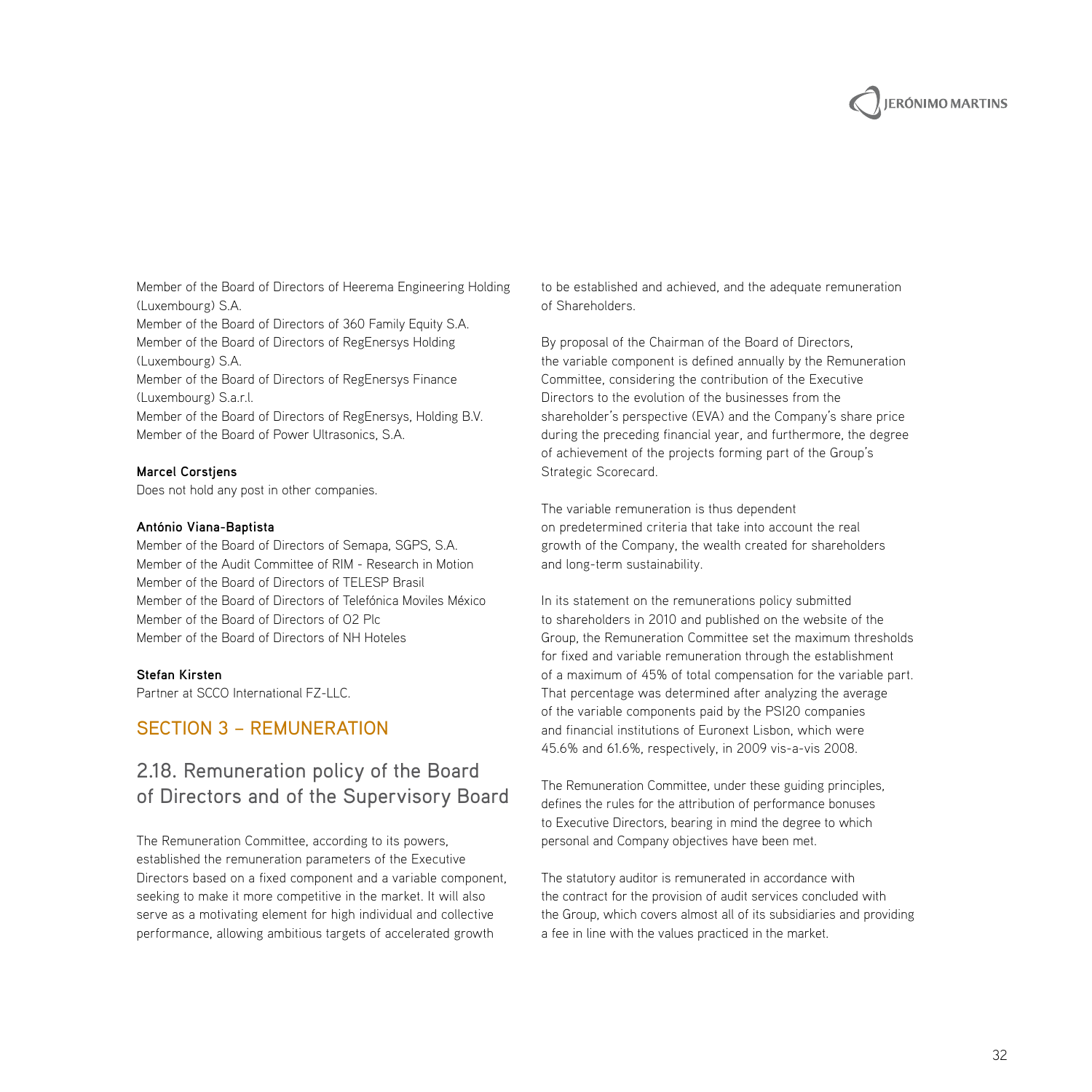Member of the Board of Directors of Heerema Engineering Holding (Luxembourg) S.A.
Member of the Board of Directors of 360 Family Equity S.A.
Member of the Board of Directors of RegEnersys Holding (Luxembourg) S.A.
Member of the Board of Directors of RegEnersys Finance (Luxembourg) S.a.r.l.
Member of the Board of Directors of RegEnersys, Holding B.V.
Member of the Board of Power Ultrasonics, S.A.

**Marcel Corstjens**
Does not hold any post in other companies.

**António Viana-Baptista**
Member of the Board of Directors of Semapa, SGPS, S.A.
Member of the Audit Committee of RIM - Research in Motion
Member of the Board of Directors of TELESP Brasil
Member of the Board of Directors of Telefónica Moviles México
Member of the Board of Directors of O2 Plc
Member of the Board of Directors of NH Hoteles

**Stefan Kirsten**
Partner at SCCO International FZ-LLC.

## SECTION 3 – REMUNERATION

## 2.18. Remuneration policy of the Board of Directors and of the Supervisory Board

The Remuneration Committee, according to its powers, established the remuneration parameters of the Executive Directors based on a fixed component and a variable component, seeking to make it more competitive in the market. It will also serve as a motivating element for high individual and collective performance, allowing ambitious targets of accelerated growth to be established and achieved, and the adequate remuneration of Shareholders.

By proposal of the Chairman of the Board of Directors, the variable component is defined annually by the Remuneration Committee, considering the contribution of the Executive Directors to the evolution of the businesses from the shareholder's perspective (EVA) and the Company's share price during the preceding financial year, and furthermore, the degree of achievement of the projects forming part of the Group's Strategic Scorecard.

The variable remuneration is thus dependent on predetermined criteria that take into account the real growth of the Company, the wealth created for shareholders and long-term sustainability.

In its statement on the remunerations policy submitted to shareholders in 2010 and published on the website of the Group, the Remuneration Committee set the maximum thresholds for fixed and variable remuneration through the establishment of a maximum of 45% of total compensation for the variable part. That percentage was determined after analyzing the average of the variable components paid by the PSI20 companies and financial institutions of Euronext Lisbon, which were 45.6% and 61.6%, respectively, in 2009 vis-a-vis 2008.

The Remuneration Committee, under these guiding principles, defines the rules for the attribution of performance bonuses to Executive Directors, bearing in mind the degree to which personal and Company objectives have been met.

The statutory auditor is remunerated in accordance with the contract for the provision of audit services concluded with the Group, which covers almost all of its subsidiaries and providing a fee in line with the values practiced in the market.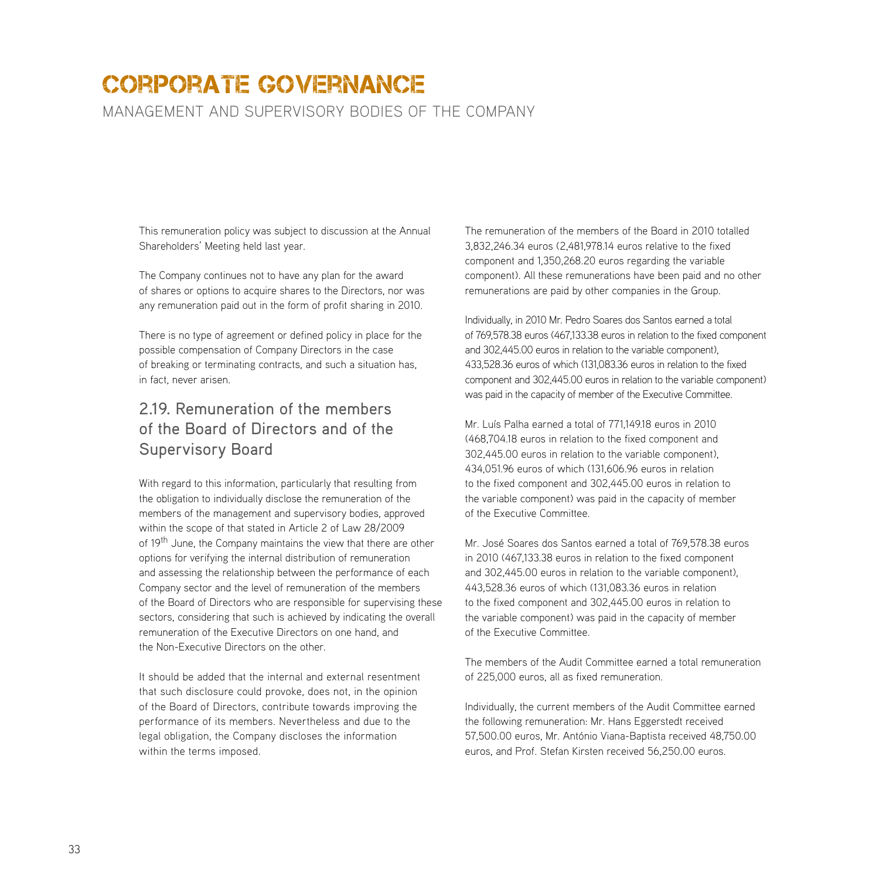# CORPORATE GOVERNANCE

MANAGEMENT AND SUPERVISORY BODIES OF THE COMPANY

This remuneration policy was subject to discussion at the Annual Shareholders' Meeting held last year.

The Company continues not to have any plan for the award of shares or options to acquire shares to the Directors, nor was any remuneration paid out in the form of profit sharing in 2010.

There is no type of agreement or defined policy in place for the possible compensation of Company Directors in the case of breaking or terminating contracts, and such a situation has, in fact, never arisen.

## 2.19. Remuneration of the members of the Board of Directors and of the Supervisory Board

With regard to this information, particularly that resulting from the obligation to individually disclose the remuneration of the members of the management and supervisory bodies, approved within the scope of that stated in Article 2 of Law 28/2009 of 19th June, the Company maintains the view that there are other options for verifying the internal distribution of remuneration and assessing the relationship between the performance of each Company sector and the level of remuneration of the members of the Board of Directors who are responsible for supervising these sectors, considering that such is achieved by indicating the overall remuneration of the Executive Directors on one hand, and the Non-Executive Directors on the other.

It should be added that the internal and external resentment that such disclosure could provoke, does not, in the opinion of the Board of Directors, contribute towards improving the performance of its members. Nevertheless and due to the legal obligation, the Company discloses the information within the terms imposed.

The remuneration of the members of the Board in 2010 totalled 3,832,246.34 euros (2,481,978.14 euros relative to the fixed component and 1,350,268.20 euros regarding the variable component). All these remunerations have been paid and no other remunerations are paid by other companies in the Group.

Individually, in 2010 Mr. Pedro Soares dos Santos earned a total of 769,578.38 euros (467,133.38 euros in relation to the fixed component and 302,445.00 euros in relation to the variable component), 433,528.36 euros of which (131,083.36 euros in relation to the fixed component and 302,445.00 euros in relation to the variable component) was paid in the capacity of member of the Executive Committee.

Mr. Luís Palha earned a total of 771,149.18 euros in 2010 (468,704.18 euros in relation to the fixed component and 302,445.00 euros in relation to the variable component), 434,051.96 euros of which (131,606.96 euros in relation to the fixed component and 302,445.00 euros in relation to the variable component) was paid in the capacity of member of the Executive Committee.

Mr. José Soares dos Santos earned a total of 769,578.38 euros in 2010 (467,133.38 euros in relation to the fixed component and 302,445.00 euros in relation to the variable component), 443,528.36 euros of which (131,083.36 euros in relation to the fixed component and 302,445.00 euros in relation to the variable component) was paid in the capacity of member of the Executive Committee.

The members of the Audit Committee earned a total remuneration of 225,000 euros, all as fixed remuneration.

Individually, the current members of the Audit Committee earned the following remuneration: Mr. Hans Eggerstedt received 57,500.00 euros, Mr. António Viana-Baptista received 48,750.00 euros, and Prof. Stefan Kirsten received 56,250.00 euros.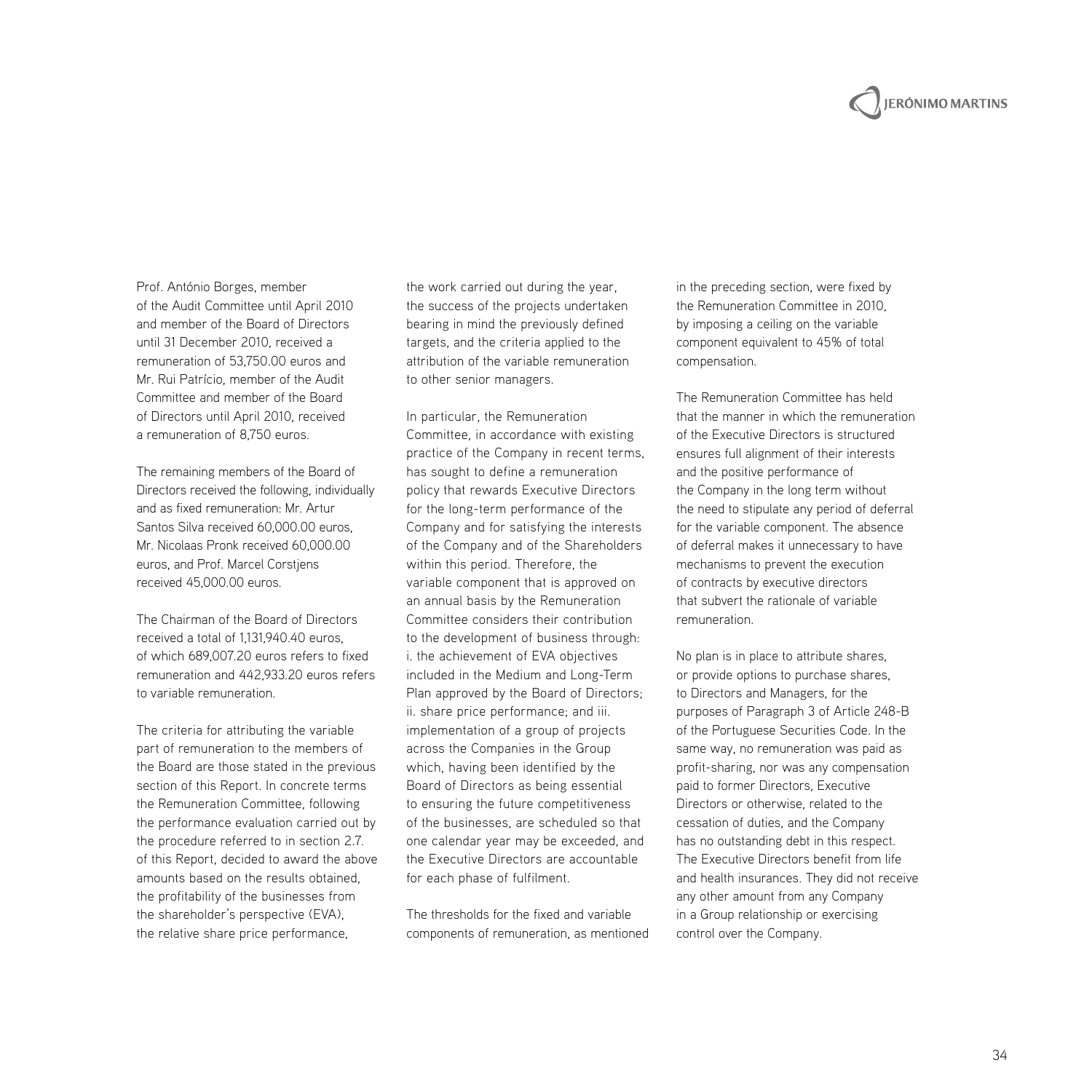Prof. António Borges, member of the Audit Committee until April 2010 and member of the Board of Directors until 31 December 2010, received a remuneration of 53,750.00 euros and Mr. Rui Patrício, member of the Audit Committee and member of the Board of Directors until April 2010, received a remuneration of 8,750 euros.

The remaining members of the Board of Directors received the following, individually and as fixed remuneration: Mr. Artur Santos Silva received 60,000.00 euros, Mr. Nicolaas Pronk received 60,000.00 euros, and Prof. Marcel Corstjens received 45,000.00 euros.

The Chairman of the Board of Directors received a total of 1,131,940.40 euros, of which 689,007.20 euros refers to fixed remuneration and 442,933.20 euros refers to variable remuneration.

The criteria for attributing the variable part of remuneration to the members of the Board are those stated in the previous section of this Report. In concrete terms the Remuneration Committee, following the performance evaluation carried out by the procedure referred to in section 2.7. of this Report, decided to award the above amounts based on the results obtained, the profitability of the businesses from the shareholder's perspective (EVA), the relative share price performance, the work carried out during the year, the success of the projects undertaken bearing in mind the previously defined targets, and the criteria applied to the attribution of the variable remuneration to other senior managers.

In particular, the Remuneration Committee, in accordance with existing practice of the Company in recent terms, has sought to define a remuneration policy that rewards Executive Directors for the long-term performance of the Company and for satisfying the interests of the Company and of the Shareholders within this period. Therefore, the variable component that is approved on an annual basis by the Remuneration Committee considers their contribution to the development of business through: i. the achievement of EVA objectives included in the Medium and Long-Term Plan approved by the Board of Directors; ii. share price performance; and iii. implementation of a group of projects across the Companies in the Group which, having been identified by the Board of Directors as being essential to ensuring the future competitiveness of the businesses, are scheduled so that one calendar year may be exceeded, and the Executive Directors are accountable for each phase of fulfilment.

The thresholds for the fixed and variable components of remuneration, as mentioned in the preceding section, were fixed by the Remuneration Committee in 2010, by imposing a ceiling on the variable component equivalent to 45% of total compensation.

The Remuneration Committee has held that the manner in which the remuneration of the Executive Directors is structured ensures full alignment of their interests and the positive performance of the Company in the long term without the need to stipulate any period of deferral for the variable component. The absence of deferral makes it unnecessary to have mechanisms to prevent the execution of contracts by executive directors that subvert the rationale of variable remuneration.

No plan is in place to attribute shares, or provide options to purchase shares, to Directors and Managers, for the purposes of Paragraph 3 of Article 248-B of the Portuguese Securities Code. In the same way, no remuneration was paid as profit-sharing, nor was any compensation paid to former Directors, Executive Directors or otherwise, related to the cessation of duties, and the Company has no outstanding debt in this respect. The Executive Directors benefit from life and health insurances. They did not receive any other amount from any Company in a Group relationship or exercising control over the Company.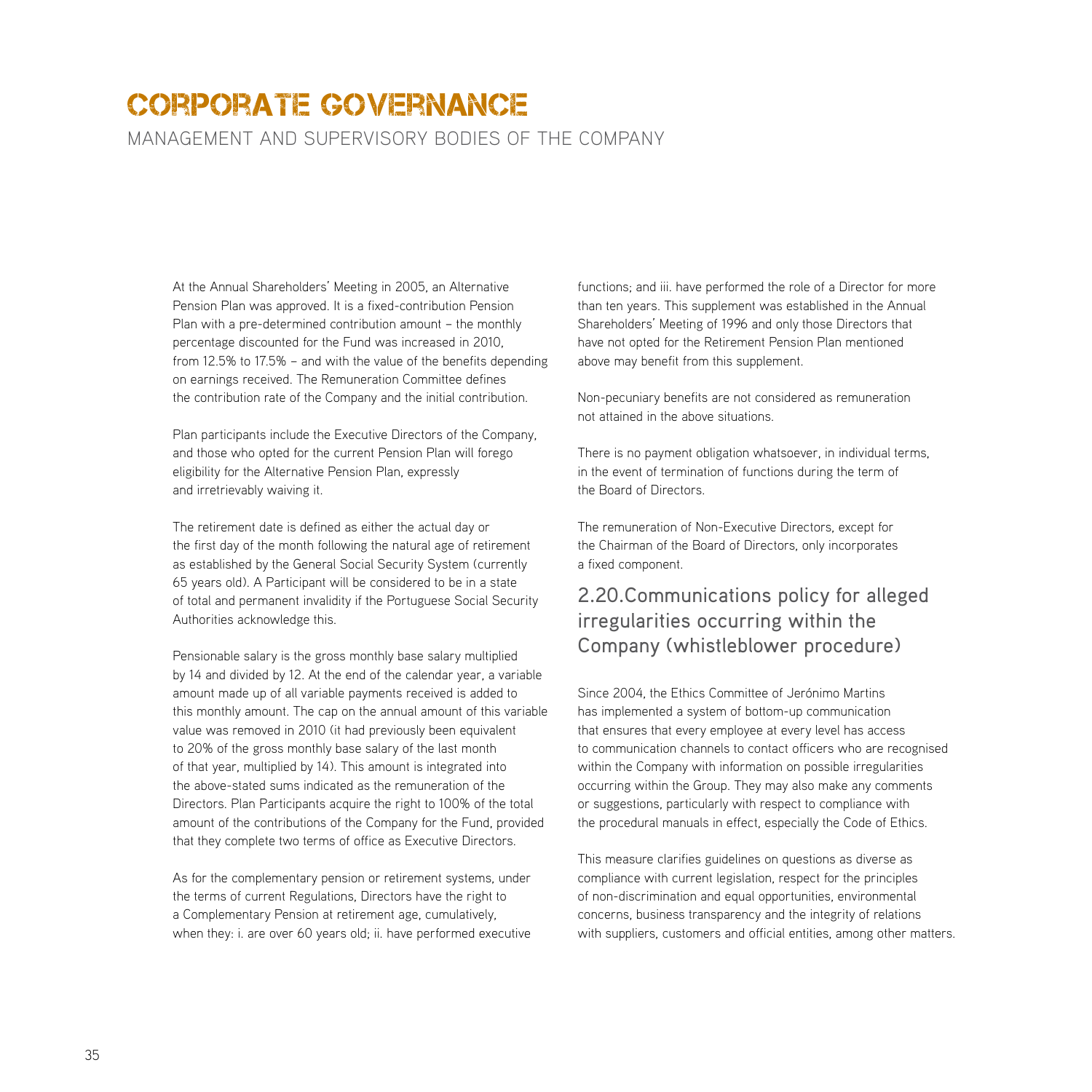# CORPORATE GOVERNANCE

MANAGEMENT AND SUPERVISORY BODIES OF THE COMPANY

At the Annual Shareholders' Meeting in 2005, an Alternative Pension Plan was approved. It is a fixed-contribution Pension Plan with a pre-determined contribution amount – the monthly percentage discounted for the Fund was increased in 2010, from 12.5% to 17.5% – and with the value of the benefits depending on earnings received. The Remuneration Committee defines the contribution rate of the Company and the initial contribution.

Plan participants include the Executive Directors of the Company, and those who opted for the current Pension Plan will forego eligibility for the Alternative Pension Plan, expressly and irretrievably waiving it.

The retirement date is defined as either the actual day or the first day of the month following the natural age of retirement as established by the General Social Security System (currently 65 years old). A Participant will be considered to be in a state of total and permanent invalidity if the Portuguese Social Security Authorities acknowledge this.

Pensionable salary is the gross monthly base salary multiplied by 14 and divided by 12. At the end of the calendar year, a variable amount made up of all variable payments received is added to this monthly amount. The cap on the annual amount of this variable value was removed in 2010 (it had previously been equivalent to 20% of the gross monthly base salary of the last month of that year, multiplied by 14). This amount is integrated into the above-stated sums indicated as the remuneration of the Directors. Plan Participants acquire the right to 100% of the total amount of the contributions of the Company for the Fund, provided that they complete two terms of office as Executive Directors.

As for the complementary pension or retirement systems, under the terms of current Regulations, Directors have the right to a Complementary Pension at retirement age, cumulatively, when they: i. are over 60 years old; ii. have performed executive functions; and iii. have performed the role of a Director for more than ten years. This supplement was established in the Annual Shareholders' Meeting of 1996 and only those Directors that have not opted for the Retirement Pension Plan mentioned above may benefit from this supplement.

Non-pecuniary benefits are not considered as remuneration not attained in the above situations.

There is no payment obligation whatsoever, in individual terms, in the event of termination of functions during the term of the Board of Directors.

The remuneration of Non-Executive Directors, except for the Chairman of the Board of Directors, only incorporates a fixed component.

## 2.20. Communications policy for alleged irregularities occurring within the Company (whistleblower procedure)

Since 2004, the Ethics Committee of Jerónimo Martins has implemented a system of bottom-up communication that ensures that every employee at every level has access to communication channels to contact officers who are recognised within the Company with information on possible irregularities occurring within the Group. They may also make any comments or suggestions, particularly with respect to compliance with the procedural manuals in effect, especially the Code of Ethics.

This measure clarifies guidelines on questions as diverse as compliance with current legislation, respect for the principles of non-discrimination and equal opportunities, environmental concerns, business transparency and the integrity of relations with suppliers, customers and official entities, among other matters.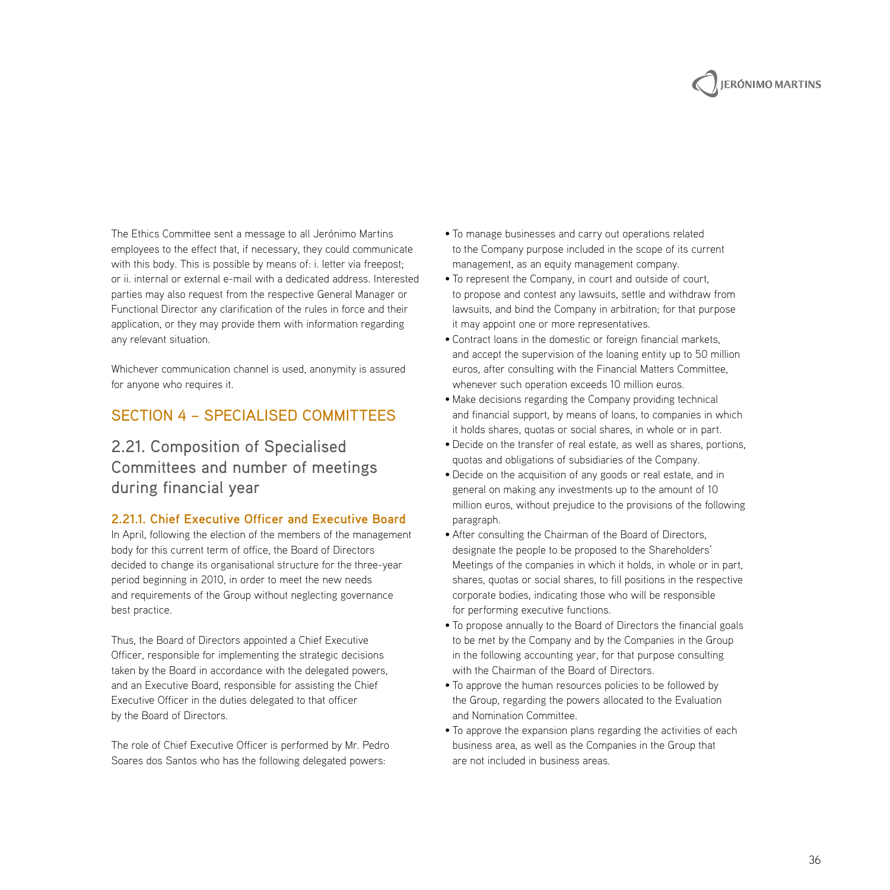The Ethics Committee sent a message to all Jerónimo Martins employees to the effect that, if necessary, they could communicate with this body. This is possible by means of: i. letter via freepost; or ii. internal or external e-mail with a dedicated address. Interested parties may also request from the respective General Manager or Functional Director any clarification of the rules in force and their application, or they may provide them with information regarding any relevant situation.

Whichever communication channel is used, anonymity is assured for anyone who requires it.

## SECTION 4 – SPECIALISED COMMITTEES

## 2.21. Composition of Specialised Committees and number of meetings during financial year

### 2.21.1. Chief Executive Officer and Executive Board

In April, following the election of the members of the management body for this current term of office, the Board of Directors decided to change its organisational structure for the three-year period beginning in 2010, in order to meet the new needs and requirements of the Group without neglecting governance best practice.

Thus, the Board of Directors appointed a Chief Executive Officer, responsible for implementing the strategic decisions taken by the Board in accordance with the delegated powers, and an Executive Board, responsible for assisting the Chief Executive Officer in the duties delegated to that officer by the Board of Directors.

The role of Chief Executive Officer is performed by Mr. Pedro Soares dos Santos who has the following delegated powers:

- To manage businesses and carry out operations related to the Company purpose included in the scope of its current management, as an equity management company.
- To represent the Company, in court and outside of court, to propose and contest any lawsuits, settle and withdraw from lawsuits, and bind the Company in arbitration; for that purpose it may appoint one or more representatives.
- Contract loans in the domestic or foreign financial markets, and accept the supervision of the loaning entity up to 50 million euros, after consulting with the Financial Matters Committee, whenever such operation exceeds 10 million euros.
- Make decisions regarding the Company providing technical and financial support, by means of loans, to companies in which it holds shares, quotas or social shares, in whole or in part.
- Decide on the transfer of real estate, as well as shares, portions, quotas and obligations of subsidiaries of the Company.
- Decide on the acquisition of any goods or real estate, and in general on making any investments up to the amount of 10 million euros, without prejudice to the provisions of the following paragraph.
- After consulting the Chairman of the Board of Directors, designate the people to be proposed to the Shareholders' Meetings of the companies in which it holds, in whole or in part, shares, quotas or social shares, to fill positions in the respective corporate bodies, indicating those who will be responsible for performing executive functions.
- To propose annually to the Board of Directors the financial goals to be met by the Company and by the Companies in the Group in the following accounting year, for that purpose consulting with the Chairman of the Board of Directors.
- To approve the human resources policies to be followed by the Group, regarding the powers allocated to the Evaluation and Nomination Committee.
- To approve the expansion plans regarding the activities of each business area, as well as the Companies in the Group that are not included in business areas.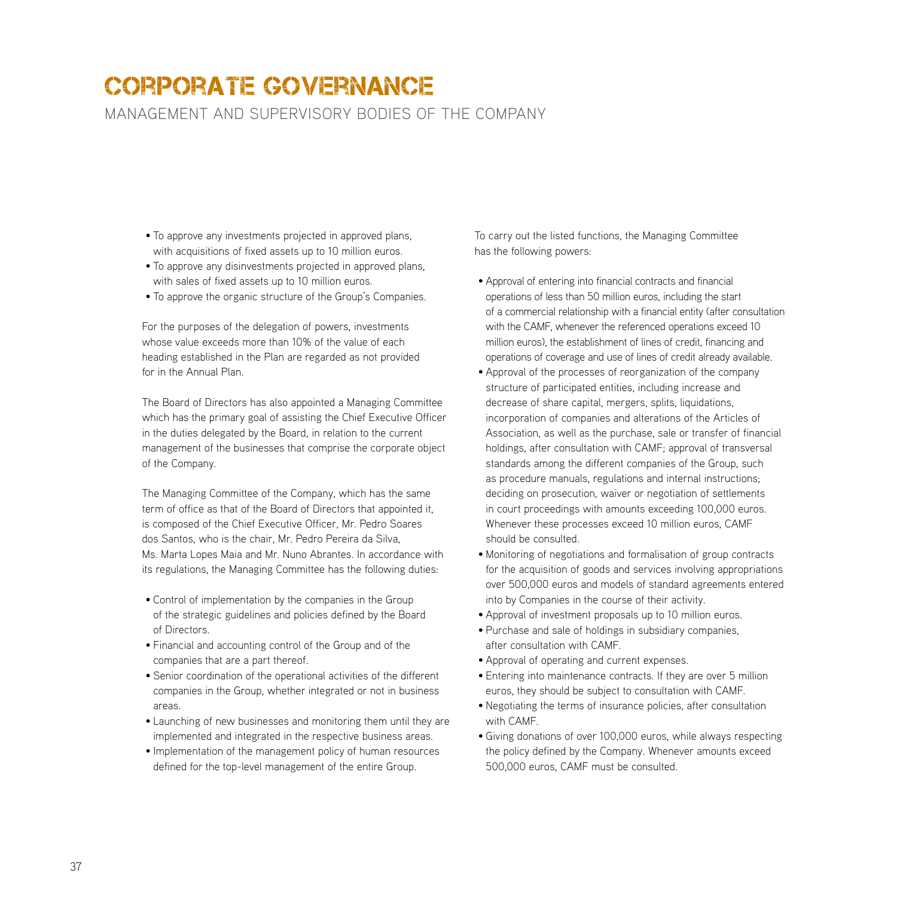# CORPORATE GOVERNANCE

## MANAGEMENT AND SUPERVISORY BODIES OF THE COMPANY

- To approve any investments projected in approved plans, with acquisitions of fixed assets up to 10 million euros.
- To approve any disinvestments projected in approved plans, with sales of fixed assets up to 10 million euros.
- To approve the organic structure of the Group's Companies.

For the purposes of the delegation of powers, investments whose value exceeds more than 10% of the value of each heading established in the Plan are regarded as not provided for in the Annual Plan.

The Board of Directors has also appointed a Managing Committee which has the primary goal of assisting the Chief Executive Officer in the duties delegated by the Board, in relation to the current management of the businesses that comprise the corporate object of the Company.

The Managing Committee of the Company, which has the same term of office as that of the Board of Directors that appointed it, is composed of the Chief Executive Officer, Mr. Pedro Soares dos Santos, who is the chair, Mr. Pedro Pereira da Silva, Ms. Marta Lopes Maia and Mr. Nuno Abrantes. In accordance with its regulations, the Managing Committee has the following duties:

- Control of implementation by the companies in the Group of the strategic guidelines and policies defined by the Board of Directors.
- Financial and accounting control of the Group and of the companies that are a part thereof.
- Senior coordination of the operational activities of the different companies in the Group, whether integrated or not in business areas.
- Launching of new businesses and monitoring them until they are implemented and integrated in the respective business areas.
- Implementation of the management policy of human resources defined for the top-level management of the entire Group.

To carry out the listed functions, the Managing Committee has the following powers:

- Approval of entering into financial contracts and financial operations of less than 50 million euros, including the start of a commercial relationship with a financial entity (after consultation with the CAMF, whenever the referenced operations exceed 10 million euros), the establishment of lines of credit, financing and operations of coverage and use of lines of credit already available.
- Approval of the processes of reorganization of the company structure of participated entities, including increase and decrease of share capital, mergers, splits, liquidations, incorporation of companies and alterations of the Articles of Association, as well as the purchase, sale or transfer of financial holdings, after consultation with CAMF; approval of transversal standards among the different companies of the Group, such as procedure manuals, regulations and internal instructions; deciding on prosecution, waiver or negotiation of settlements in court proceedings with amounts exceeding 100,000 euros. Whenever these processes exceed 10 million euros, CAMF should be consulted.
- Monitoring of negotiations and formalisation of group contracts for the acquisition of goods and services involving appropriations over 500,000 euros and models of standard agreements entered into by Companies in the course of their activity.
- Approval of investment proposals up to 10 million euros.
- Purchase and sale of holdings in subsidiary companies, after consultation with CAMF.
- Approval of operating and current expenses.
- Entering into maintenance contracts. If they are over 5 million euros, they should be subject to consultation with CAMF.
- Negotiating the terms of insurance policies, after consultation with CAMF.
- Giving donations of over 100,000 euros, while always respecting the policy defined by the Company. Whenever amounts exceed 500,000 euros, CAMF must be consulted.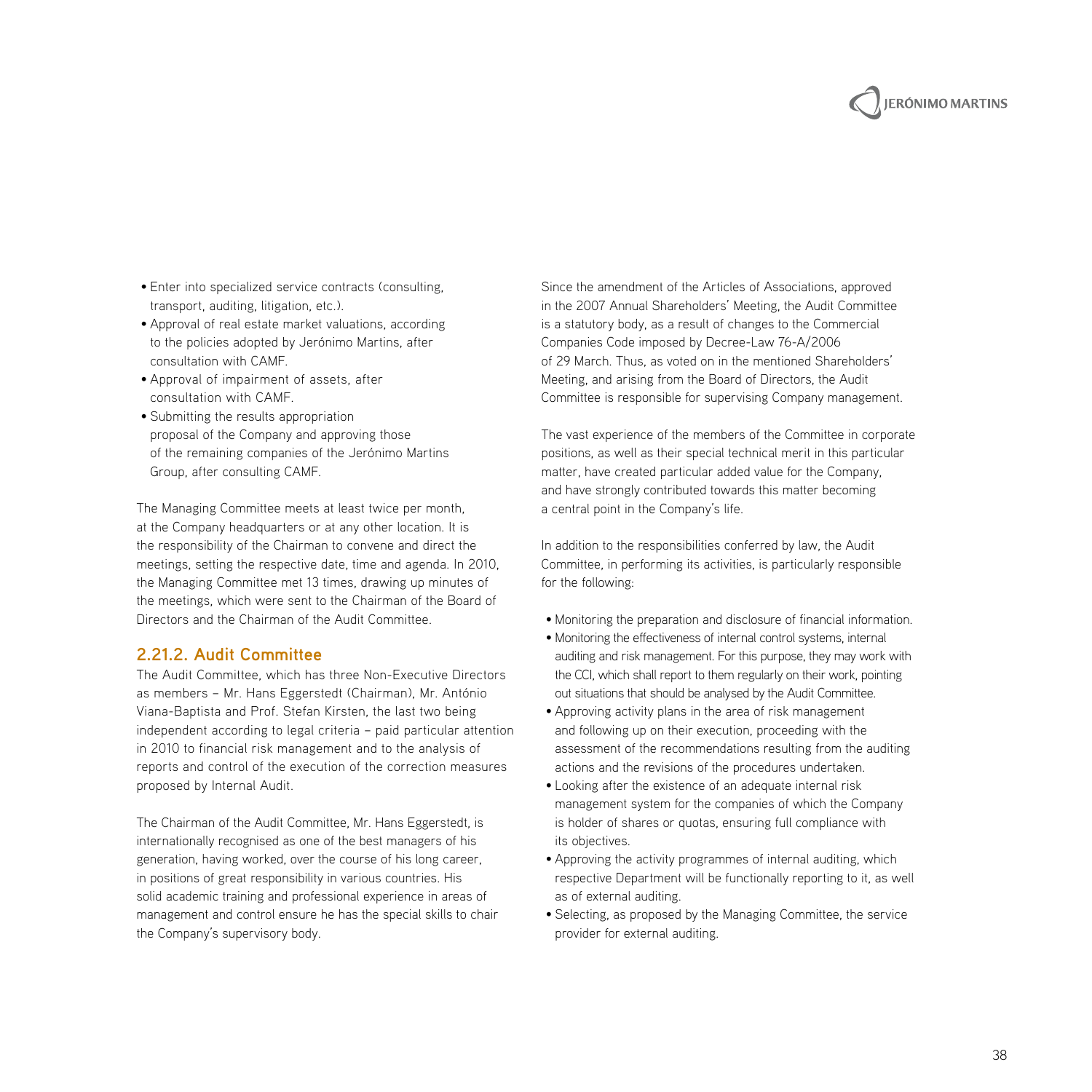- Enter into specialized service contracts (consulting, transport, auditing, litigation, etc.).
- Approval of real estate market valuations, according to the policies adopted by Jerónimo Martins, after consultation with CAMF.
- Approval of impairment of assets, after consultation with CAMF.
- Submitting the results appropriation proposal of the Company and approving those of the remaining companies of the Jerónimo Martins Group, after consulting CAMF.

The Managing Committee meets at least twice per month, at the Company headquarters or at any other location. It is the responsibility of the Chairman to convene and direct the meetings, setting the respective date, time and agenda. In 2010, the Managing Committee met 13 times, drawing up minutes of the meetings, which were sent to the Chairman of the Board of Directors and the Chairman of the Audit Committee.

### 2.21.2. Audit Committee

The Audit Committee, which has three Non-Executive Directors as members – Mr. Hans Eggerstedt (Chairman), Mr. António Viana-Baptista and Prof. Stefan Kirsten, the last two being independent according to legal criteria – paid particular attention in 2010 to financial risk management and to the analysis of reports and control of the execution of the correction measures proposed by Internal Audit.

The Chairman of the Audit Committee, Mr. Hans Eggerstedt, is internationally recognised as one of the best managers of his generation, having worked, over the course of his long career, in positions of great responsibility in various countries. His solid academic training and professional experience in areas of management and control ensure he has the special skills to chair the Company's supervisory body.

Since the amendment of the Articles of Associations, approved in the 2007 Annual Shareholders' Meeting, the Audit Committee is a statutory body, as a result of changes to the Commercial Companies Code imposed by Decree-Law 76-A/2006 of 29 March. Thus, as voted on in the mentioned Shareholders' Meeting, and arising from the Board of Directors, the Audit Committee is responsible for supervising Company management.

The vast experience of the members of the Committee in corporate positions, as well as their special technical merit in this particular matter, have created particular added value for the Company, and have strongly contributed towards this matter becoming a central point in the Company's life.

In addition to the responsibilities conferred by law, the Audit Committee, in performing its activities, is particularly responsible for the following:

- Monitoring the preparation and disclosure of financial information.
- Monitoring the effectiveness of internal control systems, internal auditing and risk management. For this purpose, they may work with the CCI, which shall report to them regularly on their work, pointing out situations that should be analysed by the Audit Committee.
- Approving activity plans in the area of risk management and following up on their execution, proceeding with the assessment of the recommendations resulting from the auditing actions and the revisions of the procedures undertaken.
- Looking after the existence of an adequate internal risk management system for the companies of which the Company is holder of shares or quotas, ensuring full compliance with its objectives.
- Approving the activity programmes of internal auditing, which respective Department will be functionally reporting to it, as well as of external auditing.
- Selecting, as proposed by the Managing Committee, the service provider for external auditing.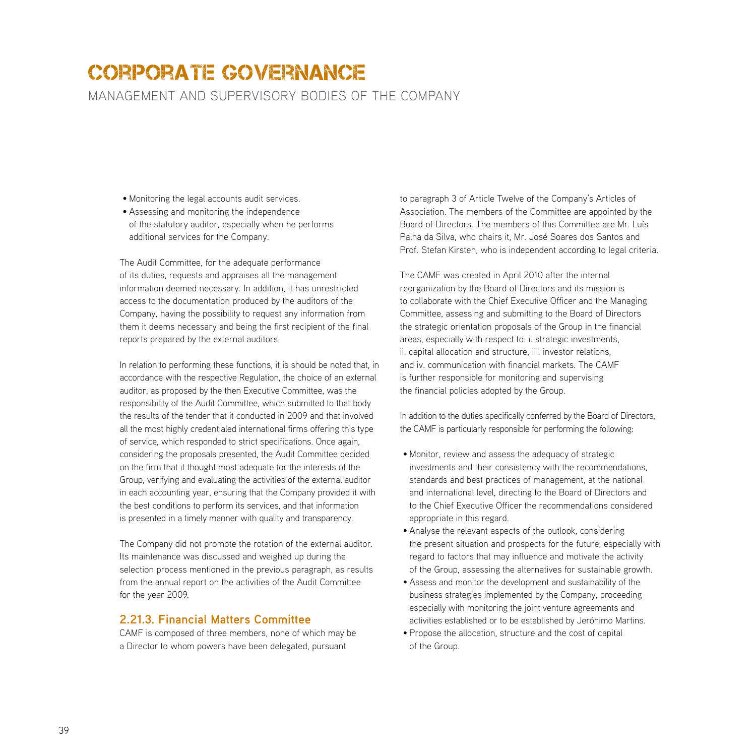- Monitoring the legal accounts audit services.
- Assessing and monitoring the independence of the statutory auditor, especially when he performs additional services for the Company.

The Audit Committee, for the adequate performance of its duties, requests and appraises all the management information deemed necessary. In addition, it has unrestricted access to the documentation produced by the auditors of the Company, having the possibility to request any information from them it deems necessary and being the first recipient of the final reports prepared by the external auditors.

In relation to performing these functions, it is should be noted that, in accordance with the respective Regulation, the choice of an external auditor, as proposed by the then Executive Committee, was the responsibility of the Audit Committee, which submitted to that body the results of the tender that it conducted in 2009 and that involved all the most highly credentialed international firms offering this type of service, which responded to strict specifications. Once again, considering the proposals presented, the Audit Committee decided on the firm that it thought most adequate for the interests of the Group, verifying and evaluating the activities of the external auditor in each accounting year, ensuring that the Company provided it with the best conditions to perform its services, and that information is presented in a timely manner with quality and transparency.

The Company did not promote the rotation of the external auditor. Its maintenance was discussed and weighed up during the selection process mentioned in the previous paragraph, as results from the annual report on the activities of the Audit Committee for the year 2009.

### 2.21.3. Financial Matters Committee

CAMF is composed of three members, none of which may be a Director to whom powers have been delegated, pursuant to paragraph 3 of Article Twelve of the Company's Articles of Association. The members of the Committee are appointed by the Board of Directors. The members of this Committee are Mr. Luís Palha da Silva, who chairs it, Mr. José Soares dos Santos and Prof. Stefan Kirsten, who is independent according to legal criteria.

The CAMF was created in April 2010 after the internal reorganization by the Board of Directors and its mission is to collaborate with the Chief Executive Officer and the Managing Committee, assessing and submitting to the Board of Directors the strategic orientation proposals of the Group in the financial areas, especially with respect to: i. strategic investments, ii. capital allocation and structure, iii. investor relations, and iv. communication with financial markets. The CAMF is further responsible for monitoring and supervising the financial policies adopted by the Group.

In addition to the duties specifically conferred by the Board of Directors, the CAMF is particularly responsible for performing the following:

- Monitor, review and assess the adequacy of strategic investments and their consistency with the recommendations, standards and best practices of management, at the national and international level, directing to the Board of Directors and to the Chief Executive Officer the recommendations considered appropriate in this regard.
- Analyse the relevant aspects of the outlook, considering the present situation and prospects for the future, especially with regard to factors that may influence and motivate the activity of the Group, assessing the alternatives for sustainable growth.
- Assess and monitor the development and sustainability of the business strategies implemented by the Company, proceeding especially with monitoring the joint venture agreements and activities established or to be established by Jerónimo Martins.
- Propose the allocation, structure and the cost of capital of the Group.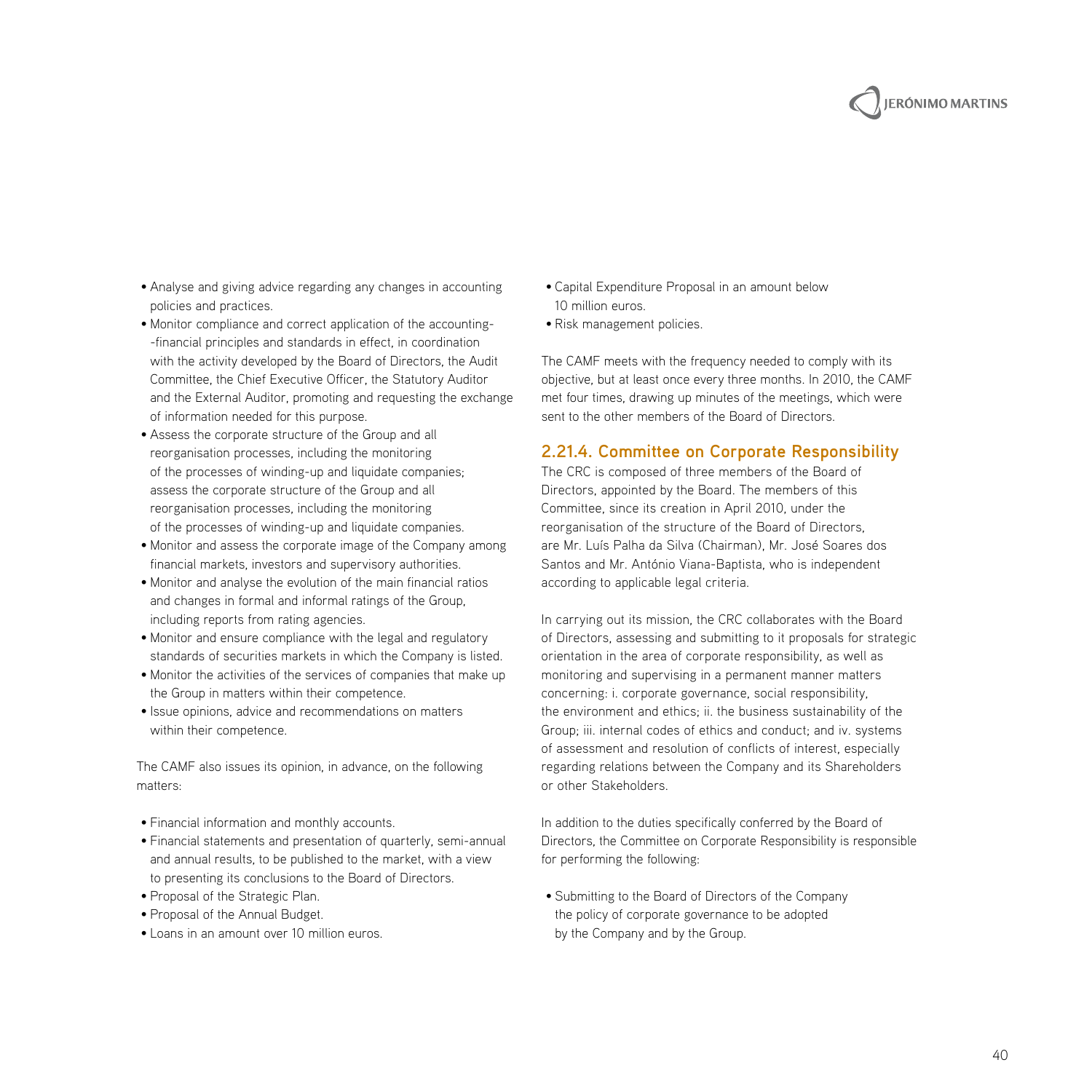- Analyse and giving advice regarding any changes in accounting policies and practices.
- Monitor compliance and correct application of the accounting--financial principles and standards in effect, in coordination with the activity developed by the Board of Directors, the Audit Committee, the Chief Executive Officer, the Statutory Auditor and the External Auditor, promoting and requesting the exchange of information needed for this purpose.
- Assess the corporate structure of the Group and all reorganisation processes, including the monitoring of the processes of winding-up and liquidate companies; assess the corporate structure of the Group and all reorganisation processes, including the monitoring of the processes of winding-up and liquidate companies.
- Monitor and assess the corporate image of the Company among financial markets, investors and supervisory authorities.
- Monitor and analyse the evolution of the main financial ratios and changes in formal and informal ratings of the Group, including reports from rating agencies.
- Monitor and ensure compliance with the legal and regulatory standards of securities markets in which the Company is listed.
- Monitor the activities of the services of companies that make up the Group in matters within their competence.
- Issue opinions, advice and recommendations on matters within their competence.

The CAMF also issues its opinion, in advance, on the following matters:

- Financial information and monthly accounts.
- Financial statements and presentation of quarterly, semi-annual and annual results, to be published to the market, with a view to presenting its conclusions to the Board of Directors.
- Proposal of the Strategic Plan.
- Proposal of the Annual Budget.
- Loans in an amount over 10 million euros.
- Capital Expenditure Proposal in an amount below 10 million euros.
- Risk management policies.

The CAMF meets with the frequency needed to comply with its objective, but at least once every three months. In 2010, the CAMF met four times, drawing up minutes of the meetings, which were sent to the other members of the Board of Directors.

### 2.21.4. Committee on Corporate Responsibility

The CRC is composed of three members of the Board of Directors, appointed by the Board. The members of this Committee, since its creation in April 2010, under the reorganisation of the structure of the Board of Directors, are Mr. Luís Palha da Silva (Chairman), Mr. José Soares dos Santos and Mr. António Viana-Baptista, who is independent according to applicable legal criteria.

In carrying out its mission, the CRC collaborates with the Board of Directors, assessing and submitting to it proposals for strategic orientation in the area of corporate responsibility, as well as monitoring and supervising in a permanent manner matters concerning: i. corporate governance, social responsibility, the environment and ethics; ii. the business sustainability of the Group; iii. internal codes of ethics and conduct; and iv. systems of assessment and resolution of conflicts of interest, especially regarding relations between the Company and its Shareholders or other Stakeholders.

In addition to the duties specifically conferred by the Board of Directors, the Committee on Corporate Responsibility is responsible for performing the following:

- Submitting to the Board of Directors of the Company the policy of corporate governance to be adopted by the Company and by the Group.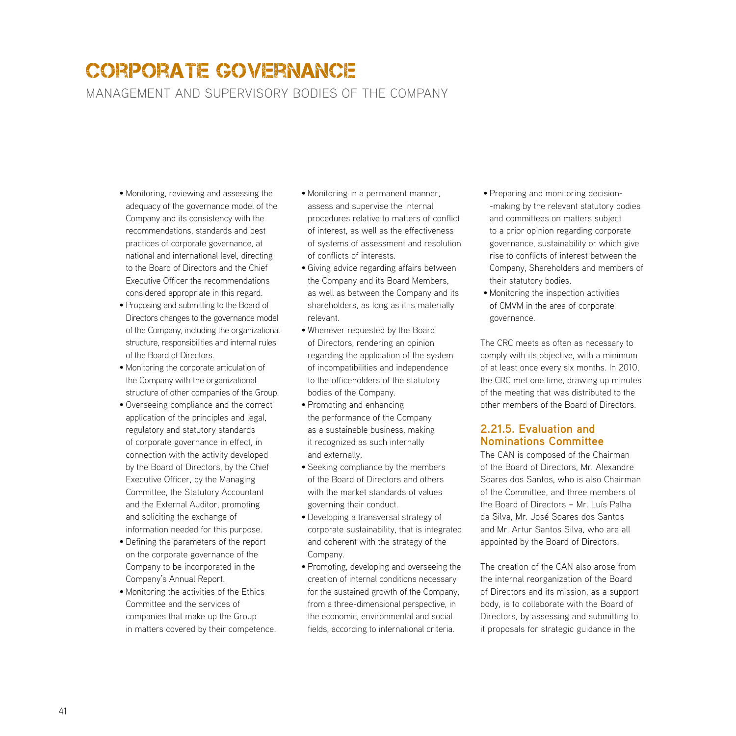# CORPORATE GOVERNANCE

## MANAGEMENT AND SUPERVISORY BODIES OF THE COMPANY

- Monitoring, reviewing and assessing the adequacy of the governance model of the Company and its consistency with the recommendations, standards and best practices of corporate governance, at national and international level, directing to the Board of Directors and the Chief Executive Officer the recommendations considered appropriate in this regard.
- Proposing and submitting to the Board of Directors changes to the governance model of the Company, including the organizational structure, responsibilities and internal rules of the Board of Directors.
- Monitoring the corporate articulation of the Company with the organizational structure of other companies of the Group.
- Overseeing compliance and the correct application of the principles and legal, regulatory and statutory standards of corporate governance in effect, in connection with the activity developed by the Board of Directors, by the Chief Executive Officer, by the Managing Committee, the Statutory Accountant and the External Auditor, promoting and soliciting the exchange of information needed for this purpose.
- Defining the parameters of the report on the corporate governance of the Company to be incorporated in the Company's Annual Report.
- Monitoring the activities of the Ethics Committee and the services of companies that make up the Group in matters covered by their competence.
- Monitoring in a permanent manner, assess and supervise the internal procedures relative to matters of conflict of interest, as well as the effectiveness of systems of assessment and resolution of conflicts of interests.
- Giving advice regarding affairs between the Company and its Board Members, as well as between the Company and its shareholders, as long as it is materially relevant.
- Whenever requested by the Board of Directors, rendering an opinion regarding the application of the system of incompatibilities and independence to the officeholders of the statutory bodies of the Company.
- Promoting and enhancing the performance of the Company as a sustainable business, making it recognized as such internally and externally.
- Seeking compliance by the members of the Board of Directors and others with the market standards of values governing their conduct.
- Developing a transversal strategy of corporate sustainability, that is integrated and coherent with the strategy of the Company.
- Promoting, developing and overseeing the creation of internal conditions necessary for the sustained growth of the Company, from a three-dimensional perspective, in the economic, environmental and social fields, according to international criteria.
- Preparing and monitoring decision-making by the relevant statutory bodies and committees on matters subject to a prior opinion regarding corporate governance, sustainability or which give rise to conflicts of interest between the Company, Shareholders and members of their statutory bodies.
- Monitoring the inspection activities of CMVM in the area of corporate governance.

The CRC meets as often as necessary to comply with its objective, with a minimum of at least once every six months. In 2010, the CRC met one time, drawing up minutes of the meeting that was distributed to the other members of the Board of Directors.

### 2.21.5. Evaluation and Nominations Committee

The CAN is composed of the Chairman of the Board of Directors, Mr. Alexandre Soares dos Santos, who is also Chairman of the Committee, and three members of the Board of Directors – Mr. Luís Palha da Silva, Mr. José Soares dos Santos and Mr. Artur Santos Silva, who are all appointed by the Board of Directors.

The creation of the CAN also arose from the internal reorganization of the Board of Directors and its mission, as a support body, is to collaborate with the Board of Directors, by assessing and submitting to it proposals for strategic guidance in the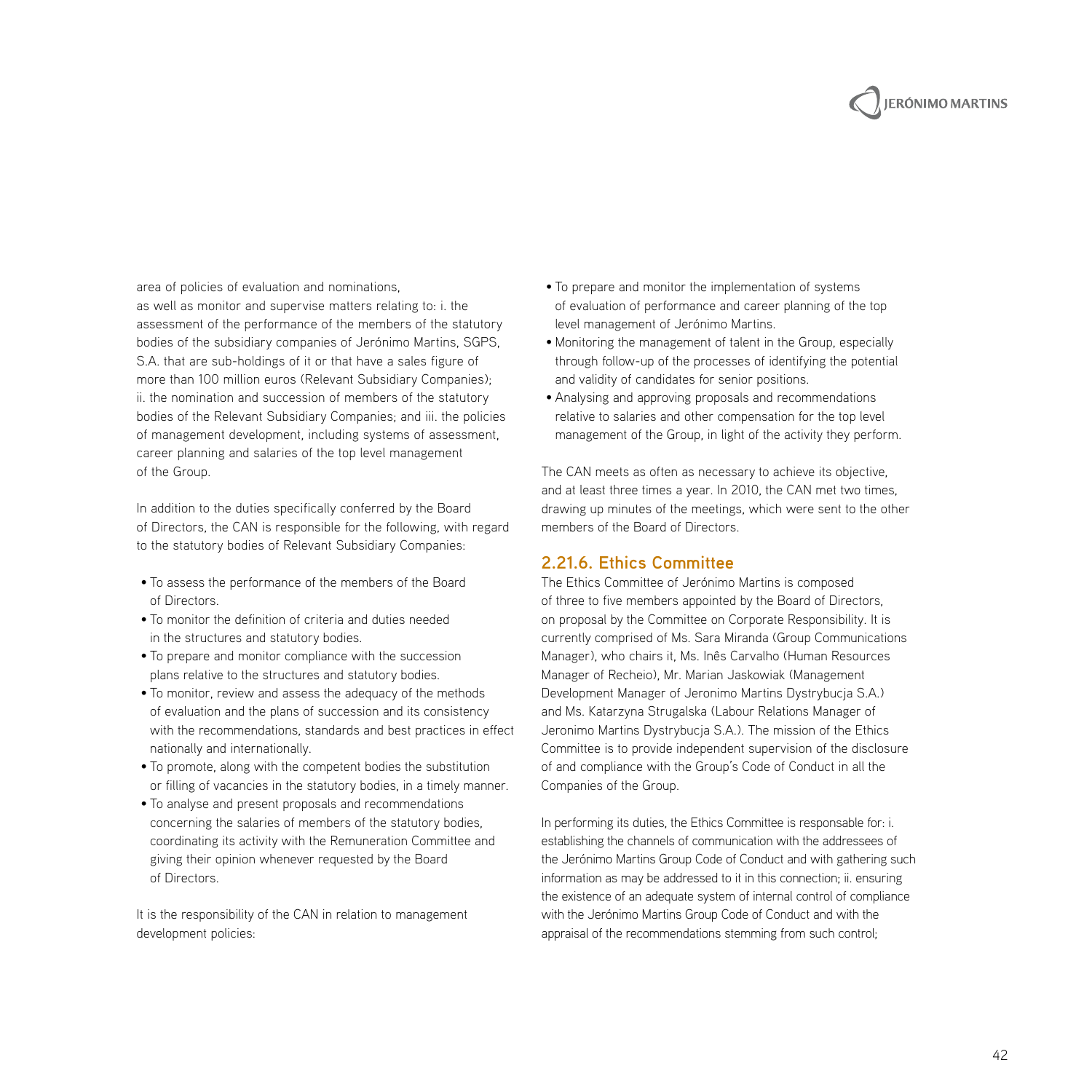area of policies of evaluation and nominations, as well as monitor and supervise matters relating to: i. the assessment of the performance of the members of the statutory bodies of the subsidiary companies of Jerónimo Martins, SGPS, S.A. that are sub-holdings of it or that have a sales figure of more than 100 million euros (Relevant Subsidiary Companies); ii. the nomination and succession of members of the statutory bodies of the Relevant Subsidiary Companies; and iii. the policies of management development, including systems of assessment, career planning and salaries of the top level management of the Group.

In addition to the duties specifically conferred by the Board of Directors, the CAN is responsible for the following, with regard to the statutory bodies of Relevant Subsidiary Companies:

- To assess the performance of the members of the Board of Directors.
- To monitor the definition of criteria and duties needed in the structures and statutory bodies.
- To prepare and monitor compliance with the succession plans relative to the structures and statutory bodies.
- To monitor, review and assess the adequacy of the methods of evaluation and the plans of succession and its consistency with the recommendations, standards and best practices in effect nationally and internationally.
- To promote, along with the competent bodies the substitution or filling of vacancies in the statutory bodies, in a timely manner.
- To analyse and present proposals and recommendations concerning the salaries of members of the statutory bodies, coordinating its activity with the Remuneration Committee and giving their opinion whenever requested by the Board of Directors.

It is the responsibility of the CAN in relation to management development policies:

- To prepare and monitor the implementation of systems of evaluation of performance and career planning of the top level management of Jerónimo Martins.
- Monitoring the management of talent in the Group, especially through follow-up of the processes of identifying the potential and validity of candidates for senior positions.
- Analysing and approving proposals and recommendations relative to salaries and other compensation for the top level management of the Group, in light of the activity they perform.

The CAN meets as often as necessary to achieve its objective, and at least three times a year. In 2010, the CAN met two times, drawing up minutes of the meetings, which were sent to the other members of the Board of Directors.

### 2.21.6. Ethics Committee

The Ethics Committee of Jerónimo Martins is composed of three to five members appointed by the Board of Directors, on proposal by the Committee on Corporate Responsibility. It is currently comprised of Ms. Sara Miranda (Group Communications Manager), who chairs it, Ms. Inês Carvalho (Human Resources Manager of Recheio), Mr. Marian Jaskowiak (Management Development Manager of Jeronimo Martins Dystrybucja S.A.) and Ms. Katarzyna Strugalska (Labour Relations Manager of Jeronimo Martins Dystrybucja S.A.). The mission of the Ethics Committee is to provide independent supervision of the disclosure of and compliance with the Group's Code of Conduct in all the Companies of the Group.

In performing its duties, the Ethics Committee is responsable for: i. establishing the channels of communication with the addressees of the Jerónimo Martins Group Code of Conduct and with gathering such information as may be addressed to it in this connection; ii. ensuring the existence of an adequate system of internal control of compliance with the Jerónimo Martins Group Code of Conduct and with the appraisal of the recommendations stemming from such control;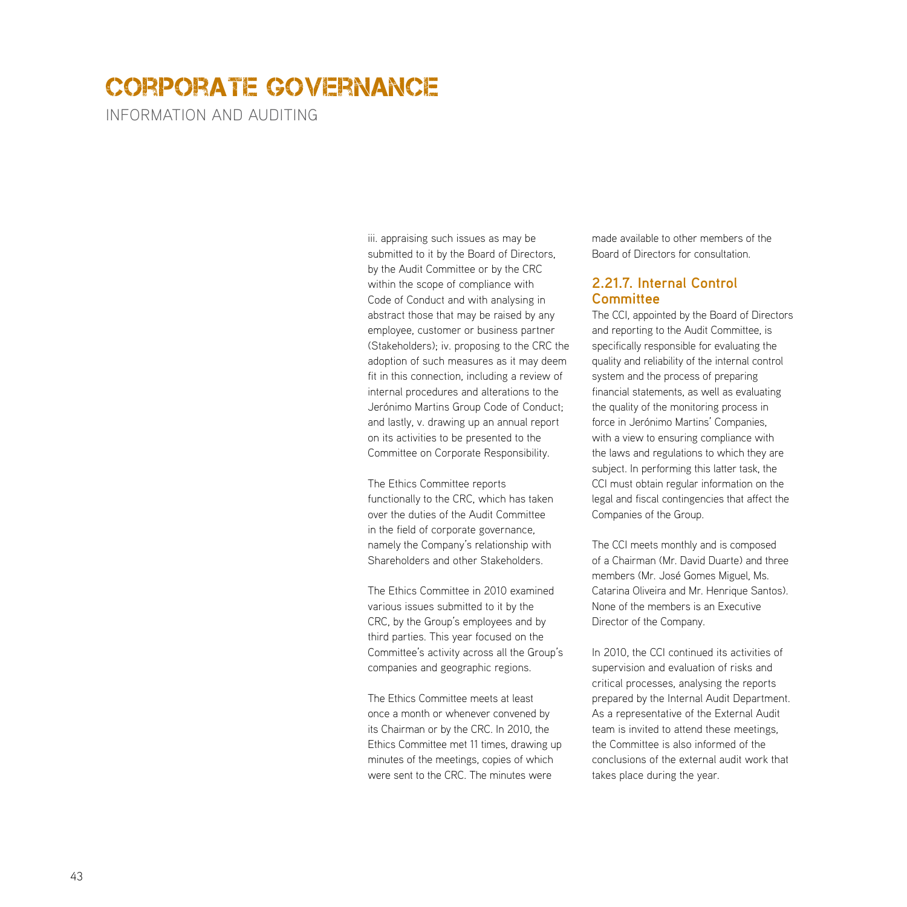# CORPORATE GOVERNANCE

INFORMATION AND AUDITING

iii. appraising such issues as may be submitted to it by the Board of Directors, by the Audit Committee or by the CRC within the scope of compliance with Code of Conduct and with analysing in abstract those that may be raised by any employee, customer or business partner (Stakeholders); iv. proposing to the CRC the adoption of such measures as it may deem fit in this connection, including a review of internal procedures and alterations to the Jerónimo Martins Group Code of Conduct; and lastly, v. drawing up an annual report on its activities to be presented to the Committee on Corporate Responsibility.

The Ethics Committee reports functionally to the CRC, which has taken over the duties of the Audit Committee in the field of corporate governance, namely the Company's relationship with Shareholders and other Stakeholders.

The Ethics Committee in 2010 examined various issues submitted to it by the CRC, by the Group's employees and by third parties. This year focused on the Committee's activity across all the Group's companies and geographic regions.

The Ethics Committee meets at least once a month or whenever convened by its Chairman or by the CRC. In 2010, the Ethics Committee met 11 times, drawing up minutes of the meetings, copies of which were sent to the CRC. The minutes were made available to other members of the Board of Directors for consultation.

### 2.21.7. Internal Control Committee

The CCI, appointed by the Board of Directors and reporting to the Audit Committee, is specifically responsible for evaluating the quality and reliability of the internal control system and the process of preparing financial statements, as well as evaluating the quality of the monitoring process in force in Jerónimo Martins' Companies, with a view to ensuring compliance with the laws and regulations to which they are subject. In performing this latter task, the CCI must obtain regular information on the legal and fiscal contingencies that affect the Companies of the Group.

The CCI meets monthly and is composed of a Chairman (Mr. David Duarte) and three members (Mr. José Gomes Miguel, Ms. Catarina Oliveira and Mr. Henrique Santos). None of the members is an Executive Director of the Company.

In 2010, the CCI continued its activities of supervision and evaluation of risks and critical processes, analysing the reports prepared by the Internal Audit Department. As a representative of the External Audit team is invited to attend these meetings, the Committee is also informed of the conclusions of the external audit work that takes place during the year.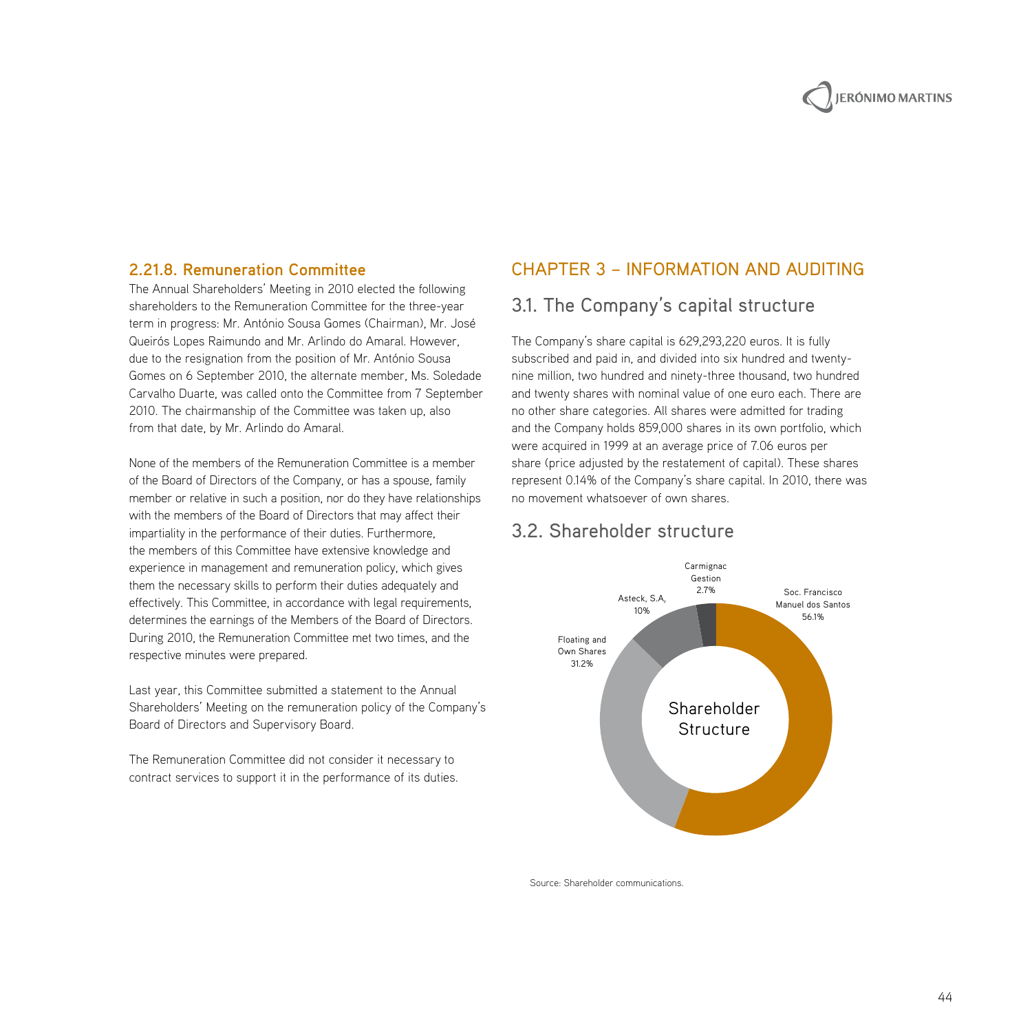### 2.21.8. Remuneration Committee

The Annual Shareholders' Meeting in 2010 elected the following shareholders to the Remuneration Committee for the three-year term in progress: Mr. António Sousa Gomes (Chairman), Mr. José Queirós Lopes Raimundo and Mr. Arlindo do Amaral. However, due to the resignation from the position of Mr. António Sousa Gomes on 6 September 2010, the alternate member, Ms. Soledade Carvalho Duarte, was called onto the Committee from 7 September 2010. The chairmanship of the Committee was taken up, also from that date, by Mr. Arlindo do Amaral.

None of the members of the Remuneration Committee is a member of the Board of Directors of the Company, or has a spouse, family member or relative in such a position, nor do they have relationships with the members of the Board of Directors that may affect their impartiality in the performance of their duties. Furthermore, the members of this Committee have extensive knowledge and experience in management and remuneration policy, which gives them the necessary skills to perform their duties adequately and effectively. This Committee, in accordance with legal requirements, determines the earnings of the Members of the Board of Directors. During 2010, the Remuneration Committee met two times, and the respective minutes were prepared.

Last year, this Committee submitted a statement to the Annual Shareholders' Meeting on the remuneration policy of the Company's Board of Directors and Supervisory Board.

The Remuneration Committee did not consider it necessary to contract services to support it in the performance of its duties.

# CHAPTER 3 – INFORMATION AND AUDITING

## 3.1. The Company's capital structure

The Company's share capital is 629,293,220 euros. It is fully subscribed and paid in, and divided into six hundred and twenty-nine million, two hundred and ninety-three thousand, two hundred and twenty shares with nominal value of one euro each. There are no other share categories. All shares were admitted for trading and the Company holds 859,000 shares in its own portfolio, which were acquired in 1999 at an average price of 7.06 euros per share (price adjusted by the restatement of capital). These shares represent 0.14% of the Company's share capital. In 2010, there was no movement whatsoever of own shares.

## 3.2. Shareholder structure

Shareholder Structure

| Shareholder | % |
|---|---|
| Soc. Francisco Manuel dos Santos | 56.1% |
| Floating and Own Shares | 31.2% |
| Asteck, S.A. | 10% |
| Carmignac Gestion | 2.7% |

Source: Shareholder communications.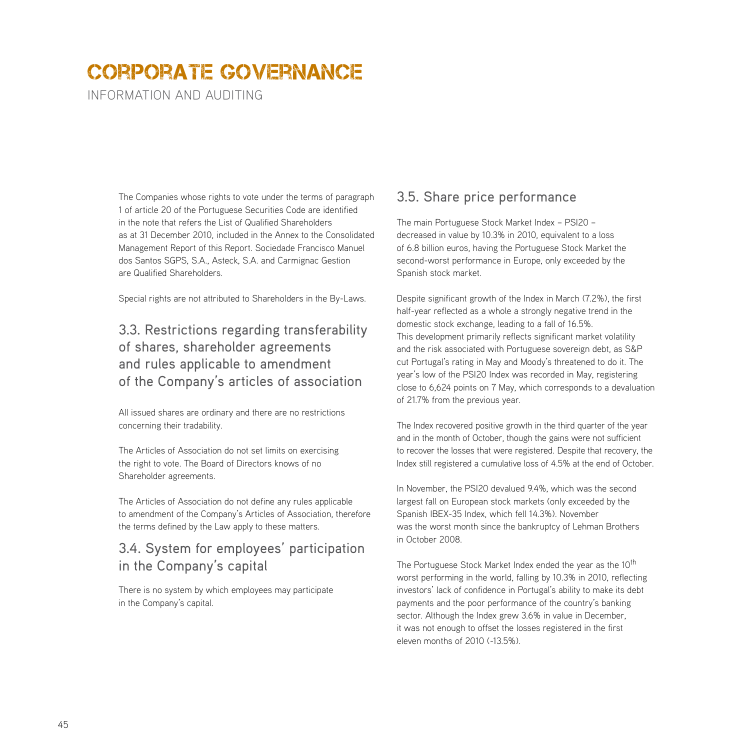# CORPORATE GOVERNANCE

INFORMATION AND AUDITING

The Companies whose rights to vote under the terms of paragraph 1 of article 20 of the Portuguese Securities Code are identified in the note that refers the List of Qualified Shareholders as at 31 December 2010, included in the Annex to the Consolidated Management Report of this Report. Sociedade Francisco Manuel dos Santos SGPS, S.A., Asteck, S.A. and Carmignac Gestion are Qualified Shareholders.

Special rights are not attributed to Shareholders in the By-Laws.

## 3.3. Restrictions regarding transferability of shares, shareholder agreements and rules applicable to amendment of the Company's articles of association

All issued shares are ordinary and there are no restrictions concerning their tradability.

The Articles of Association do not set limits on exercising the right to vote. The Board of Directors knows of no Shareholder agreements.

The Articles of Association do not define any rules applicable to amendment of the Company's Articles of Association, therefore the terms defined by the Law apply to these matters.

## 3.4. System for employees' participation in the Company's capital

There is no system by which employees may participate in the Company's capital.

## 3.5. Share price performance

The main Portuguese Stock Market Index – PSI20 – decreased in value by 10.3% in 2010, equivalent to a loss of 6.8 billion euros, having the Portuguese Stock Market the second-worst performance in Europe, only exceeded by the Spanish stock market.

Despite significant growth of the Index in March (7.2%), the first half-year reflected as a whole a strongly negative trend in the domestic stock exchange, leading to a fall of 16.5%. This development primarily reflects significant market volatility and the risk associated with Portuguese sovereign debt, as S&P cut Portugal's rating in May and Moody's threatened to do it. The year's low of the PSI20 Index was recorded in May, registering close to 6,624 points on 7 May, which corresponds to a devaluation of 21.7% from the previous year.

The Index recovered positive growth in the third quarter of the year and in the month of October, though the gains were not sufficient to recover the losses that were registered. Despite that recovery, the Index still registered a cumulative loss of 4.5% at the end of October.

In November, the PSI20 devalued 9.4%, which was the second largest fall on European stock markets (only exceeded by the Spanish IBEX-35 Index, which fell 14.3%). November was the worst month since the bankruptcy of Lehman Brothers in October 2008.

The Portuguese Stock Market Index ended the year as the 10th worst performing in the world, falling by 10.3% in 2010, reflecting investors' lack of confidence in Portugal's ability to make its debt payments and the poor performance of the country's banking sector. Although the Index grew 3.6% in value in December, it was not enough to offset the losses registered in the first eleven months of 2010 (-13.5%).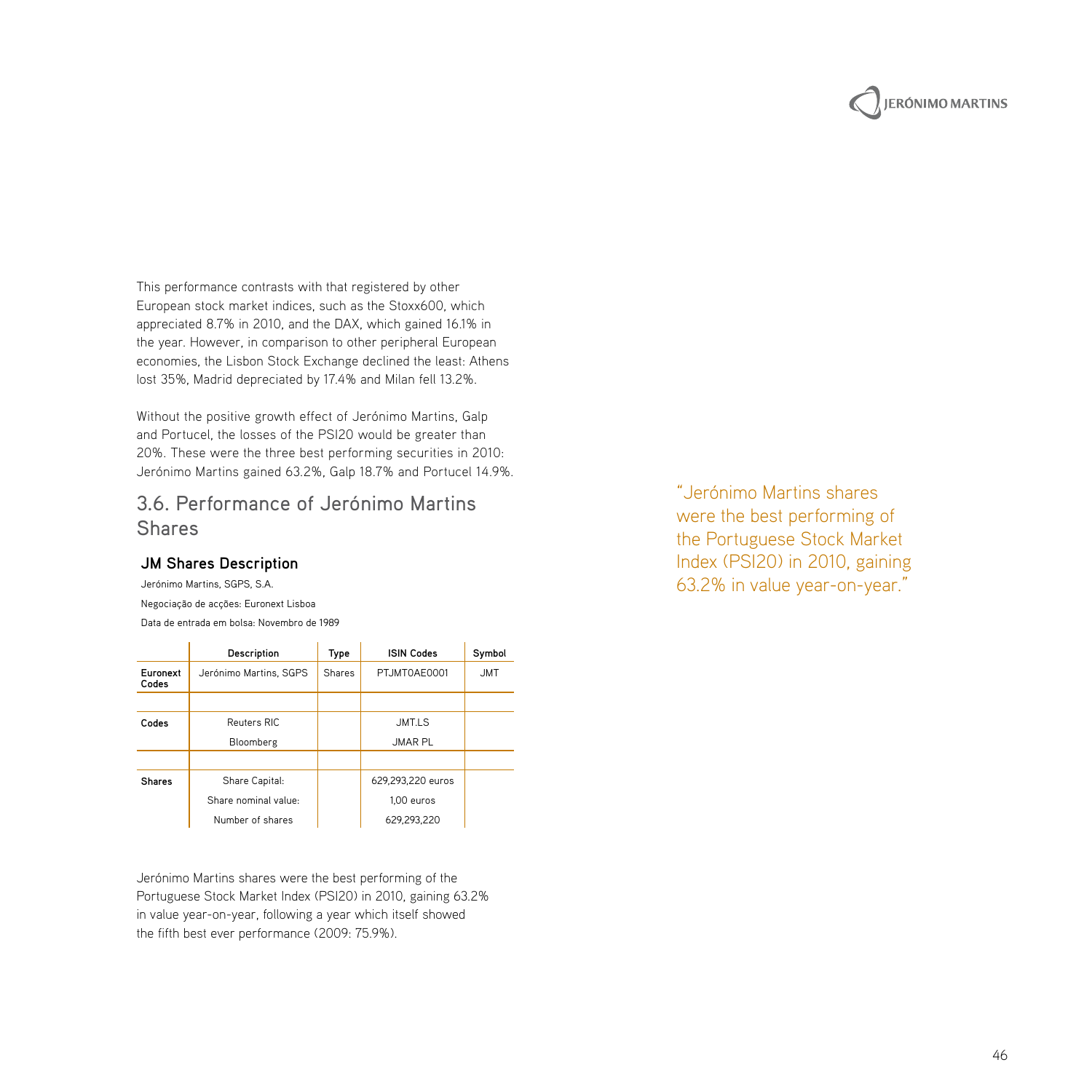This performance contrasts with that registered by other European stock market indices, such as the Stoxx600, which appreciated 8.7% in 2010, and the DAX, which gained 16.1% in the year. However, in comparison to other peripheral European economies, the Lisbon Stock Exchange declined the least: Athens lost 35%, Madrid depreciated by 17.4% and Milan fell 13.2%.

Without the positive growth effect of Jerónimo Martins, Galp and Portucel, the losses of the PSI20 would be greater than 20%. These were the three best performing securities in 2010: Jerónimo Martins gained 63.2%, Galp 18.7% and Portucel 14.9%.

## 3.6. Performance of Jerónimo Martins Shares

### JM Shares Description

Jerónimo Martins, SGPS, S.A.

Negociação de acções: Euronext Lisboa

Data de entrada em bolsa: Novembro de 1989

| | Description | Type | ISIN Codes | Symbol |
|---|---|---|---|---|
| **Euronext Codes** | Jerónimo Martins, SGPS | Shares | PTJMT0AE0001 | JMT |
| | | | | |
| **Codes** | Reuters RIC | | JMT.LS | |
| | Bloomberg | | JMAR PL | |
| | | | | |
| **Shares** | Share Capital: | | 629,293,220 euros | |
| | Share nominal value: | | 1,00 euros | |
| | Number of shares | | 629,293,220 | |

Jerónimo Martins shares were the best performing of the Portuguese Stock Market Index (PSI20) in 2010, gaining 63.2% in value year-on-year, following a year which itself showed the fifth best ever performance (2009: 75.9%).

"Jerónimo Martins shares were the best performing of the Portuguese Stock Market Index (PSI20) in 2010, gaining 63.2% in value year-on-year."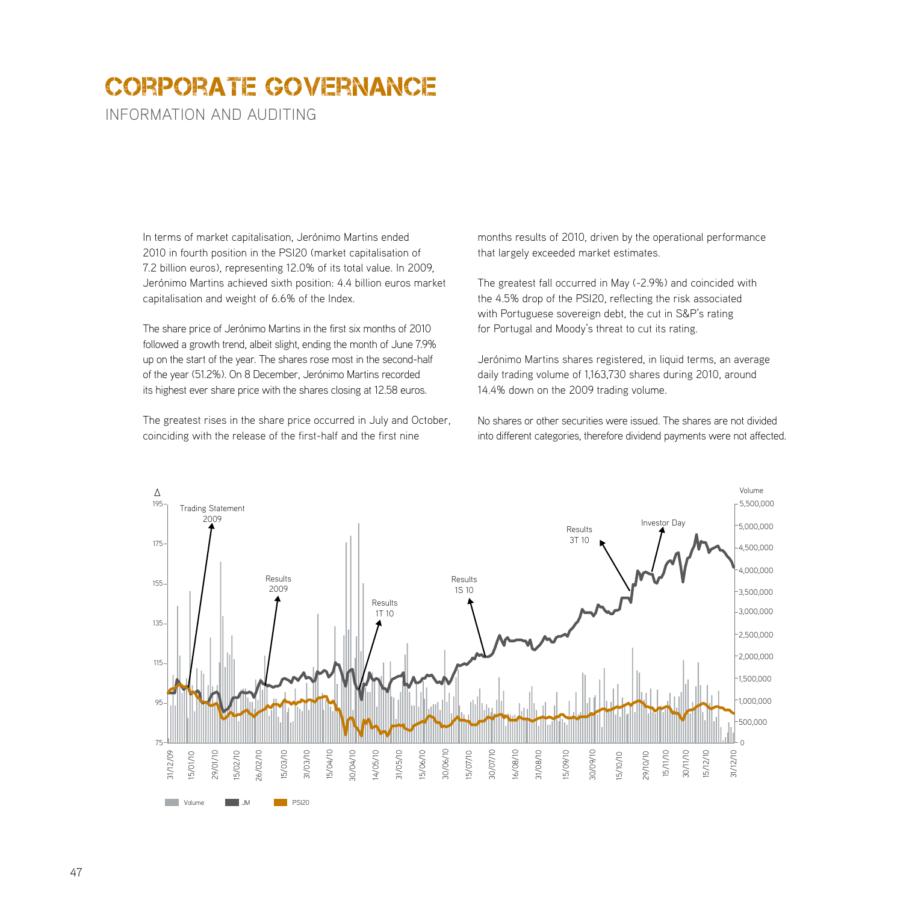# CORPORATE GOVERNANCE

## INFORMATION AND AUDITING

In terms of market capitalisation, Jerónimo Martins ended 2010 in fourth position in the PSI20 (market capitalisation of 7.2 billion euros), representing 12.0% of its total value. In 2009, Jerónimo Martins achieved sixth position: 4.4 billion euros market capitalisation and weight of 6.6% of the Index.

The share price of Jerónimo Martins in the first six months of 2010 followed a growth trend, albeit slight, ending the month of June 7.9% up on the start of the year. The shares rose most in the second-half of the year (51.2%). On 8 December, Jerónimo Martins recorded its highest ever share price with the shares closing at 12.58 euros.

The greatest rises in the share price occurred in July and October, coinciding with the release of the first-half and the first nine months results of 2010, driven by the operational performance that largely exceeded market estimates.

The greatest fall occurred in May (-2.9%) and coincided with the 4.5% drop of the PSI20, reflecting the risk associated with Portuguese sovereign debt, the cut in S&P's rating for Portugal and Moody's threat to cut its rating.

Jerónimo Martins shares registered, in liquid terms, an average daily trading volume of 1,163,730 shares during 2010, around 14.4% down on the 2009 trading volume.

No shares or other securities were issued. The shares are not divided into different categories, therefore dividend payments were not affected.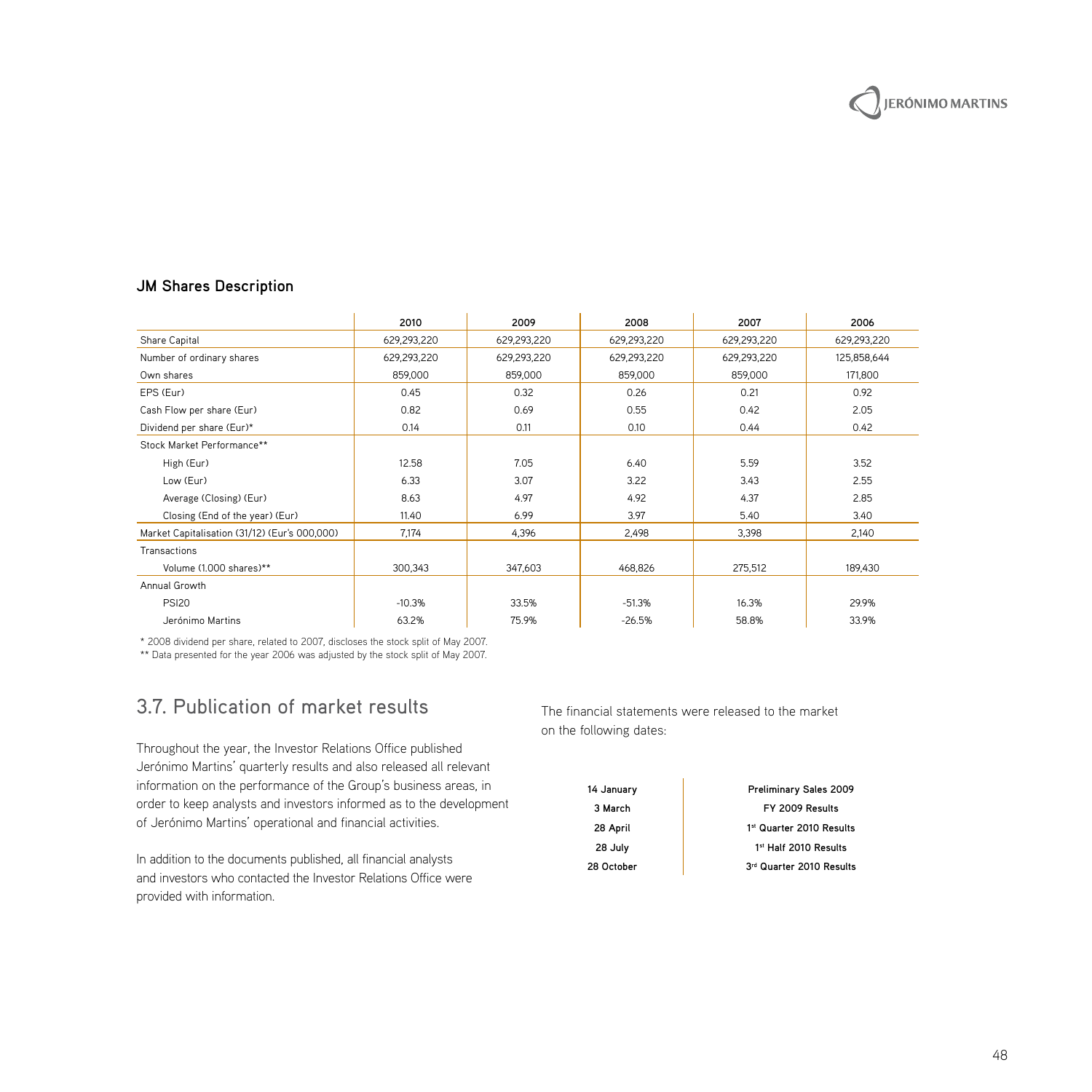### JM Shares Description

| | 2010 | 2009 | 2008 | 2007 | 2006 |
|---|---|---|---|---|---|
| Share Capital | 629,293,220 | 629,293,220 | 629,293,220 | 629,293,220 | 629,293,220 |
| Number of ordinary shares | 629,293,220 | 629,293,220 | 629,293,220 | 629,293,220 | 125,858,644 |
| Own shares | 859,000 | 859,000 | 859,000 | 859,000 | 171,800 |
| EPS (Eur) | 0.45 | 0.32 | 0.26 | 0.21 | 0.92 |
| Cash Flow per share (Eur) | 0.82 | 0.69 | 0.55 | 0.42 | 2.05 |
| Dividend per share (Eur)* | 0.14 | 0.11 | 0.10 | 0.44 | 0.42 |
| Stock Market Performance** | | | | | |
| High (Eur) | 12.58 | 7.05 | 6.40 | 5.59 | 3.52 |
| Low (Eur) | 6.33 | 3.07 | 3.22 | 3.43 | 2.55 |
| Average (Closing) (Eur) | 8.63 | 4.97 | 4.92 | 4.37 | 2.85 |
| Closing (End of the year) (Eur) | 11.40 | 6.99 | 3.97 | 5.40 | 3.40 |
| Market Capitalisation (31/12) (Eur's 000,000) | 7,174 | 4,396 | 2,498 | 3,398 | 2,140 |
| Transactions | | | | | |
| Volume (1.000 shares)** | 300,343 | 347,603 | 468,826 | 275,512 | 189,430 |
| Annual Growth | | | | | |
| PSI20 | -10.3% | 33.5% | -51.3% | 16.3% | 29.9% |
| Jerónimo Martins | 63.2% | 75.9% | -26.5% | 58.8% | 33.9% |

* 2008 dividend per share, related to 2007, discloses the stock split of May 2007.
** Data presented for the year 2006 was adjusted by the stock split of May 2007.

## 3.7. Publication of market results

Throughout the year, the Investor Relations Office published Jerónimo Martins' quarterly results and also released all relevant information on the performance of the Group's business areas, in order to keep analysts and investors informed as to the development of Jerónimo Martins' operational and financial activities.

In addition to the documents published, all financial analysts and investors who contacted the Investor Relations Office were provided with information.

The financial statements were released to the market on the following dates:

| | |
|---|---|
| **14 January** | **Preliminary Sales 2009** |
| **3 March** | **FY 2009 Results** |
| **28 April** | **1st Quarter 2010 Results** |
| **28 July** | **1st Half 2010 Results** |
| **28 October** | **3rd Quarter 2010 Results** |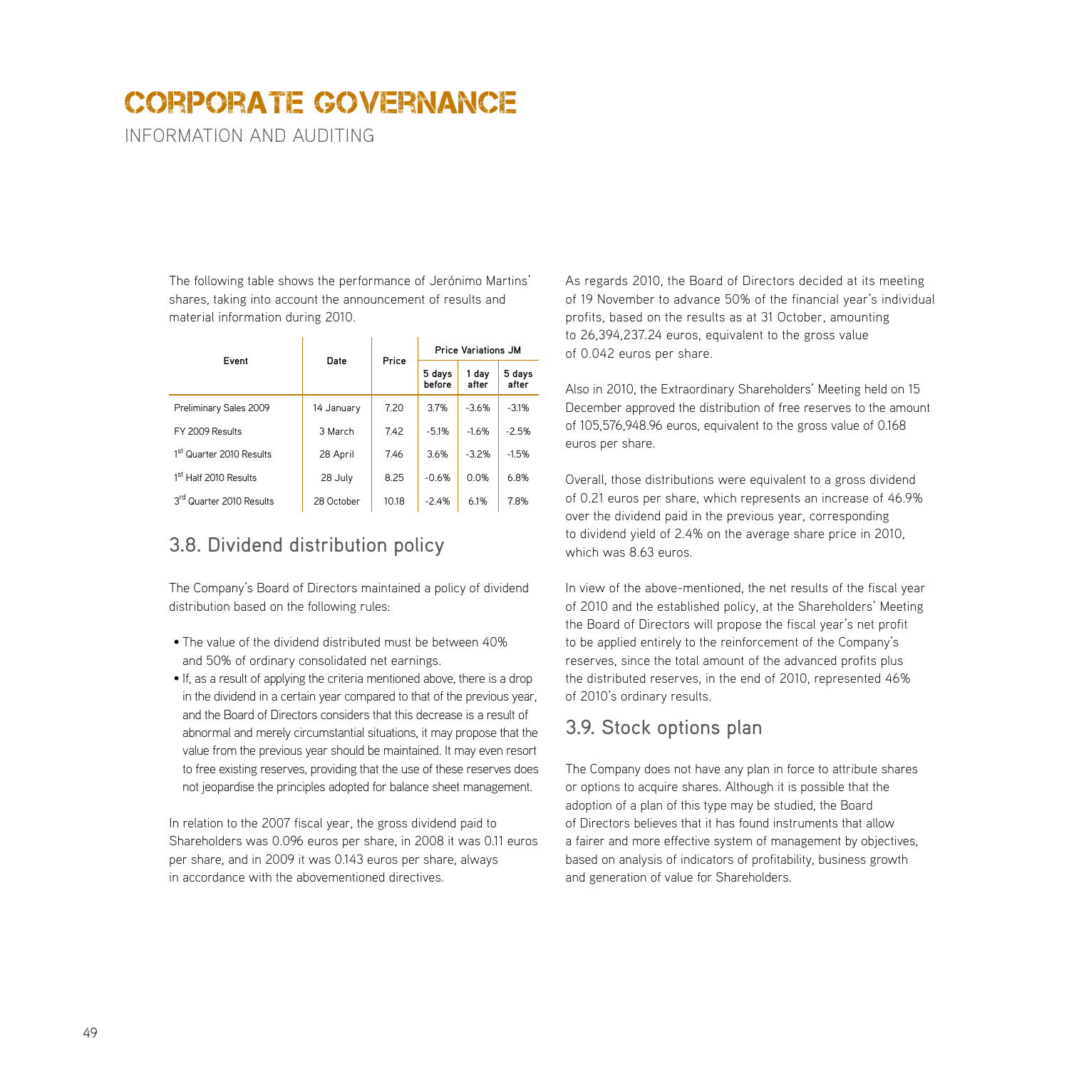# CORPORATE GOVERNANCE

INFORMATION AND AUDITING

The following table shows the performance of Jerónimo Martins' shares, taking into account the announcement of results and material information during 2010.

| Event | Date | Price | Price Variations JM | | |
|---|---|---|---|---|---|
| | | | 5 days before | 1 day after | 5 days after |
| Preliminary Sales 2009 | 14 January | 7.20 | 3.7% | -3.6% | -3.1% |
| FY 2009 Results | 3 March | 7.42 | -5.1% | -1.6% | -2.5% |
| 1st Quarter 2010 Results | 28 April | 7.46 | 3.6% | -3.2% | -1.5% |
| 1st Half 2010 Results | 28 July | 8.25 | -0.6% | 0.0% | 6.8% |
| 3rd Quarter 2010 Results | 28 October | 10.18 | -2.4% | 6.1% | 7.8% |

## 3.8. Dividend distribution policy

The Company's Board of Directors maintained a policy of dividend distribution based on the following rules:

- The value of the dividend distributed must be between 40% and 50% of ordinary consolidated net earnings.
- If, as a result of applying the criteria mentioned above, there is a drop in the dividend in a certain year compared to that of the previous year, and the Board of Directors considers that this decrease is a result of abnormal and merely circumstantial situations, it may propose that the value from the previous year should be maintained. It may even resort to free existing reserves, providing that the use of these reserves does not jeopardise the principles adopted for balance sheet management.

In relation to the 2007 fiscal year, the gross dividend paid to Shareholders was 0.096 euros per share, in 2008 it was 0.11 euros per share, and in 2009 it was 0.143 euros per share, always in accordance with the abovementioned directives.

As regards 2010, the Board of Directors decided at its meeting of 19 November to advance 50% of the financial year's individual profits, based on the results as at 31 October, amounting to 26,394,237.24 euros, equivalent to the gross value of 0.042 euros per share.

Also in 2010, the Extraordinary Shareholders' Meeting held on 15 December approved the distribution of free reserves to the amount of 105,576,948.96 euros, equivalent to the gross value of 0.168 euros per share.

Overall, those distributions were equivalent to a gross dividend of 0.21 euros per share, which represents an increase of 46.9% over the dividend paid in the previous year, corresponding to dividend yield of 2.4% on the average share price in 2010, which was 8.63 euros.

In view of the above-mentioned, the net results of the fiscal year of 2010 and the established policy, at the Shareholders' Meeting the Board of Directors will propose the fiscal year's net profit to be applied entirely to the reinforcement of the Company's reserves, since the total amount of the advanced profits plus the distributed reserves, in the end of 2010, represented 46% of 2010's ordinary results.

## 3.9. Stock options plan

The Company does not have any plan in force to attribute shares or options to acquire shares. Although it is possible that the adoption of a plan of this type may be studied, the Board of Directors believes that it has found instruments that allow a fairer and more effective system of management by objectives, based on analysis of indicators of profitability, business growth and generation of value for Shareholders.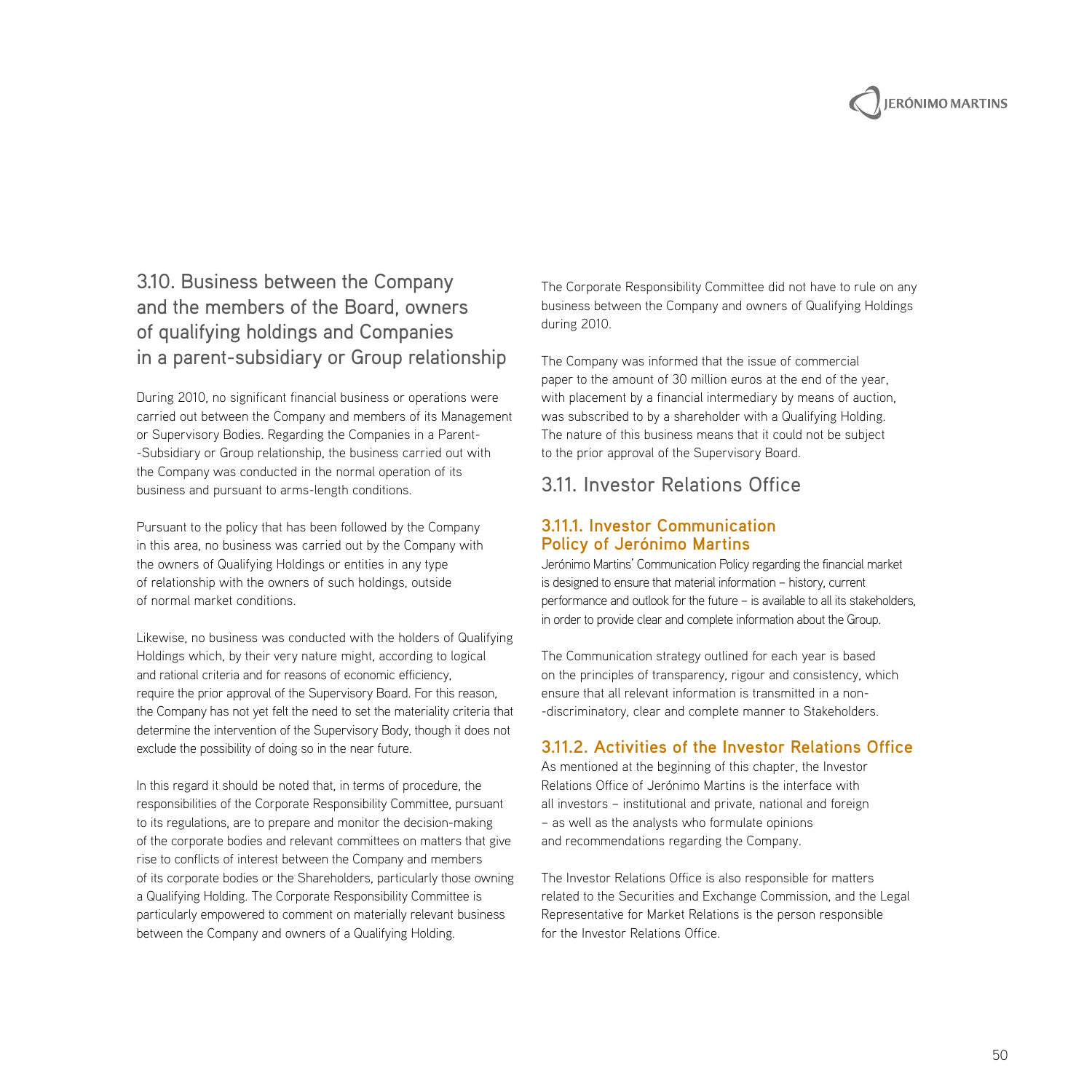## 3.10. Business between the Company and the members of the Board, owners of qualifying holdings and Companies in a parent-subsidiary or Group relationship

During 2010, no significant financial business or operations were carried out between the Company and members of its Management or Supervisory Bodies. Regarding the Companies in a Parent-Subsidiary or Group relationship, the business carried out with the Company was conducted in the normal operation of its business and pursuant to arms-length conditions.

Pursuant to the policy that has been followed by the Company in this area, no business was carried out by the Company with the owners of Qualifying Holdings or entities in any type of relationship with the owners of such holdings, outside of normal market conditions.

Likewise, no business was conducted with the holders of Qualifying Holdings which, by their very nature might, according to logical and rational criteria and for reasons of economic efficiency, require the prior approval of the Supervisory Board. For this reason, the Company has not yet felt the need to set the materiality criteria that determine the intervention of the Supervisory Body, though it does not exclude the possibility of doing so in the near future.

In this regard it should be noted that, in terms of procedure, the responsibilities of the Corporate Responsibility Committee, pursuant to its regulations, are to prepare and monitor the decision-making of the corporate bodies and relevant committees on matters that give rise to conflicts of interest between the Company and members of its corporate bodies or the Shareholders, particularly those owning a Qualifying Holding. The Corporate Responsibility Committee is particularly empowered to comment on materially relevant business between the Company and owners of a Qualifying Holding.

The Corporate Responsibility Committee did not have to rule on any business between the Company and owners of Qualifying Holdings during 2010.

The Company was informed that the issue of commercial paper to the amount of 30 million euros at the end of the year, with placement by a financial intermediary by means of auction, was subscribed to by a shareholder with a Qualifying Holding. The nature of this business means that it could not be subject to the prior approval of the Supervisory Board.

## 3.11. Investor Relations Office

### 3.11.1. Investor Communication Policy of Jerónimo Martins

Jerónimo Martins' Communication Policy regarding the financial market is designed to ensure that material information – history, current performance and outlook for the future – is available to all its stakeholders, in order to provide clear and complete information about the Group.

The Communication strategy outlined for each year is based on the principles of transparency, rigour and consistency, which ensure that all relevant information is transmitted in a non-discriminatory, clear and complete manner to Stakeholders.

### 3.11.2. Activities of the Investor Relations Office

As mentioned at the beginning of this chapter, the Investor Relations Office of Jerónimo Martins is the interface with all investors – institutional and private, national and foreign – as well as the analysts who formulate opinions and recommendations regarding the Company.

The Investor Relations Office is also responsible for matters related to the Securities and Exchange Commission, and the Legal Representative for Market Relations is the person responsible for the Investor Relations Office.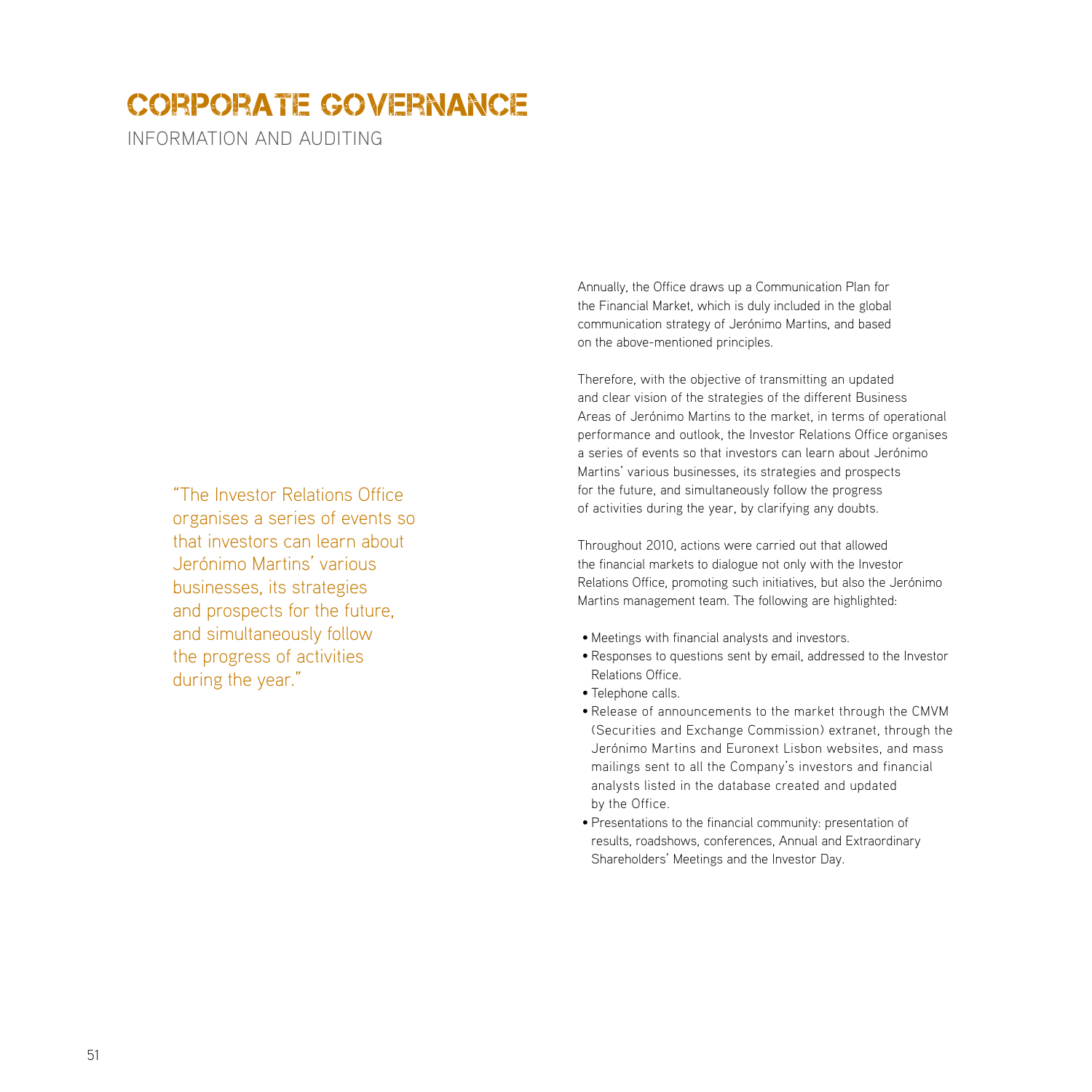# CORPORATE GOVERNANCE

## INFORMATION AND AUDITING

"The Investor Relations Office organises a series of events so that investors can learn about Jerónimo Martins' various businesses, its strategies and prospects for the future, and simultaneously follow the progress of activities during the year."

Annually, the Office draws up a Communication Plan for the Financial Market, which is duly included in the global communication strategy of Jerónimo Martins, and based on the above-mentioned principles.

Therefore, with the objective of transmitting an updated and clear vision of the strategies of the different Business Areas of Jerónimo Martins to the market, in terms of operational performance and outlook, the Investor Relations Office organises a series of events so that investors can learn about Jerónimo Martins' various businesses, its strategies and prospects for the future, and simultaneously follow the progress of activities during the year, by clarifying any doubts.

Throughout 2010, actions were carried out that allowed the financial markets to dialogue not only with the Investor Relations Office, promoting such initiatives, but also the Jerónimo Martins management team. The following are highlighted:

- Meetings with financial analysts and investors.
- Responses to questions sent by email, addressed to the Investor Relations Office.
- Telephone calls.
- Release of announcements to the market through the CMVM (Securities and Exchange Commission) extranet, through the Jerónimo Martins and Euronext Lisbon websites, and mass mailings sent to all the Company's investors and financial analysts listed in the database created and updated by the Office.
- Presentations to the financial community: presentation of results, roadshows, conferences, Annual and Extraordinary Shareholders' Meetings and the Investor Day.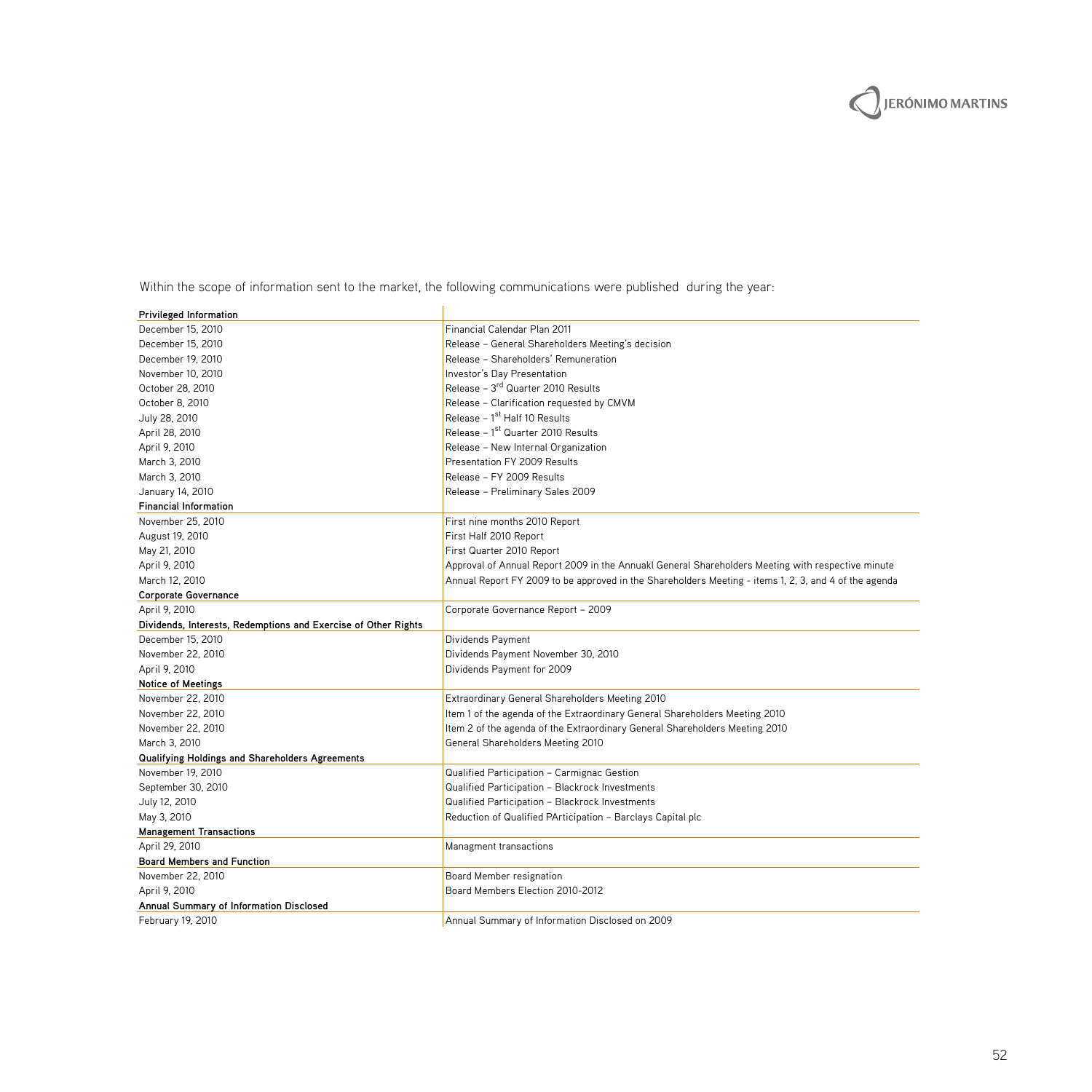Within the scope of information sent to the market, the following communications were published during the year:

| **Privileged Information** | |
|---|---|
| December 15, 2010 | Financial Calendar Plan 2011 |
| December 15, 2010 | Release – General Shareholders Meeting's decision |
| December 19, 2010 | Release – Shareholders' Remuneration |
| November 10, 2010 | Investor's Day Presentation |
| October 28, 2010 | Release – 3rd Quarter 2010 Results |
| October 8, 2010 | Release – Clarification requested by CMVM |
| July 28, 2010 | Release – 1st Half 10 Results |
| April 28, 2010 | Release – 1st Quarter 2010 Results |
| April 9, 2010 | Release – New Internal Organization |
| March 3, 2010 | Presentation FY 2009 Results |
| March 3, 2010 | Release – FY 2009 Results |
| January 14, 2010 | Release – Preliminary Sales 2009 |
| **Financial Information** | |
| November 25, 2010 | First nine months 2010 Report |
| August 19, 2010 | First Half 2010 Report |
| May 21, 2010 | First Quarter 2010 Report |
| April 9, 2010 | Approval of Annual Report 2009 in the Annuakl General Shareholders Meeting with respective minute |
| March 12, 2010 | Annual Report FY 2009 to be approved in the Shareholders Meeting - items 1, 2, 3, and 4 of the agenda |
| **Corporate Governance** | |
| April 9, 2010 | Corporate Governance Report – 2009 |
| **Dividends, Interests, Redemptions and Exercise of Other Rights** | |
| December 15, 2010 | Dividends Payment |
| November 22, 2010 | Dividends Payment November 30, 2010 |
| April 9, 2010 | Dividends Payment for 2009 |
| **Notice of Meetings** | |
| November 22, 2010 | Extraordinary General Shareholders Meeting 2010 |
| November 22, 2010 | Item 1 of the agenda of the Extraordinary General Shareholders Meeting 2010 |
| November 22, 2010 | Item 2 of the agenda of the Extraordinary General Shareholders Meeting 2010 |
| March 3, 2010 | General Shareholders Meeting 2010 |
| **Qualifying Holdings and Shareholders Agreements** | |
| November 19, 2010 | Qualified Participation – Carmignac Gestion |
| September 30, 2010 | Qualified Participation – Blackrock Investments |
| July 12, 2010 | Qualified Participation – Blackrock Investments |
| May 3, 2010 | Reduction of Qualified PArticipation – Barclays Capital plc |
| **Management Transactions** | |
| April 29, 2010 | Managment transactions |
| **Board Members and Function** | |
| November 22, 2010 | Board Member resignation |
| April 9, 2010 | Board Members Election 2010-2012 |
| **Annual Summary of Information Disclosed** | |
| February 19, 2010 | Annual Summary of Information Disclosed on 2009 |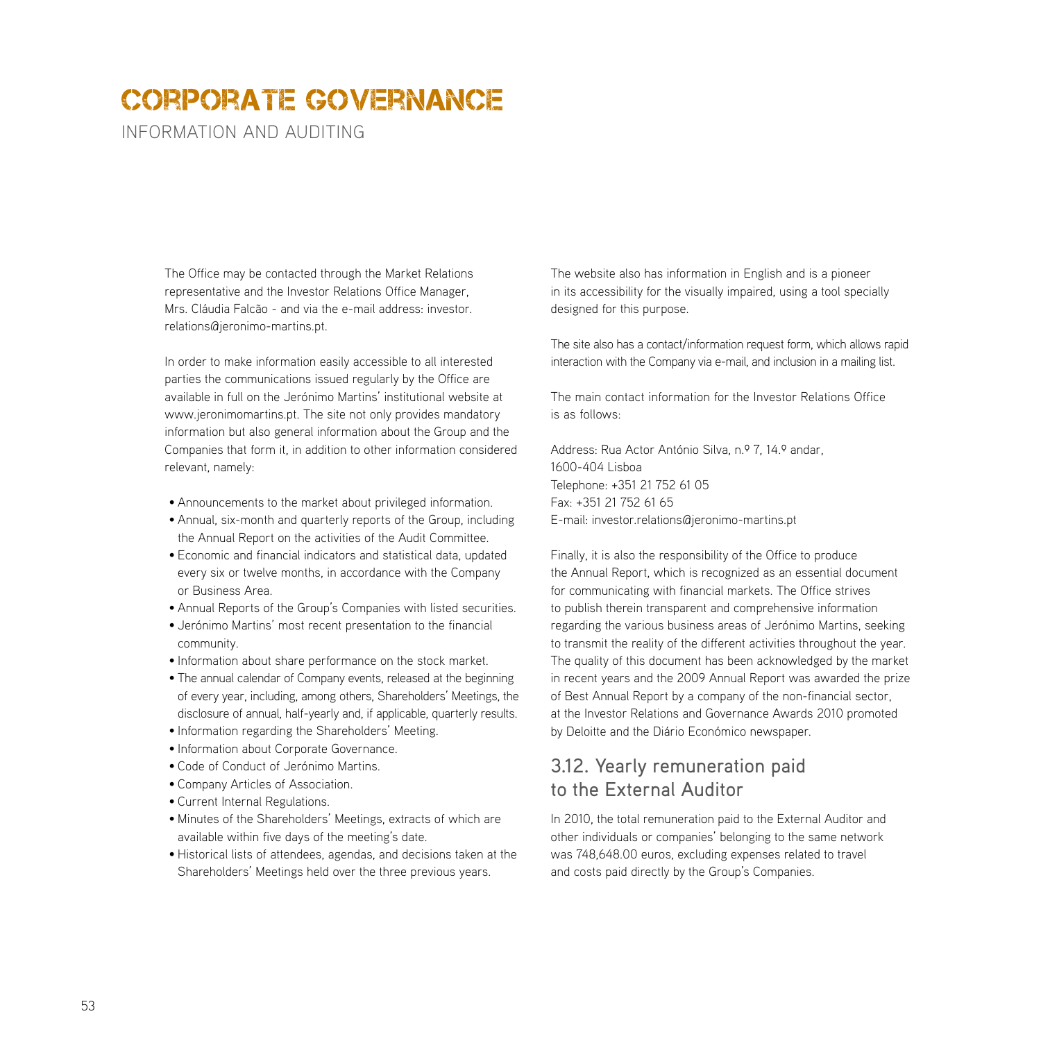# CORPORATE GOVERNANCE

INFORMATION AND AUDITING

The Office may be contacted through the Market Relations representative and the Investor Relations Office Manager, Mrs. Cláudia Falcão - and via the e-mail address: investor.relations@jeronimo-martins.pt.

In order to make information easily accessible to all interested parties the communications issued regularly by the Office are available in full on the Jerónimo Martins' institutional website at www.jeronimomartins.pt. The site not only provides mandatory information but also general information about the Group and the Companies that form it, in addition to other information considered relevant, namely:

- Announcements to the market about privileged information.
- Annual, six-month and quarterly reports of the Group, including the Annual Report on the activities of the Audit Committee.
- Economic and financial indicators and statistical data, updated every six or twelve months, in accordance with the Company or Business Area.
- Annual Reports of the Group's Companies with listed securities.
- Jerónimo Martins' most recent presentation to the financial community.
- Information about share performance on the stock market.
- The annual calendar of Company events, released at the beginning of every year, including, among others, Shareholders' Meetings, the disclosure of annual, half-yearly and, if applicable, quarterly results.
- Information regarding the Shareholders' Meeting.
- Information about Corporate Governance.
- Code of Conduct of Jerónimo Martins.
- Company Articles of Association.
- Current Internal Regulations.
- Minutes of the Shareholders' Meetings, extracts of which are available within five days of the meeting's date.
- Historical lists of attendees, agendas, and decisions taken at the Shareholders' Meetings held over the three previous years.

The website also has information in English and is a pioneer in its accessibility for the visually impaired, using a tool specially designed for this purpose.

The site also has a contact/information request form, which allows rapid interaction with the Company via e-mail, and inclusion in a mailing list.

The main contact information for the Investor Relations Office is as follows:

Address: Rua Actor António Silva, n.º 7, 14.º andar, 1600-404 Lisboa
Telephone: +351 21 752 61 05
Fax: +351 21 752 61 65
E-mail: investor.relations@jeronimo-martins.pt

Finally, it is also the responsibility of the Office to produce the Annual Report, which is recognized as an essential document for communicating with financial markets. The Office strives to publish therein transparent and comprehensive information regarding the various business areas of Jerónimo Martins, seeking to transmit the reality of the different activities throughout the year. The quality of this document has been acknowledged by the market in recent years and the 2009 Annual Report was awarded the prize of Best Annual Report by a company of the non-financial sector, at the Investor Relations and Governance Awards 2010 promoted by Deloitte and the Diário Económico newspaper.

## 3.12. Yearly remuneration paid to the External Auditor

In 2010, the total remuneration paid to the External Auditor and other individuals or companies' belonging to the same network was 748,648.00 euros, excluding expenses related to travel and costs paid directly by the Group's Companies.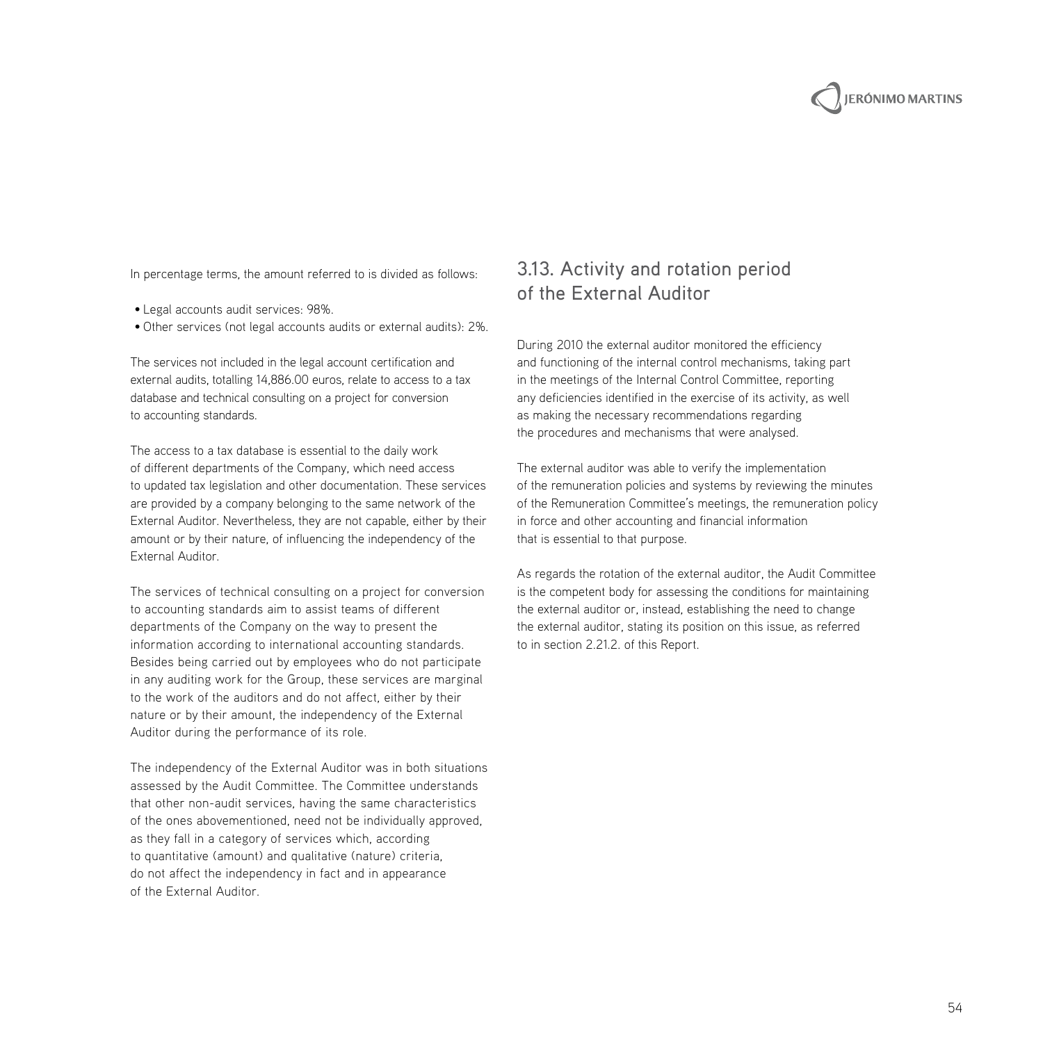In percentage terms, the amount referred to is divided as follows:

- Legal accounts audit services: 98%.
- Other services (not legal accounts audits or external audits): 2%.

The services not included in the legal account certification and external audits, totalling 14,886.00 euros, relate to access to a tax database and technical consulting on a project for conversion to accounting standards.

The access to a tax database is essential to the daily work of different departments of the Company, which need access to updated tax legislation and other documentation. These services are provided by a company belonging to the same network of the External Auditor. Nevertheless, they are not capable, either by their amount or by their nature, of influencing the independency of the External Auditor.

The services of technical consulting on a project for conversion to accounting standards aim to assist teams of different departments of the Company on the way to present the information according to international accounting standards. Besides being carried out by employees who do not participate in any auditing work for the Group, these services are marginal to the work of the auditors and do not affect, either by their nature or by their amount, the independency of the External Auditor during the performance of its role.

The independency of the External Auditor was in both situations assessed by the Audit Committee. The Committee understands that other non-audit services, having the same characteristics of the ones abovementioned, need not be individually approved, as they fall in a category of services which, according to quantitative (amount) and qualitative (nature) criteria, do not affect the independency in fact and in appearance of the External Auditor.

## 3.13. Activity and rotation period of the External Auditor

During 2010 the external auditor monitored the efficiency and functioning of the internal control mechanisms, taking part in the meetings of the Internal Control Committee, reporting any deficiencies identified in the exercise of its activity, as well as making the necessary recommendations regarding the procedures and mechanisms that were analysed.

The external auditor was able to verify the implementation of the remuneration policies and systems by reviewing the minutes of the Remuneration Committee's meetings, the remuneration policy in force and other accounting and financial information that is essential to that purpose.

As regards the rotation of the external auditor, the Audit Committee is the competent body for assessing the conditions for maintaining the external auditor or, instead, establishing the need to change the external auditor, stating its position on this issue, as referred to in section 2.21.2. of this Report.